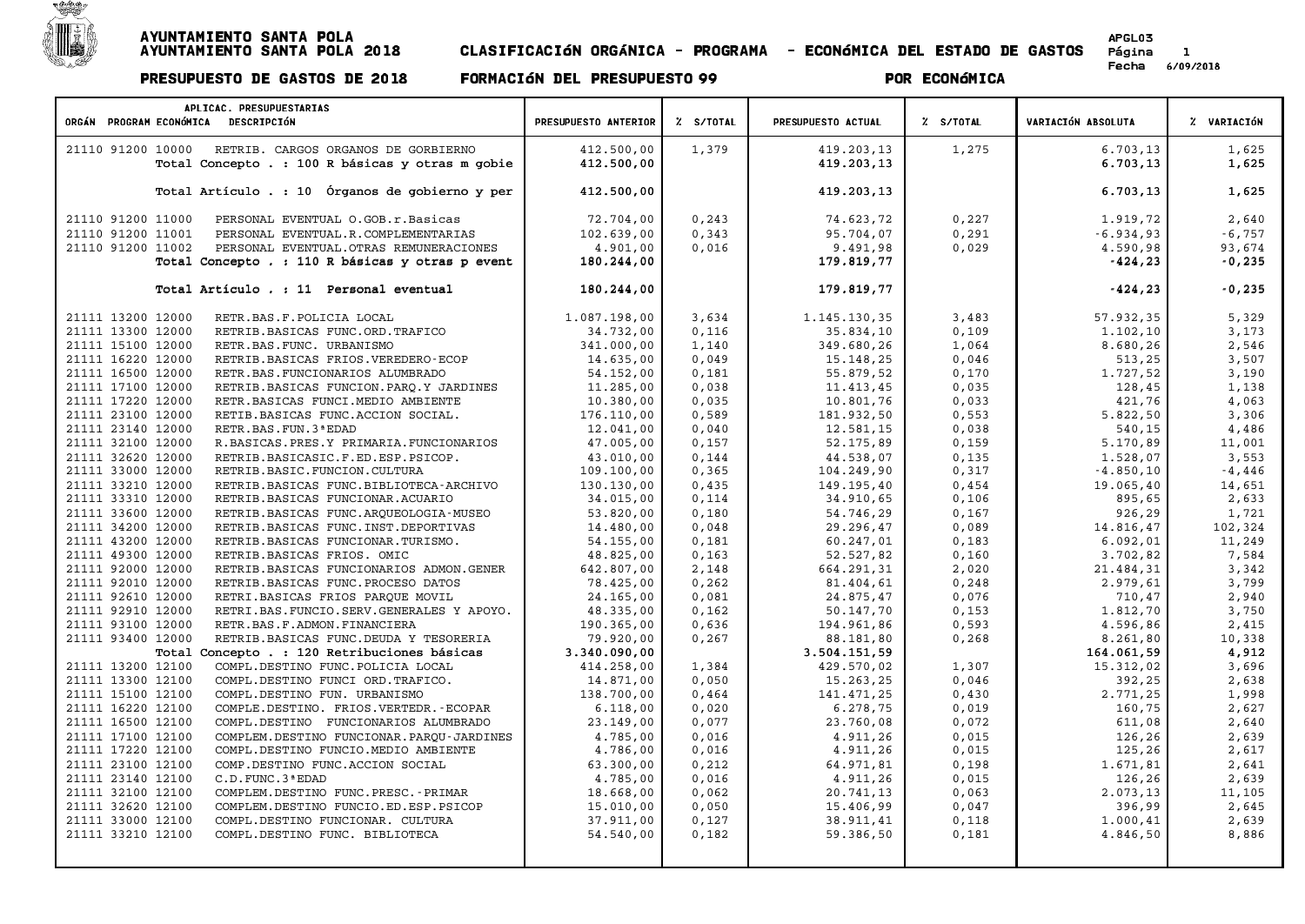# AYUNTAMIENTO SANTA POLA
## AYUNTAMIENTO SANTA POLA 2018 — CLASIFICACIÓN ORGÁNICA - PROGRAMA - ECONÓMICA DEL ESTADO DE GASTOS

**PRESUPUESTO DE GASTOS DE 2018** — **FORMACIÓN DEL PRESUPUESTO 99** — **POR ECONÓMICA**

APGL03
Fecha 6/09/2018

| ORGÁN | PROGRAM | ECONÓMICA | DESCRIPCIÓN | PRESUPUESTO ANTERIOR | % S/TOTAL | PRESUPUESTO ACTUAL | % S/TOTAL | VARIACIÓN ABSOLUTA | % VARIACIÓN |
|---|---|---|---|---|---|---|---|---|---|
| 21110 | 91200 | 10000 | RETRIB. CARGOS ORGANOS DE GORBIERNO | 412.500,00 | 1,379 | 419.203,13 | 1,275 | 6.703,13 | 1,625 |
| | | | **Total Concepto . : 100 R básicas y otras m gobie** | **412.500,00** | | **419.203,13** | | **6.703,13** | **1,625** |
| | | | **Total Artículo . : 10 Órganos de gobierno y per** | **412.500,00** | | **419.203,13** | | **6.703,13** | **1,625** |
| 21110 | 91200 | 11000 | PERSONAL EVENTUAL O.GOB.r.Basicas | 72.704,00 | 0,243 | 74.623,72 | 0,227 | 1.919,72 | 2,640 |
| 21110 | 91200 | 11001 | PERSONAL EVENTUAL.R.COMPLEMENTARIAS | 102.639,00 | 0,343 | 95.704,07 | 0,291 | -6.934,93 | -6,757 |
| 21110 | 91200 | 11002 | PERSONAL EVENTUAL.OTRAS REMUNERACIONES | 4.901,00 | 0,016 | 9.491,98 | 0,029 | 4.590,98 | 93,674 |
| | | | **Total Concepto . : 110 R básicas y otras p event** | **180.244,00** | | **179.819,77** | | **-424,23** | **-0,235** |
| | | | **Total Artículo . : 11 Personal eventual** | **180.244,00** | | **179.819,77** | | **-424,23** | **-0,235** |
| 21111 | 13200 | 12000 | RETR.BAS.F.POLICIA LOCAL | 1.087.198,00 | 3,634 | 1.145.130,35 | 3,483 | 57.932,35 | 5,329 |
| 21111 | 13300 | 12000 | RETRIB.BASICAS FUNC.ORD.TRAFICO | 34.732,00 | 0,116 | 35.834,10 | 0,109 | 1.102,10 | 3,173 |
| 21111 | 15100 | 12000 | RETR.BAS.FUNC. URBANISMO | 341.000,00 | 1,140 | 349.680,26 | 1,064 | 8.680,26 | 2,546 |
| 21111 | 16220 | 12000 | RETRIB.BASICAS FRIOS.VEREDERO-ECOP | 14.635,00 | 0,049 | 15.148,25 | 0,046 | 513,25 | 3,507 |
| 21111 | 16500 | 12000 | RETR.BAS.FUNCIONARIOS ALUMBRADO | 54.152,00 | 0,181 | 55.879,52 | 0,170 | 1.727,52 | 3,190 |
| 21111 | 17100 | 12000 | RETRIB.BASICAS FUNCION.PARQ.Y JARDINES | 11.285,00 | 0,038 | 11.413,45 | 0,035 | 128,45 | 1,138 |
| 21111 | 17220 | 12000 | RETR.BASICAS FUNCI.MEDIO AMBIENTE | 10.380,00 | 0,035 | 10.801,76 | 0,033 | 421,76 | 4,063 |
| 21111 | 23100 | 12000 | RETIB.BASICAS FUNC.ACCION SOCIAL. | 176.110,00 | 0,589 | 181.932,50 | 0,553 | 5.822,50 | 3,306 |
| 21111 | 23140 | 12000 | RETR.BAS.FUN.3ªEDAD | 12.041,00 | 0,040 | 12.581,15 | 0,038 | 540,15 | 4,486 |
| 21111 | 32100 | 12000 | R.BASICAS.PRES.Y PRIMARIA.FUNCIONARIOS | 47.005,00 | 0,157 | 52.175,89 | 0,159 | 5.170,89 | 11,001 |
| 21111 | 32620 | 12000 | RETRIB.BASICASIC.F.ED.ESP.PSICOP. | 43.010,00 | 0,144 | 44.538,07 | 0,135 | 1.528,07 | 3,553 |
| 21111 | 33000 | 12000 | RETRIB.BASIC.FUNCION.CULTURA | 109.100,00 | 0,365 | 104.249,90 | 0,317 | -4.850,10 | -4,446 |
| 21111 | 33210 | 12000 | RETRIB.BASICAS FUNC.BIBLIOTECA-ARCHIVO | 130.130,00 | 0,435 | 149.195,40 | 0,454 | 19.065,40 | 14,651 |
| 21111 | 33310 | 12000 | RETRIB.BASICAS FUNCIONAR.ACUARIO | 34.015,00 | 0,114 | 34.910,65 | 0,106 | 895,65 | 2,633 |
| 21111 | 33600 | 12000 | RETRIB.BASICAS FUNC.ARQUEOLOGIA-MUSEO | 53.820,00 | 0,180 | 54.746,29 | 0,167 | 926,29 | 1,721 |
| 21111 | 34200 | 12000 | RETRIB.BASICAS FUNC.INST.DEPORTIVAS | 14.480,00 | 0,048 | 29.296,47 | 0,089 | 14.816,47 | 102,324 |
| 21111 | 43200 | 12000 | RETRIB.BASICAS FUNCIONAR.TURISMO. | 54.155,00 | 0,181 | 60.247,01 | 0,183 | 6.092,01 | 11,249 |
| 21111 | 49300 | 12000 | RETRIB.BASICAS FRIOS. OMIC | 48.825,00 | 0,163 | 52.527,82 | 0,160 | 3.702,82 | 7,584 |
| 21111 | 92000 | 12000 | RETRIB.BASICAS FUNCIONARIOS ADMON.GENER | 642.807,00 | 2,148 | 664.291,31 | 2,020 | 21.484,31 | 3,342 |
| 21111 | 92010 | 12000 | RETRIB.BASICAS FUNC.PROCESO DATOS | 78.425,00 | 0,262 | 81.404,61 | 0,248 | 2.979,61 | 3,799 |
| 21111 | 92610 | 12000 | RETRI.BASICAS FRIOS PARQUE MOVIL | 24.165,00 | 0,081 | 24.875,47 | 0,076 | 710,47 | 2,940 |
| 21111 | 92910 | 12000 | RETRI.BAS.FUNCIO.SERV.GENERALES Y APOYO. | 48.335,00 | 0,162 | 50.147,70 | 0,153 | 1.812,70 | 3,750 |
| 21111 | 93100 | 12000 | RETR.BAS.F.ADMON.FINANCIERA | 190.365,00 | 0,636 | 194.961,86 | 0,593 | 4.596,86 | 2,415 |
| 21111 | 93400 | 12000 | RETRIB.BASICAS FUNC.DEUDA Y TESORERIA | 79.920,00 | 0,267 | 88.181,80 | 0,268 | 8.261,80 | 10,338 |
| | | | **Total Concepto . : 120 Retribuciones básicas** | **3.340.090,00** | | **3.504.151,59** | | **164.061,59** | **4,912** |
| 21111 | 13200 | 12100 | COMPL.DESTINO FUNC.POLICIA LOCAL | 414.258,00 | 1,384 | 429.570,02 | 1,307 | 15.312,02 | 3,696 |
| 21111 | 13300 | 12100 | COMPL.DESTINO FUNCI ORD.TRAFICO. | 14.871,00 | 0,050 | 15.263,25 | 0,046 | 392,25 | 2,638 |
| 21111 | 15100 | 12100 | COMPL.DESTINO FUN. URBANISMO | 138.700,00 | 0,464 | 141.471,25 | 0,430 | 2.771,25 | 1,998 |
| 21111 | 16220 | 12100 | COMPLE.DESTINO. FRIOS.VERTEDR.-ECOPAR | 6.118,00 | 0,020 | 6.278,75 | 0,019 | 160,75 | 2,627 |
| 21111 | 16500 | 12100 | COMPL.DESTINO FUNCIONARIOS ALUMBRADO | 23.149,00 | 0,077 | 23.760,08 | 0,072 | 611,08 | 2,640 |
| 21111 | 17100 | 12100 | COMPLEM.DESTINO FUNCIONAR.PARQU-JARDINES | 4.785,00 | 0,016 | 4.911,26 | 0,015 | 126,26 | 2,639 |
| 21111 | 17220 | 12100 | COMPL.DESTINO FUNCIO.MEDIO AMBIENTE | 4.786,00 | 0,016 | 4.911,26 | 0,015 | 125,26 | 2,617 |
| 21111 | 23100 | 12100 | COMP.DESTINO FUNC.ACCION SOCIAL | 63.300,00 | 0,212 | 64.971,81 | 0,198 | 1.671,81 | 2,641 |
| 21111 | 23140 | 12100 | C.D.FUNC.3ªEDAD | 4.785,00 | 0,016 | 4.911,26 | 0,015 | 126,26 | 2,639 |
| 21111 | 32100 | 12100 | COMPLEM.DESTINO FUNC.PRESC.-PRIMAR | 18.668,00 | 0,062 | 20.741,13 | 0,063 | 2.073,13 | 11,105 |
| 21111 | 32620 | 12100 | COMPLEM.DESTINO FUNCIO.ED.ESP.PSICOP | 15.010,00 | 0,050 | 15.406,99 | 0,047 | 396,99 | 2,645 |
| 21111 | 33000 | 12100 | COMPL.DESTINO FUNCIONAR. CULTURA | 37.911,00 | 0,127 | 38.911,41 | 0,118 | 1.000,41 | 2,639 |
| 21111 | 33210 | 12100 | COMPL.DESTINO FUNC. BIBLIOTECA | 54.540,00 | 0,182 | 59.386,50 | 0,181 | 4.846,50 | 8,886 |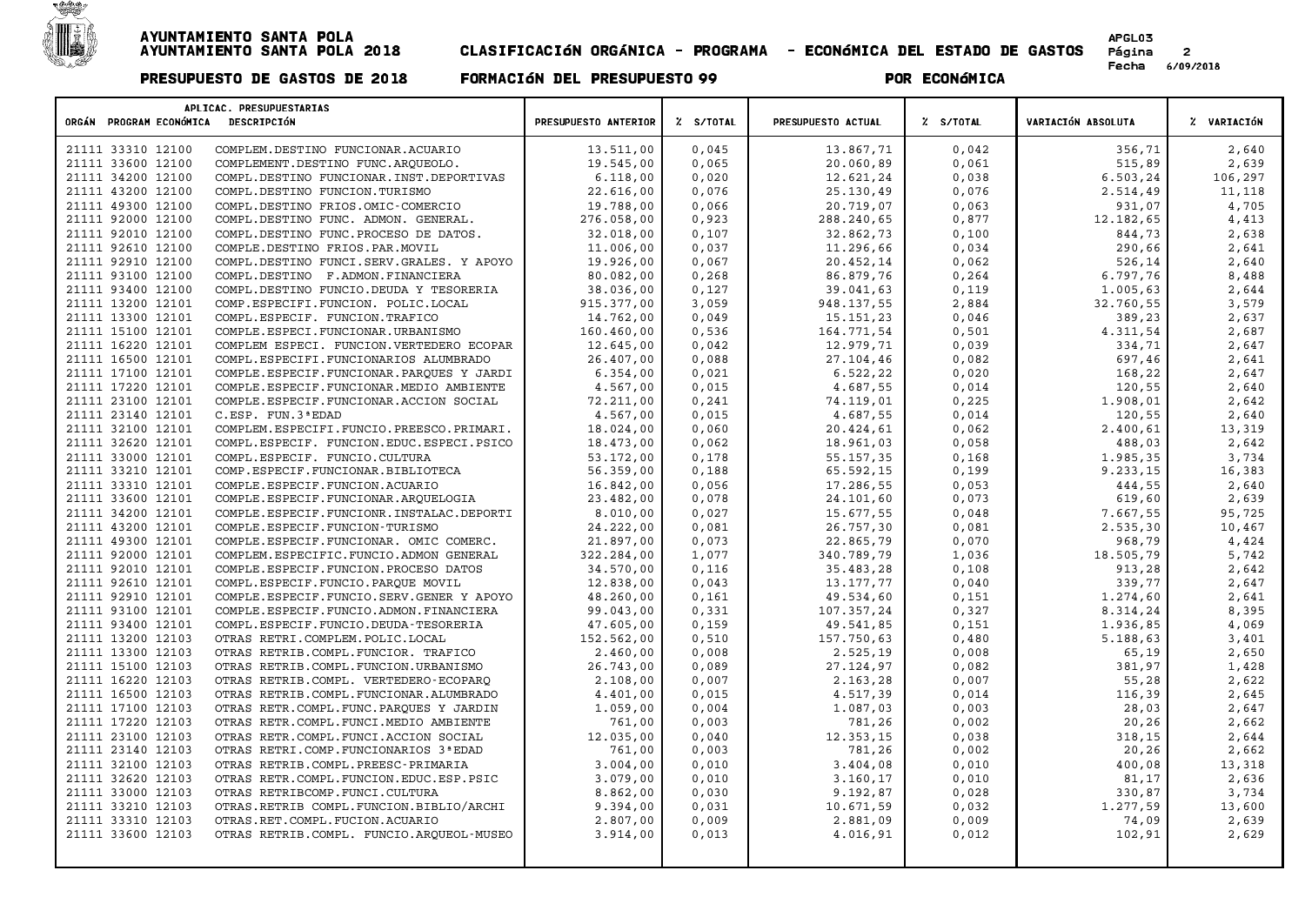# AYUNTAMIENTO SANTA POLA
## AYUNTAMIENTO SANTA POLA 2018 CLASIFICACIÓN ORGÁNICA - PROGRAMA - ECONÓMICA DEL ESTADO DE GASTOS

APGL03
Fecha 6/09/2018

**PRESUPUESTO DE GASTOS DE 2018 FORMACIÓN DEL PRESUPUESTO 99 POR ECONÓMICA**

| ORGÁN | PROGRAM | ECONÓMICA | DESCRIPCIÓN | PRESUPUESTO ANTERIOR | % S/TOTAL | PRESUPUESTO ACTUAL | % S/TOTAL | VARIACIÓN ABSOLUTA | % VARIACIÓN |
|---|---|---|---|---|---|---|---|---|---|
| 21111 | 33310 | 12100 | COMPLEM.DESTINO FUNCIONAR.ACUARIO | 13.511,00 | 0,045 | 13.867,71 | 0,042 | 356,71 | 2,640 |
| 21111 | 33600 | 12100 | COMPLEMENT.DESTINO FUNC.ARQUEOLO. | 19.545,00 | 0,065 | 20.060,89 | 0,061 | 515,89 | 2,639 |
| 21111 | 34200 | 12100 | COMPL.DESTINO FUNCIONAR.INST.DEPORTIVAS | 6.118,00 | 0,020 | 12.621,24 | 0,038 | 6.503,24 | 106,297 |
| 21111 | 43200 | 12100 | COMPL.DESTINO FUNCION.TURISMO | 22.616,00 | 0,076 | 25.130,49 | 0,076 | 2.514,49 | 11,118 |
| 21111 | 49300 | 12100 | COMPL.DESTINO FRIOS.OMIC-COMERCIO | 19.788,00 | 0,066 | 20.719,07 | 0,063 | 931,07 | 4,705 |
| 21111 | 92000 | 12100 | COMPL.DESTINO FUNC. ADMON. GENERAL. | 276.058,00 | 0,923 | 288.240,65 | 0,877 | 12.182,65 | 4,413 |
| 21111 | 92010 | 12100 | COMPL.DESTINO FUNC.PROCESO DE DATOS. | 32.018,00 | 0,107 | 32.862,73 | 0,100 | 844,73 | 2,638 |
| 21111 | 92610 | 12100 | COMPLE.DESTINO FRIOS.PAR.MOVIL | 11.006,00 | 0,037 | 11.296,66 | 0,034 | 290,66 | 2,641 |
| 21111 | 92910 | 12100 | COMPL.DESTINO FUNCI.SERV.GRALES. Y APOYO | 19.926,00 | 0,067 | 20.452,14 | 0,062 | 526,14 | 2,640 |
| 21111 | 93100 | 12100 | COMPL.DESTINO F.ADMON.FINANCIERA | 80.082,00 | 0,268 | 86.879,76 | 0,264 | 6.797,76 | 8,488 |
| 21111 | 93400 | 12100 | COMPL.DESTINO FUNCIO.DEUDA Y TESORERIA | 38.036,00 | 0,127 | 39.041,63 | 0,119 | 1.005,63 | 2,644 |
| 21111 | 13200 | 12101 | COMP.ESPECIFI.FUNCION. POLIC.LOCAL | 915.377,00 | 3,059 | 948.137,55 | 2,884 | 32.760,55 | 3,579 |
| 21111 | 13300 | 12101 | COMPL.ESPECIF. FUNCION.TRAFICO | 14.762,00 | 0,049 | 15.151,23 | 0,046 | 389,23 | 2,637 |
| 21111 | 15100 | 12101 | COMPLE.ESPECI.FUNCIONAR.URBANISMO | 160.460,00 | 0,536 | 164.771,54 | 0,501 | 4.311,54 | 2,687 |
| 21111 | 16220 | 12101 | COMPLEM ESPECI. FUNCION.VERTEDERO ECOPAR | 12.645,00 | 0,042 | 12.979,71 | 0,039 | 334,71 | 2,647 |
| 21111 | 16500 | 12101 | COMPL.ESPECIFI.FUNCIONARIOS ALUMBRADO | 26.407,00 | 0,088 | 27.104,46 | 0,082 | 697,46 | 2,641 |
| 21111 | 17100 | 12101 | COMPLE.ESPECIF.FUNCIONAR.PARQUES Y JARDI | 6.354,00 | 0,021 | 6.522,22 | 0,020 | 168,22 | 2,647 |
| 21111 | 17220 | 12101 | COMPLE.ESPECIF.FUNCIONAR.MEDIO AMBIENTE | 4.567,00 | 0,015 | 4.687,55 | 0,014 | 120,55 | 2,640 |
| 21111 | 23100 | 12101 | COMPLE.ESPECIF.FUNCIONAR.ACCION SOCIAL | 72.211,00 | 0,241 | 74.119,01 | 0,225 | 1.908,01 | 2,642 |
| 21111 | 23140 | 12101 | C.ESP. FUN.3ªEDAD | 4.567,00 | 0,015 | 4.687,55 | 0,014 | 120,55 | 2,640 |
| 21111 | 32100 | 12101 | COMPLEM.ESPECIFI.FUNCIO.PREESCO.PRIMARI. | 18.024,00 | 0,060 | 20.424,61 | 0,062 | 2.400,61 | 13,319 |
| 21111 | 32620 | 12101 | COMPL.ESPECIF. FUNCION.EDUC.ESPECI.PSICO | 18.473,00 | 0,062 | 18.961,03 | 0,058 | 488,03 | 2,642 |
| 21111 | 33000 | 12101 | COMPL.ESPECIF. FUNCIO.CULTURA | 53.172,00 | 0,178 | 55.157,35 | 0,168 | 1.985,35 | 3,734 |
| 21111 | 33210 | 12101 | COMP.ESPECIF.FUNCIONAR.BIBLIOTECA | 56.359,00 | 0,188 | 65.592,15 | 0,199 | 9.233,15 | 16,383 |
| 21111 | 33310 | 12101 | COMPLE.ESPECIF.FUNCION.ACUARIO | 16.842,00 | 0,056 | 17.286,55 | 0,053 | 444,55 | 2,640 |
| 21111 | 33600 | 12101 | COMPLE.ESPECIF.FUNCIONAR.ARQUELOGIA | 23.482,00 | 0,078 | 24.101,60 | 0,073 | 619,60 | 2,639 |
| 21111 | 34200 | 12101 | COMPLE.ESPECIF.FUNCIONR.INSTALAC.DEPORTI | 8.010,00 | 0,027 | 15.677,55 | 0,048 | 7.667,55 | 95,725 |
| 21111 | 43200 | 12101 | COMPLE.ESPECIF.FUNCION-TURISMO | 24.222,00 | 0,081 | 26.757,30 | 0,081 | 2.535,30 | 10,467 |
| 21111 | 49300 | 12101 | COMPLE.ESPECIF.FUNCIONAR. OMIC COMERC. | 21.897,00 | 0,073 | 22.865,79 | 0,070 | 968,79 | 4,424 |
| 21111 | 92000 | 12101 | COMPLEM.ESPECIFIC.FUNCIO.ADMON GENERAL | 322.284,00 | 1,077 | 340.789,79 | 1,036 | 18.505,79 | 5,742 |
| 21111 | 92010 | 12101 | COMPLE.ESPECIF.FUNCION.PROCESO DATOS | 34.570,00 | 0,116 | 35.483,28 | 0,108 | 913,28 | 2,642 |
| 21111 | 92610 | 12101 | COMPL.ESPECIF.FUNCIO.PARQUE MOVIL | 12.838,00 | 0,043 | 13.177,77 | 0,040 | 339,77 | 2,647 |
| 21111 | 92910 | 12101 | COMPLE.ESPECIF.FUNCIO.SERV.GENER Y APOYO | 48.260,00 | 0,161 | 49.534,60 | 0,151 | 1.274,60 | 2,641 |
| 21111 | 93100 | 12101 | COMPLE.ESPECIF.FUNCIO.ADMON.FINANCIERA | 99.043,00 | 0,331 | 107.357,24 | 0,327 | 8.314,24 | 8,395 |
| 21111 | 93400 | 12101 | COMPL.ESPECIF.FUNCIO.DEUDA-TESORERIA | 47.605,00 | 0,159 | 49.541,85 | 0,151 | 1.936,85 | 4,069 |
| 21111 | 13200 | 12103 | OTRAS RETRI.COMPLEM.POLIC.LOCAL | 152.562,00 | 0,510 | 157.750,63 | 0,480 | 5.188,63 | 3,401 |
| 21111 | 13300 | 12103 | OTRAS RETRIB.COMPL.FUNCIOR. TRAFICO | 2.460,00 | 0,008 | 2.525,19 | 0,008 | 65,19 | 2,650 |
| 21111 | 15100 | 12103 | OTRAS RETRIB.COMPL.FUNCION.URBANISMO | 26.743,00 | 0,089 | 27.124,97 | 0,082 | 381,97 | 1,428 |
| 21111 | 16220 | 12103 | OTRAS RETRIB.COMPL. VERTEDERO-ECOPARQ | 2.108,00 | 0,007 | 2.163,28 | 0,007 | 55,28 | 2,622 |
| 21111 | 16500 | 12103 | OTRAS RETRIB.COMPL.FUNCIONAR.ALUMBRADO | 4.401,00 | 0,015 | 4.517,39 | 0,014 | 116,39 | 2,645 |
| 21111 | 17100 | 12103 | OTRAS RETR.COMPL.FUNC.PARQUES Y JARDIN | 1.059,00 | 0,004 | 1.087,03 | 0,003 | 28,03 | 2,647 |
| 21111 | 17220 | 12103 | OTRAS RETR.COMPL.FUNCI.MEDIO AMBIENTE | 761,00 | 0,003 | 781,26 | 0,002 | 20,26 | 2,662 |
| 21111 | 23100 | 12103 | OTRAS RETR.COMPL.FUNCI.ACCION SOCIAL | 12.035,00 | 0,040 | 12.353,15 | 0,038 | 318,15 | 2,644 |
| 21111 | 23140 | 12103 | OTRAS RETRI.COMP.FUNCIONARIOS 3ªEDAD | 761,00 | 0,003 | 781,26 | 0,002 | 20,26 | 2,662 |
| 21111 | 32100 | 12103 | OTRAS RETRIB.COMPL.PREESC-PRIMARIA | 3.004,00 | 0,010 | 3.404,08 | 0,010 | 400,08 | 13,318 |
| 21111 | 32620 | 12103 | OTRAS RETR.COMPL.FUNCION.EDUC.ESP.PSIC | 3.079,00 | 0,010 | 3.160,17 | 0,010 | 81,17 | 2,636 |
| 21111 | 33000 | 12103 | OTRAS RETRIBCOMP.FUNCI.CULTURA | 8.862,00 | 0,030 | 9.192,87 | 0,028 | 330,87 | 3,734 |
| 21111 | 33210 | 12103 | OTRAS.RETRIB COMPL.FUNCION.BIBLIO/ARCHI | 9.394,00 | 0,031 | 10.671,59 | 0,032 | 1.277,59 | 13,600 |
| 21111 | 33310 | 12103 | OTRAS.RET.COMPL.FUCION.ACUARIO | 2.807,00 | 0,009 | 2.881,09 | 0,009 | 74,09 | 2,639 |
| 21111 | 33600 | 12103 | OTRAS RETRIB.COMPL. FUNCIO.ARQUEOL-MUSEO | 3.914,00 | 0,013 | 4.016,91 | 0,012 | 102,91 | 2,629 |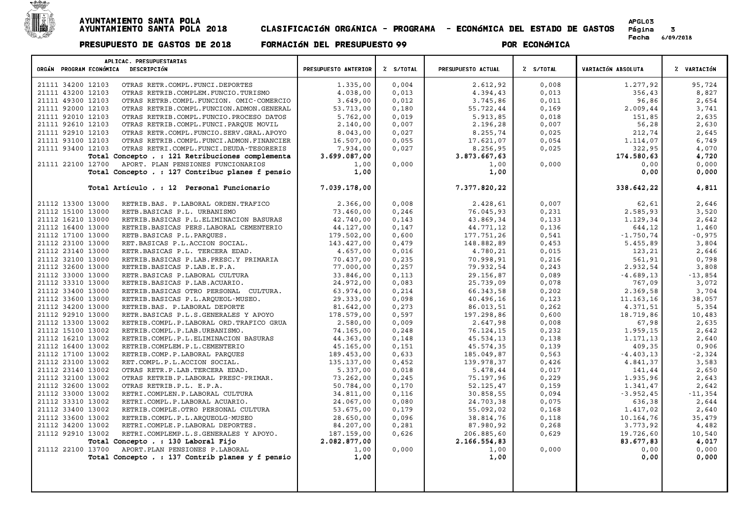# AYUNTAMIENTO SANTA POLA

**AYUNTAMIENTO SANTA POLA 2018 — CLASIFICACIÓN ORGÁNICA - PROGRAMA - ECONÓMICA DEL ESTADO DE GASTOS**

APGL03
Fecha 6/09/2018

**PRESUPUESTO DE GASTOS DE 2018 — FORMACIÓN DEL PRESUPUESTO 99 — POR ECONÓMICA**

| ORGÁN | PROGRAM | ECONÓMICA | DESCRIPCIÓN | PRESUPUESTO ANTERIOR | % S/TOTAL | PRESUPUESTO ACTUAL | % S/TOTAL | VARIACIÓN ABSOLUTA | % VARIACIÓN |
|---|---|---|---|---|---|---|---|---|---|
| 21111 | 34200 | 12103 | OTRAS RETR.COMPL.FUNCI.DEPORTES | 1.335,00 | 0,004 | 2.612,92 | 0,008 | 1.277,92 | 95,724 |
| 21111 | 43200 | 12103 | OTRAS RETRIB.COMPLEM.FUNCIO.TURISMO | 4.038,00 | 0,013 | 4.394,43 | 0,013 | 356,43 | 8,827 |
| 21111 | 49300 | 12103 | OTRAS RETRB.COMPL.FUNCION. OMIC-COMERCIO | 3.649,00 | 0,012 | 3.745,86 | 0,011 | 96,86 | 2,654 |
| 21111 | 92000 | 12103 | OTRAS RETRIB.COMPL.FUNCION.ADMON.GENERAL | 53.713,00 | 0,180 | 55.722,44 | 0,169 | 2.009,44 | 3,741 |
| 21111 | 92010 | 12103 | OTRAS RETRIB.COMPL.FUNCIO.PROCESO DATOS | 5.762,00 | 0,019 | 5.913,85 | 0,018 | 151,85 | 2,635 |
| 21111 | 92610 | 12103 | OTRAS RETRIB.COMPL.FUNCI.PARQUE MOVIL | 2.140,00 | 0,007 | 2.196,28 | 0,007 | 56,28 | 2,630 |
| 21111 | 92910 | 12103 | OTRAS RETR.COMPL.FUNCIO.SERV.GRAL.APOYO | 8.043,00 | 0,027 | 8.255,74 | 0,025 | 212,74 | 2,645 |
| 21111 | 93100 | 12103 | OTRAS RETRIB.COMPL.FUNCI.ADMON.FINANCIER | 16.507,00 | 0,055 | 17.621,07 | 0,054 | 1.114,07 | 6,749 |
| 21111 | 93400 | 12103 | OTRAS RETRI.COMPL.FUNCI.DEUDA-TESORERIS | 7.934,00 | 0,027 | 8.256,95 | 0,025 | 322,95 | 4,070 |
| | | | **Total Concepto . : 121 Retribuciones complementa** | **3.699.087,00** | | **3.873.667,63** | | **174.580,63** | **4,720** |
| 21111 | 22100 | 12700 | APORT. PLAN PENSIONES FUNCIONARIOS | 1,00 | 0,000 | 1,00 | 0,000 | 0,00 | 0,000 |
| | | | **Total Concepto . : 127 Contribuc planes f pensio** | **1,00** | | **1,00** | | **0,00** | **0,000** |
| | | | **Total Artículo . : 12 Personal Funcionario** | **7.039.178,00** | | **7.377.820,22** | | **338.642,22** | **4,811** |
| 21112 | 13300 | 13000 | RETRIB.BAS. P.LABORAL ORDEN.TRAFICO | 2.366,00 | 0,008 | 2.428,61 | 0,007 | 62,61 | 2,646 |
| 21112 | 15100 | 13000 | RETB.BASICAS P.L. URBANISMO | 73.460,00 | 0,246 | 76.045,93 | 0,231 | 2.585,93 | 3,520 |
| 21112 | 16210 | 13000 | RETRIB.BASICAS P.L.ELIMINACION BASURAS | 42.740,00 | 0,143 | 43.869,34 | 0,133 | 1.129,34 | 2,642 |
| 21112 | 16400 | 13000 | RETRIB.BASICAS PERS.LABORAL CEMENTERIO | 44.127,00 | 0,147 | 44.771,12 | 0,136 | 644,12 | 1,460 |
| 21112 | 17100 | 13000 | RETB.BASICAS P.L.PARQUES. | 179.502,00 | 0,600 | 177.751,26 | 0,541 | -1.750,74 | -0,975 |
| 21112 | 23100 | 13000 | RET.BASICAS P.L.ACCION SOCIAL. | 143.427,00 | 0,479 | 148.882,89 | 0,453 | 5.455,89 | 3,804 |
| 21112 | 23140 | 13000 | RETR.BASICAS P.L. TERCERA EDAD. | 4.657,00 | 0,016 | 4.780,21 | 0,015 | 123,21 | 2,646 |
| 21112 | 32100 | 13000 | RETRIB.BASICAS P.LAB.PRESC.Y PRIMARIA | 70.437,00 | 0,235 | 70.998,91 | 0,216 | 561,91 | 0,798 |
| 21112 | 32600 | 13000 | RETRIB.BASICAS P.LAB.E.P.A. | 77.000,00 | 0,257 | 79.932,54 | 0,243 | 2.932,54 | 3,808 |
| 21112 | 33000 | 13000 | RETR.BASICAS P.LABORAL CULTURA | 33.846,00 | 0,113 | 29.156,87 | 0,089 | -4.689,13 | -13,854 |
| 21112 | 33310 | 13000 | RETRIB.BASICAS P.LAB.ACUARIO. | 24.972,00 | 0,083 | 25.739,09 | 0,078 | 767,09 | 3,072 |
| 21112 | 33400 | 13000 | RETRIB.BASICAS OTRO PERSONAL CULTURA. | 63.974,00 | 0,214 | 66.343,58 | 0,202 | 2.369,58 | 3,704 |
| 21112 | 33600 | 13000 | RETRIB.BASICAS P.L.ARQUEOL-MUSEO. | 29.333,00 | 0,098 | 40.496,16 | 0,123 | 11.163,16 | 38,057 |
| 21112 | 34200 | 13000 | RETRIB.BAS. P.LABORAL DEPORTE | 81.642,00 | 0,273 | 86.013,51 | 0,262 | 4.371,51 | 5,354 |
| 21112 | 92910 | 13000 | RETR.BASICAS P.L.S.GENERALES Y APOYO | 178.579,00 | 0,597 | 197.298,86 | 0,600 | 18.719,86 | 10,483 |
| 21112 | 13300 | 13002 | RETRIB.COMPL.P.LABORAL ORD.TRAFICO GRUA | 2.580,00 | 0,009 | 2.647,98 | 0,008 | 67,98 | 2,635 |
| 21112 | 15100 | 13002 | RETRIB.COMPL.P.LAB.URBANISMO. | 74.165,00 | 0,248 | 76.124,15 | 0,232 | 1.959,15 | 2,642 |
| 21112 | 16210 | 13002 | RETRIB.COMPL.P.L.ELIMINACION BASURAS | 44.363,00 | 0,148 | 45.534,13 | 0,138 | 1.171,13 | 2,640 |
| 21112 | 16400 | 13002 | RETRIB.COMPLEM.P.L.CEMENTERIO | 45.165,00 | 0,151 | 45.574,35 | 0,139 | 409,35 | 0,906 |
| 21112 | 17100 | 13002 | RETRIB.COMP.P.LABORAL PARQUES | 189.453,00 | 0,633 | 185.049,87 | 0,563 | -4.403,13 | -2,324 |
| 21112 | 23100 | 13002 | RET.COMPL.P.L.ACCION SOCIAL. | 135.137,00 | 0,452 | 139.978,37 | 0,426 | 4.841,37 | 3,583 |
| 21112 | 23140 | 13002 | OTRAS RETR.P.LAB.TERCERA EDAD. | 5.337,00 | 0,018 | 5.478,44 | 0,017 | 141,44 | 2,650 |
| 21112 | 32100 | 13002 | OTRAS RETRIB.P.LABORAL PRESC-PRIMAR. | 73.262,00 | 0,245 | 75.197,96 | 0,229 | 1.935,96 | 2,643 |
| 21112 | 32600 | 13002 | OTRAS RETRIB.P.L. E.P.A. | 50.784,00 | 0,170 | 52.125,47 | 0,159 | 1.341,47 | 2,642 |
| 21112 | 33000 | 13002 | RETRI.COMPLEN.P.LABORAL CULTURA | 34.811,00 | 0,116 | 30.858,55 | 0,094 | -3.952,45 | -11,354 |
| 21112 | 33310 | 13002 | RETRI.COMPL.P.LABORAL ACUARIO. | 24.067,00 | 0,080 | 24.703,38 | 0,075 | 636,38 | 2,644 |
| 21112 | 33400 | 13002 | RETRIB.COMPLE.OTRO PERSONAL CULTURA | 53.675,00 | 0,179 | 55.092,02 | 0,168 | 1.417,02 | 2,640 |
| 21112 | 33600 | 13002 | RETRIB.COMPL.P.L.ARQUEOLG-MUSEO | 28.650,00 | 0,096 | 38.814,76 | 0,118 | 10.164,76 | 35,479 |
| 21112 | 34200 | 13002 | RETRI.COMPLE.P.LABORAL DEPORTES. | 84.207,00 | 0,281 | 87.980,92 | 0,268 | 3.773,92 | 4,482 |
| 21112 | 92910 | 13002 | RETRI.COMPLEMP.L.S.GENERALES Y APOYO. | 187.159,00 | 0,626 | 206.885,60 | 0,629 | 19.726,60 | 10,540 |
| | | | **Total Concepto . : 130 Laboral Fijo** | **2.082.877,00** | | **2.166.554,83** | | **83.677,83** | **4,017** |
| 21112 | 22100 | 13700 | APORT.PLAN PENSIONES P.LABORAL | 1,00 | 0,000 | 1,00 | 0,000 | 0,00 | 0,000 |
| | | | **Total Concepto . : 137 Contrib planes y f pensio** | **1,00** | | **1,00** | | **0,00** | **0,000** |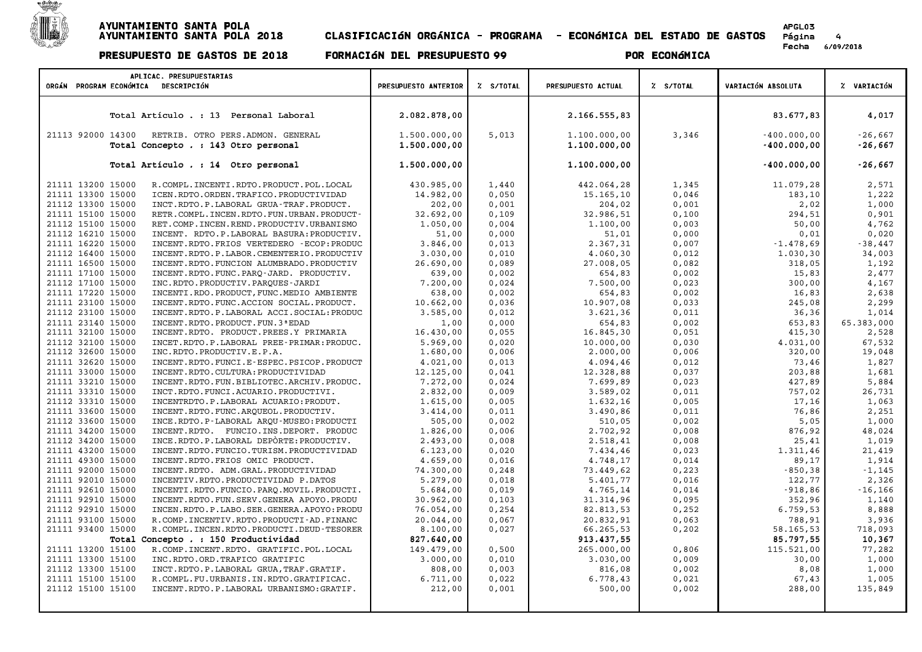# AYUNTAMIENTO SANTA POLA
# AYUNTAMIENTO SANTA POLA 2018 — CLASIFICACIÓN ORGÁNICA - PROGRAMA - ECONÓMICA DEL ESTADO DE GASTOS

**PRESUPUESTO DE GASTOS DE 2018 — FORMACIÓN DEL PRESUPUESTO 99 — POR ECONÓMICA**

| ORGÁN | PROGRAM | ECONÓMICA | DESCRIPCIÓN | PRESUPUESTO ANTERIOR | % S/TOTAL | PRESUPUESTO ACTUAL | % S/TOTAL | VARIACIÓN ABSOLUTA | % VARIACIÓN |
|---|---|---|---|---|---|---|---|---|---|
| | | | **Total Artículo . : 13 Personal Laboral** | **2.082.878,00** | | **2.166.555,83** | | **83.677,83** | **4,017** |
| 21113 | 92000 | 14300 | RETRIB. OTRO PERS.ADMON. GENERAL | 1.500.000,00 | 5,013 | 1.100.000,00 | 3,346 | -400.000,00 | -26,667 |
| | | | **Total Concepto . : 143 Otro personal** | **1.500.000,00** | | **1.100.000,00** | | **-400.000,00** | **-26,667** |
| | | | **Total Artículo . : 14 Otro personal** | **1.500.000,00** | | **1.100.000,00** | | **-400.000,00** | **-26,667** |
| 21111 | 13200 | 15000 | R.COMPL.INCENTI.RDTO.PRODUCT.POL.LOCAL | 430.985,00 | 1,440 | 442.064,28 | 1,345 | 11.079,28 | 2,571 |
| 21111 | 13300 | 15000 | ICEN.RDTO.ORDEN.TRAFICO.PRODUCTIVIDAD | 14.982,00 | 0,050 | 15.165,10 | 0,046 | 183,10 | 1,222 |
| 21112 | 13300 | 15000 | INCT.RDTO.P.LABORAL GRUA-TRAF.PRODUCT. | 202,00 | 0,001 | 204,02 | 0,001 | 2,02 | 1,000 |
| 21111 | 15100 | 15000 | RETR.COMPL.INCEN.RDTO.FUN.URBAN.PRODUCT- | 32.692,00 | 0,109 | 32.986,51 | 0,100 | 294,51 | 0,901 |
| 21112 | 15100 | 15000 | RET.COMP.INCEN.REND.PRODUCTIV.URBANISMO | 1.050,00 | 0,004 | 1.100,00 | 0,003 | 50,00 | 4,762 |
| 21112 | 16210 | 15000 | INCENT. RDTO.P.LABORAL BASURA:PRODUCTIV. | 51,00 | 0,000 | 51,01 | 0,000 | 0,01 | 0,020 |
| 21111 | 16220 | 15000 | INCENT.RDTO.FRIOS VERTEDERO -ECOP:PRODUC | 3.846,00 | 0,013 | 2.367,31 | 0,007 | -1.478,69 | -38,447 |
| 21112 | 16400 | 15000 | INCENT.RDTO.P.LABOR.CEMENTERIO.PRODUCTIV | 3.030,00 | 0,010 | 4.060,30 | 0,012 | 1.030,30 | 34,003 |
| 21111 | 16500 | 15000 | INCENT.RDTO.FUNCION ALUMBRADO.PRODUCTIV | 26.690,00 | 0,089 | 27.008,05 | 0,082 | 318,05 | 1,192 |
| 21111 | 17100 | 15000 | INCENT.RDTO.FUNC.PARQ-JARD. PRODUCTIV. | 639,00 | 0,002 | 654,83 | 0,002 | 15,83 | 2,477 |
| 21112 | 17100 | 15000 | INC.RDTO.PRODUCTIV.PARQUES-JARDI | 7.200,00 | 0,024 | 7.500,00 | 0,023 | 300,00 | 4,167 |
| 21111 | 17220 | 15000 | INCENTI.RDO.PRODUCT,FUNC.MEDIO AMBIENTE | 638,00 | 0,002 | 654,83 | 0,002 | 16,83 | 2,638 |
| 21111 | 23100 | 15000 | INCENT.RDTO.FUNC.ACCION SOCIAL.PRODUCT. | 10.662,00 | 0,036 | 10.907,08 | 0,033 | 245,08 | 2,299 |
| 21112 | 23100 | 15000 | INCENT.RDTO.P.LABORAL ACCI.SOCIAL:PRODUC | 3.585,00 | 0,012 | 3.621,36 | 0,011 | 36,36 | 1,014 |
| 21111 | 23140 | 15000 | INCENT.RDTO.PRODUCT.FUN.3ªEDAD | 1,00 | 0,000 | 654,83 | 0,002 | 653,83 | 65.383,000 |
| 21111 | 32100 | 15000 | INCENT.RDTO. PRODUCT.PREES.Y PRIMARIA | 16.430,00 | 0,055 | 16.845,30 | 0,051 | 415,30 | 2,528 |
| 21112 | 32100 | 15000 | INCET.RDTO.P.LABORAL PREE-PRIMAR:PRODUC. | 5.969,00 | 0,020 | 10.000,00 | 0,030 | 4.031,00 | 67,532 |
| 21112 | 32600 | 15000 | INC.RDTO.PRODUCTIV.E.P.A. | 1.680,00 | 0,006 | 2.000,00 | 0,006 | 320,00 | 19,048 |
| 21111 | 32620 | 15000 | INCENT.RDTO.FUNCI.E-ESPEC.PSICOP.PRODUCT | 4.021,00 | 0,013 | 4.094,46 | 0,012 | 73,46 | 1,827 |
| 21111 | 33000 | 15000 | INCENT.RDTO.CULTURA:PRODUCTIVIDAD | 12.125,00 | 0,041 | 12.328,88 | 0,037 | 203,88 | 1,681 |
| 21111 | 33210 | 15000 | INCENT.RDTO.FUN.BIBLIOTEC.ARCHIV.PRODUC. | 7.272,00 | 0,024 | 7.699,89 | 0,023 | 427,89 | 5,884 |
| 21111 | 33310 | 15000 | INCT.RDTO.FUNCI.ACUARIO.PRODUCTIVI. | 2.832,00 | 0,009 | 3.589,02 | 0,011 | 757,02 | 26,731 |
| 21112 | 33310 | 15000 | INCENTRDTO.P.LABORAL ACUARIO:PRODUT. | 1.615,00 | 0,005 | 1.632,16 | 0,005 | 17,16 | 1,063 |
| 21111 | 33600 | 15000 | INCENT.RDTO.FUNC.ARQUEOL.PRODUCTIV. | 3.414,00 | 0,011 | 3.490,86 | 0,011 | 76,86 | 2,251 |
| 21112 | 33600 | 15000 | INCE.RDTO.P-LABORAL ARQU-MUSEO:PRODUCTI | 505,00 | 0,002 | 510,05 | 0,002 | 5,05 | 1,000 |
| 21111 | 34200 | 15000 | INCENT.RDTO. FUNCIO.INS.DEPORT. PRODUC | 1.826,00 | 0,006 | 2.702,92 | 0,008 | 876,92 | 48,024 |
| 21112 | 34200 | 15000 | INCE.RDTO.P.LABORAL DEPÒRTE:PRODUCTIV. | 2.493,00 | 0,008 | 2.518,41 | 0,008 | 25,41 | 1,019 |
| 21111 | 43200 | 15000 | INCENT.RDTO.FUNCIO.TURISM.PRODUCTIVIDAD | 6.123,00 | 0,020 | 7.434,46 | 0,023 | 1.311,46 | 21,419 |
| 21111 | 49300 | 15000 | INCENT.RDTO.FRIOS OMIC PRODUCT. | 4.659,00 | 0,016 | 4.748,17 | 0,014 | 89,17 | 1,914 |
| 21111 | 92000 | 15000 | INCENT.RDTO. ADM.GRAL.PRODUCTIVIDAD | 74.300,00 | 0,248 | 73.449,62 | 0,223 | -850,38 | -1,145 |
| 21111 | 92010 | 15000 | INCENTIV.RDTO.PRODUCTIVIDAD P.DATOS | 5.279,00 | 0,018 | 5.401,77 | 0,016 | 122,77 | 2,326 |
| 21111 | 92610 | 15000 | INCENTI.RDTO.FUNCIO.PARQ.MOVIL.PRODUCTI. | 5.684,00 | 0,019 | 4.765,14 | 0,014 | -918,86 | -16,166 |
| 21111 | 92910 | 15000 | INCENT.RDTO.FUN.SERV.GENERA APOYO.PRODU | 30.962,00 | 0,103 | 31.314,96 | 0,095 | 352,96 | 1,140 |
| 21112 | 92910 | 15000 | INCEN.RDTO.P.LABO.SER.GENERA.APOYO:PRODU | 76.054,00 | 0,254 | 82.813,53 | 0,252 | 6.759,53 | 8,888 |
| 21111 | 93100 | 15000 | R.COMP.INCENTIV.RDTO.PRODUCTI-AD.FINANC | 20.044,00 | 0,067 | 20.832,91 | 0,063 | 788,91 | 3,936 |
| 21111 | 93400 | 15000 | R.COMPL.INCEN.RDTO.PRODUCTI.DEUD-TESORER | 8.100,00 | 0,027 | 66.265,53 | 0,202 | 58.165,53 | 718,093 |
| | | | **Total Concepto . : 150 Productividad** | **827.640,00** | | **913.437,55** | | **85.797,55** | **10,367** |
| 21111 | 13200 | 15100 | R.COMP.INCENT.RDTO. GRATIFIC.POL.LOCAL | 149.479,00 | 0,500 | 265.000,00 | 0,806 | 115.521,00 | 77,282 |
| 21111 | 13300 | 15100 | INC.RDTO.ORD.TRAFICO GRATIFIC | 3.000,00 | 0,010 | 3.030,00 | 0,009 | 30,00 | 1,000 |
| 21112 | 13300 | 15100 | INCT.RDTO.P.LABORAL GRUA,TRAF.GRATIF. | 808,00 | 0,003 | 816,08 | 0,002 | 8,08 | 1,000 |
| 21111 | 15100 | 15100 | R.COMPL.FU.URBANIS.IN.RDTO.GRATIFICAC. | 6.711,00 | 0,022 | 6.778,43 | 0,021 | 67,43 | 1,005 |
| 21112 | 15100 | 15100 | INCENT.RDTO.P.LABORAL URBANISMO:GRATIF. | 212,00 | 0,001 | 500,00 | 0,002 | 288,00 | 135,849 |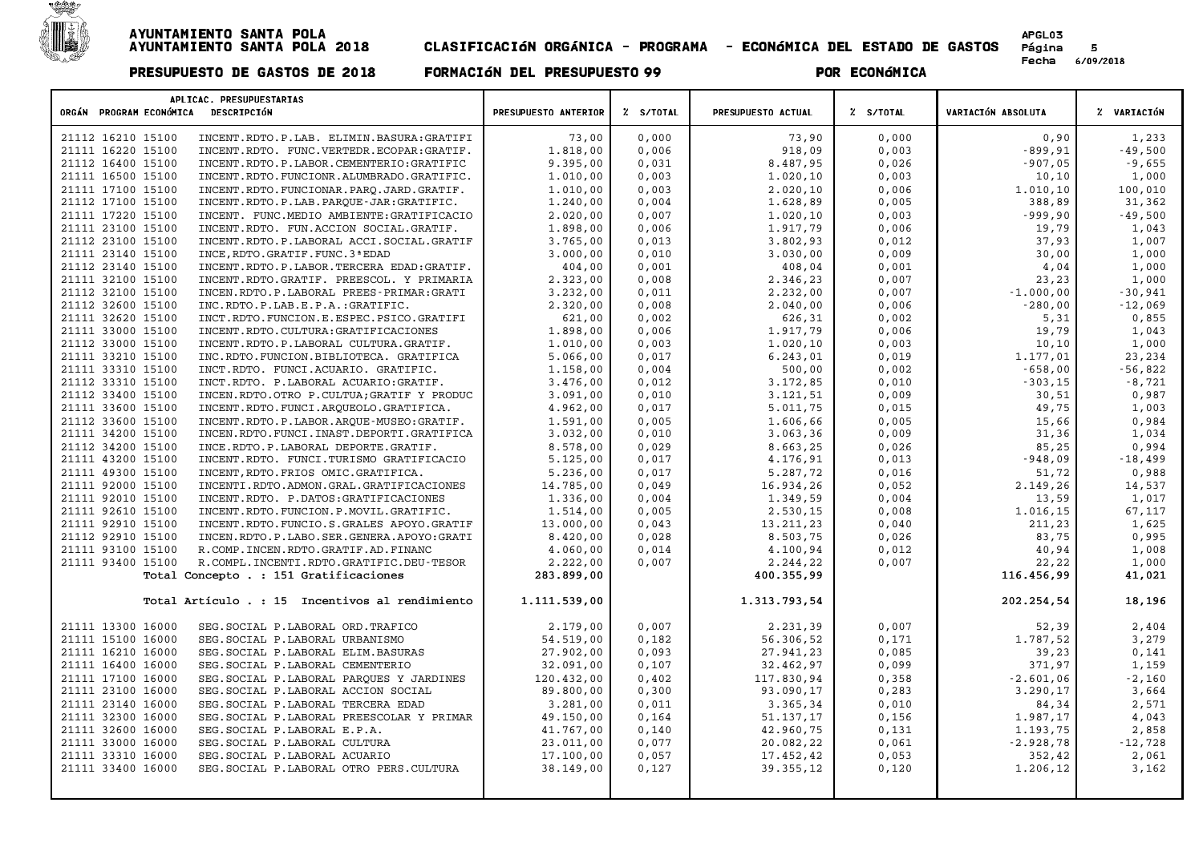# AYUNTAMIENTO SANTA POLA

## AYUNTAMIENTO SANTA POLA 2018 — CLASIFICACIÓN ORGÁNICA - PROGRAMA - ECONÓMICA DEL ESTADO DE GASTOS

APGL03 — Fecha 6/09/2018

**PRESUPUESTO DE GASTOS DE 2018 — FORMACIÓN DEL PRESUPUESTO 99 — POR ECONÓMICA**

| APLICAC. PRESUPUESTARIAS ORGÁN PROGRAM ECONÓMICA | DESCRIPCIÓN | PRESUPUESTO ANTERIOR | % S/TOTAL | PRESUPUESTO ACTUAL | % S/TOTAL | VARIACIÓN ABSOLUTA | % VARIACIÓN |
|---|---|---|---|---|---|---|---|
| 21112 16210 15100 | INCENT.RDTO.P.LAB. ELIMIN.BASURA:GRATIFI | 73,00 | 0,000 | 73,90 | 0,000 | 0,90 | 1,233 |
| 21111 16220 15100 | INCENT.RDTO. FUNC.VERTEDR.ECOPAR:GRATIF. | 1.818,00 | 0,006 | 918,09 | 0,003 | -899,91 | -49,500 |
| 21112 16400 15100 | INCENT.RDTO.P.LABOR.CEMENTERIO:GRATIFIC | 9.395,00 | 0,031 | 8.487,95 | 0,026 | -907,05 | -9,655 |
| 21111 16500 15100 | INCENT.RDTO.FUNCIONR.ALUMBRADO.GRATIFIC. | 1.010,00 | 0,003 | 1.020,10 | 0,003 | 10,10 | 1,000 |
| 21111 17100 15100 | INCENT.RDTO.FUNCIONAR.PARQ.JARD.GRATIF. | 1.010,00 | 0,003 | 2.020,10 | 0,006 | 1.010,10 | 100,010 |
| 21112 17100 15100 | INCENT.RDTO.P.LAB.PARQUE-JAR:GRATIFIC. | 1.240,00 | 0,004 | 1.628,89 | 0,005 | 388,89 | 31,362 |
| 21111 17220 15100 | INCENT. FUNC.MEDIO AMBIENTE:GRATIFICACIO | 2.020,00 | 0,007 | 1.020,10 | 0,003 | -999,90 | -49,500 |
| 21111 23100 15100 | INCENT.RDTO. FUN.ACCION SOCIAL.GRATIF. | 1.898,00 | 0,006 | 1.917,79 | 0,006 | 19,79 | 1,043 |
| 21112 23100 15100 | INCENT.RDTO.P.LABORAL ACCI.SOCIAL.GRATIF | 3.765,00 | 0,013 | 3.802,93 | 0,012 | 37,93 | 1,007 |
| 21111 23140 15100 | INCE,RDTO.GRATIF.FUNC.3ªEDAD | 3.000,00 | 0,010 | 3.030,00 | 0,009 | 30,00 | 1,000 |
| 21112 23140 15100 | INCENT.RDTO.P.LABOR.TERCERA EDAD:GRATIF. | 404,00 | 0,001 | 408,04 | 0,001 | 4,04 | 1,000 |
| 21111 32100 15100 | INCENT.RDTO.GRATIF. PREESCOL. Y PRIMARIA | 2.323,00 | 0,008 | 2.346,23 | 0,007 | 23,23 | 1,000 |
| 21112 32100 15100 | INCEN.RDTO.P.LABORAL PREES-PRIMAR:GRATI | 3.232,00 | 0,011 | 2.232,00 | 0,007 | -1.000,00 | -30,941 |
| 21112 32600 15100 | INC.RDTO.P.LAB.E.P.A.:GRATIFIC. | 2.320,00 | 0,008 | 2.040,00 | 0,006 | -280,00 | -12,069 |
| 21111 32620 15100 | INCT.RDTO.FUNCION.E.ESPEC.PSICO.GRATIFI | 621,00 | 0,002 | 626,31 | 0,002 | 5,31 | 0,855 |
| 21111 33000 15100 | INCENT.RDTO.CULTURA:GRATIFICACIONES | 1.898,00 | 0,006 | 1.917,79 | 0,006 | 19,79 | 1,043 |
| 21112 33000 15100 | INCENT.RDTO.P.LABORAL CULTURA.GRATIF. | 1.010,00 | 0,003 | 1.020,10 | 0,003 | 10,10 | 1,000 |
| 21111 33210 15100 | INC.RDTO.FUNCION.BIBLIOTECA. GRATIFICA | 5.066,00 | 0,017 | 6.243,01 | 0,019 | 1.177,01 | 23,234 |
| 21111 33310 15100 | INCT.RDTO. FUNCI.ACUARIO. GRATIFIC. | 1.158,00 | 0,004 | 500,00 | 0,002 | -658,00 | -56,822 |
| 21112 33310 15100 | INCT.RDTO. P.LABORAL ACUARIO:GRATIF. | 3.476,00 | 0,012 | 3.172,85 | 0,010 | -303,15 | -8,721 |
| 21112 33400 15100 | INCEN.RDTO.OTRO P.CULTUA;GRATIF Y PRODUC | 3.091,00 | 0,010 | 3.121,51 | 0,009 | 30,51 | 0,987 |
| 21111 33600 15100 | INCENT.RDTO.FUNCI.ARQUEOLO.GRATIFICA. | 4.962,00 | 0,017 | 5.011,75 | 0,015 | 49,75 | 1,003 |
| 21112 33600 15100 | INCENT.RDTO.P.LABOR.ARQUE-MUSEO:GRATIF. | 1.591,00 | 0,005 | 1.606,66 | 0,005 | 15,66 | 0,984 |
| 21111 34200 15100 | INCEN.RDTO.FUNCI.INAST.DEPORTI.GRATIFICA | 3.032,00 | 0,010 | 3.063,36 | 0,009 | 31,36 | 1,034 |
| 21112 34200 15100 | INCE.RDTO.P.LABORAL DEPORTE.GRATIF. | 8.578,00 | 0,029 | 8.663,25 | 0,026 | 85,25 | 0,994 |
| 21111 43200 15100 | INCENT.RDTO. FUNCI.TURISMO GRATIFICACIO | 5.125,00 | 0,017 | 4.176,91 | 0,013 | -948,09 | -18,499 |
| 21111 49300 15100 | INCENT,RDTO.FRIOS OMIC.GRATIFICA. | 5.236,00 | 0,017 | 5.287,72 | 0,016 | 51,72 | 0,988 |
| 21111 92000 15100 | INCENTI.RDTO.ADMON.GRAL.GRATIFICACIONES | 14.785,00 | 0,049 | 16.934,26 | 0,052 | 2.149,26 | 14,537 |
| 21111 92010 15100 | INCENT.RDTO. P.DATOS:GRATIFICACIONES | 1.336,00 | 0,004 | 1.349,59 | 0,004 | 13,59 | 1,017 |
| 21111 92610 15100 | INCENT.RDTO.FUNCION.P.MOVIL.GRATIFIC. | 1.514,00 | 0,005 | 2.530,15 | 0,008 | 1.016,15 | 67,117 |
| 21111 92910 15100 | INCENT.RDTO.FUNCIO.S.GRALES APOYO.GRATIF | 13.000,00 | 0,043 | 13.211,23 | 0,040 | 211,23 | 1,625 |
| 21112 92910 15100 | INCEN.RDTO.P.LABO.SER.GENERA.APOYO:GRATI | 8.420,00 | 0,028 | 8.503,75 | 0,026 | 83,75 | 0,995 |
| 21111 93100 15100 | R.COMP.INCEN.RDTO.GRATIF.AD.FINANC | 4.060,00 | 0,014 | 4.100,94 | 0,012 | 40,94 | 1,008 |
| 21111 93400 15100 | R.COMPL.INCENTI.RDTO.GRATIFIC.DEU-TESOR | 2.222,00 | 0,007 | 2.244,22 | 0,007 | 22,22 | 1,000 |
| | **Total Concepto . : 151 Gratificaciones** | **283.899,00** | | **400.355,99** | | **116.456,99** | **41,021** |
| | **Total Artículo . : 15 Incentivos al rendimiento** | **1.111.539,00** | | **1.313.793,54** | | **202.254,54** | **18,196** |
| 21111 13300 16000 | SEG.SOCIAL P.LABORAL ORD.TRAFICO | 2.179,00 | 0,007 | 2.231,39 | 0,007 | 52,39 | 2,404 |
| 21111 15100 16000 | SEG.SOCIAL P.LABORAL URBANISMO | 54.519,00 | 0,182 | 56.306,52 | 0,171 | 1.787,52 | 3,279 |
| 21111 16210 16000 | SEG.SOCIAL P.LABORAL ELIM.BASURAS | 27.902,00 | 0,093 | 27.941,23 | 0,085 | 39,23 | 0,141 |
| 21111 16400 16000 | SEG.SOCIAL P.LABORAL CEMENTERIO | 32.091,00 | 0,107 | 32.462,97 | 0,099 | 371,97 | 1,159 |
| 21111 17100 16000 | SEG.SOCIAL P.LABORAL PARQUES Y JARDINES | 120.432,00 | 0,402 | 117.830,94 | 0,358 | -2.601,06 | -2,160 |
| 21111 23100 16000 | SEG.SOCIAL P.LABORAL ACCION SOCIAL | 89.800,00 | 0,300 | 93.090,17 | 0,283 | 3.290,17 | 3,664 |
| 21111 23140 16000 | SEG.SOCIAL P.LABORAL TERCERA EDAD | 3.281,00 | 0,011 | 3.365,34 | 0,010 | 84,34 | 2,571 |
| 21111 32300 16000 | SEG.SOCIAL P.LABORAL PREESCOLAR Y PRIMAR | 49.150,00 | 0,164 | 51.137,17 | 0,156 | 1.987,17 | 4,043 |
| 21111 32600 16000 | SEG.SOCIAL P.LABORAL E.P.A. | 41.767,00 | 0,140 | 42.960,75 | 0,131 | 1.193,75 | 2,858 |
| 21111 33000 16000 | SEG.SOCIAL P.LABORAL CULTURA | 23.011,00 | 0,077 | 20.082,22 | 0,061 | -2.928,78 | -12,728 |
| 21111 33310 16000 | SEG.SOCIAL P.LABORAL ACUARIO | 17.100,00 | 0,057 | 17.452,42 | 0,053 | 352,42 | 2,061 |
| 21111 33400 16000 | SEG.SOCIAL P.LABORAL OTRO PERS.CULTURA | 38.149,00 | 0,127 | 39.355,12 | 0,120 | 1.206,12 | 3,162 |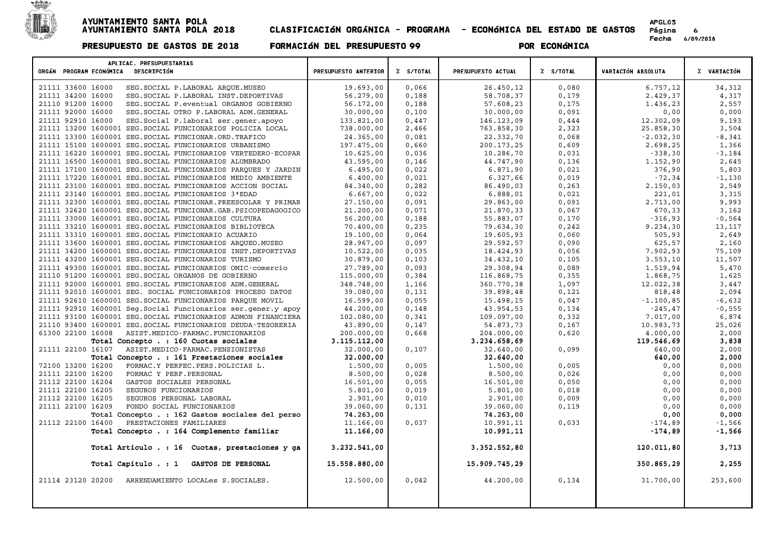# AYUNTAMIENTO SANTA POLA
## AYUNTAMIENTO SANTA POLA 2018 — CLASIFICACIÓN ORGÁNICA - PROGRAMA - ECONÓMICA DEL ESTADO DE GASTOS

APGL03

PRESUPUESTO DE GASTOS DE 2018 — FORMACIÓN DEL PRESUPUESTO 99 — POR ECONÓMICA

| APLICAC. PRESUPUESTARIAS ORGÁN PROGRAM ECONÓMICA DESCRIPCIÓN | PRESUPUESTO ANTERIOR | % S/TOTAL | PRESUPUESTO ACTUAL | % S/TOTAL | VARIACIÓN ABSOLUTA | % VARIACIÓN |
|---|---|---|---|---|---|---|
| 21111 33600 16000 SEG.SOCIAL P.LABORAL ARQUE.MUSEO | 19.693,00 | 0,066 | 26.450,12 | 0,080 | 6.757,12 | 34,312 |
| 21111 34200 16000 SEG.SOCIAL P.LABORAL INST.DEPORTIVAS | 56.279,00 | 0,188 | 58.708,37 | 0,179 | 2.429,37 | 4,317 |
| 21110 91200 16000 SEG.SOCIAL P.eventual ORGANOS GOBIERNO | 56.172,00 | 0,188 | 57.608,23 | 0,175 | 1.436,23 | 2,557 |
| 21111 92000 16000 SEG.SOCIAL OTRO P.LABORAL ADM.GENERAL | 30.000,00 | 0,100 | 30.000,00 | 0,091 | 0,00 | 0,000 |
| 21111 92910 16000 SEG.Social P.laboral ser.gener.apoyo | 133.821,00 | 0,447 | 146.123,09 | 0,444 | 12.302,09 | 9,193 |
| 21111 13200 1600001 SEG.SOCIAL FUNCIONARIOS POLICIA LOCAL | 738.000,00 | 2,466 | 763.858,30 | 2,323 | 25.858,30 | 3,504 |
| 21111 13300 1600001 SEG.SOCIAL FUNCIONAR.ORD.TRAFICO | 24.365,00 | 0,081 | 22.332,70 | 0,068 | -2.032,30 | -8,341 |
| 21111 15100 1600001 SEG.SOCIAL FUNCIONARIOS URBANISMO | 197.475,00 | 0,660 | 200.173,25 | 0,609 | 2.698,25 | 1,366 |
| 21111 16220 1600001 SEG.SOCIAL FUNCIONARIOS VERTEDERO-ECOPAR | 10.625,00 | 0,036 | 10.286,70 | 0,031 | -338,30 | -3,184 |
| 21111 16500 1600001 SEG.SOCIAL FUNCIONARIOS ALUMBRADO | 43.595,00 | 0,146 | 44.747,90 | 0,136 | 1.152,90 | 2,645 |
| 21111 17100 1600001 SEG.SOCIAL FUNCIONARIOS PARQUES Y JARDIN | 6.495,00 | 0,022 | 6.871,90 | 0,021 | 376,90 | 5,803 |
| 21111 17220 1600001 SEG.SOCIAL FUNCIONARIOS MEDIO AMBIENTE | 6.400,00 | 0,021 | 6.327,66 | 0,019 | -72,34 | -1,130 |
| 21111 23100 1600001 SEG.SOCIAL FUNCIONARIOS ACCION SOCIAL | 84.340,00 | 0,282 | 86.490,03 | 0,263 | 2.150,03 | 2,549 |
| 21111 23140 1600001 SEG.SOCIAL FUNCIONARIOS 3ªEDAD | 6.667,00 | 0,022 | 6.888,01 | 0,021 | 221,01 | 3,315 |
| 21111 32300 1600001 SEG.SOCIAL FUNCIONAR.PREESCOLAR Y PRIMAR | 27.150,00 | 0,091 | 29.863,00 | 0,091 | 2.713,00 | 9,993 |
| 21111 32620 1600001 SEG.SOCIAL FUNCIONAR.GAB.PSICOPEDAGOGICO | 21.200,00 | 0,071 | 21.870,33 | 0,067 | 670,33 | 3,162 |
| 21111 33000 1600001 SEG.SOCIAL FUNCIONARIOS CULTURA | 56.200,00 | 0,188 | 55.883,07 | 0,170 | -316,93 | -0,564 |
| 21111 33210 1600001 SEG.SOCIAL FUNCIONARIOS BIBLIOTECA | 70.400,00 | 0,235 | 79.634,30 | 0,242 | 9.234,30 | 13,117 |
| 21111 33310 1600001 SEG.SOCIAL FUNCIONARIO ACUARIO | 19.100,00 | 0,064 | 19.605,93 | 0,060 | 505,93 | 2,649 |
| 21111 33600 1600001 SEG.SOCIAL FUNCIONARIOS ARQUEO.MUSEO | 28.967,00 | 0,097 | 29.592,57 | 0,090 | 625,57 | 2,160 |
| 21111 34200 1600001 SEG.SOCIAL FUNCIONARIOS INST.DEPORTIVAS | 10.522,00 | 0,035 | 18.424,93 | 0,056 | 7.902,93 | 75,109 |
| 21111 43200 1600001 SEG.SOCIAL FUNCIONARIOS TURISMO | 30.879,00 | 0,103 | 34.432,10 | 0,105 | 3.553,10 | 11,507 |
| 21111 49300 1600001 SEG.SOCIAL FUNCIONARIOS OMIC-comercio | 27.789,00 | 0,093 | 29.308,94 | 0,089 | 1.519,94 | 5,470 |
| 21110 91200 1600001 SEG.SOCIAL ORGANOS DE GOBIERNO | 115.000,00 | 0,384 | 116.868,75 | 0,355 | 1.868,75 | 1,625 |
| 21111 92000 1600001 SEG.SOCIAL FUNCIONARIOS ADM.GENERAL | 348.748,00 | 1,166 | 360.770,38 | 1,097 | 12.022,38 | 3,447 |
| 21111 92010 1600001 SEG. SOCIAL FUNCIONARIOS PROCESO DATOS | 39.080,00 | 0,131 | 39.898,48 | 0,121 | 818,48 | 2,094 |
| 21111 92610 1600001 SEG.SOCIAL FUNCIONARIOS PARQUE MOVIL | 16.599,00 | 0,055 | 15.498,15 | 0,047 | -1.100,85 | -6,632 |
| 21111 92910 1600001 Seg.Social Funcionarios ser.gener.y apoy | 44.200,00 | 0,148 | 43.954,53 | 0,134 | -245,47 | -0,555 |
| 21111 93100 1600001 SEG.SOCIAL FUNCIONARIOS ADMON FINANCIERA | 102.080,00 | 0,341 | 109.097,00 | 0,332 | 7.017,00 | 6,874 |
| 21110 93400 1600001 SEG.SOCIAL FUNCIONARIOS DEUDA-TESORERIA | 43.890,00 | 0,147 | 54.873,73 | 0,167 | 10.983,73 | 25,026 |
| 61300 22100 16008 ASIST.MEDICO-FARMAC.FUNCIONARIOS | 200.000,00 | 0,668 | 204.000,00 | 0,620 | 4.000,00 | 2,000 |
| **Total Concepto . : 160 Cuotas sociales** | **3.115.112,00** | | **3.234.658,69** | | **119.546,69** | **3,838** |
| 21111 22100 16107 ASIST.MEDICO-FARMAC.PENSIONISTAS | 32.000,00 | 0,107 | 32.640,00 | 0,099 | 640,00 | 2,000 |
| **Total Concepto . : 161 Prestaciones sociales** | **32.000,00** | | **32.640,00** | | **640,00** | **2,000** |
| 72100 13200 16200 FORMAC.Y PERFEC.PERS.POLICIAS L. | 1.500,00 | 0,005 | 1.500,00 | 0,005 | 0,00 | 0,000 |
| 21111 22100 16200 FORMAC Y PERF.PERSONAL | 8.500,00 | 0,028 | 8.500,00 | 0,026 | 0,00 | 0,000 |
| 21112 22100 16204 GASTOS SOCIALES PERSONAL | 16.501,00 | 0,055 | 16.501,00 | 0,050 | 0,00 | 0,000 |
| 21111 22100 16205 SEGUROS FUNCIONARIOS | 5.801,00 | 0,019 | 5.801,00 | 0,018 | 0,00 | 0,000 |
| 21112 22100 16205 SEGUROS PERSONAL LABORAL | 2.901,00 | 0,010 | 2.901,00 | 0,009 | 0,00 | 0,000 |
| 21111 22100 16209 FONDO SOCIAL FUNCIONARIOS | 39.060,00 | 0,131 | 39.060,00 | 0,119 | 0,00 | 0,000 |
| **Total Concepto . : 162 Gastos sociales del perso** | **74.263,00** | | **74.263,00** | | **0,00** | **0,000** |
| 21112 22100 16400 PRESTACIONES FAMILIARES | 11.166,00 | 0,037 | 10.991,11 | 0,033 | -174,89 | -1,566 |
| **Total Concepto . : 164 Complemento familiar** | **11.166,00** | | **10.991,11** | | **-174,89** | **-1,566** |
| **Total Artículo . : 16 Cuotas, prestaciones y ga** | **3.232.541,00** | | **3.352.552,80** | | **120.011,80** | **3,713** |
| **Total Capítulo . : 1 GASTOS DE PERSONAL** | **15.558.880,00** | | **15.909.745,29** | | **350.865,29** | **2,255** |
| 21114 23120 20200 ARRENDAMIENTO LOCALes S.SOCIALES. | 12.500,00 | 0,042 | 44.200,00 | 0,134 | 31.700,00 | 253,600 |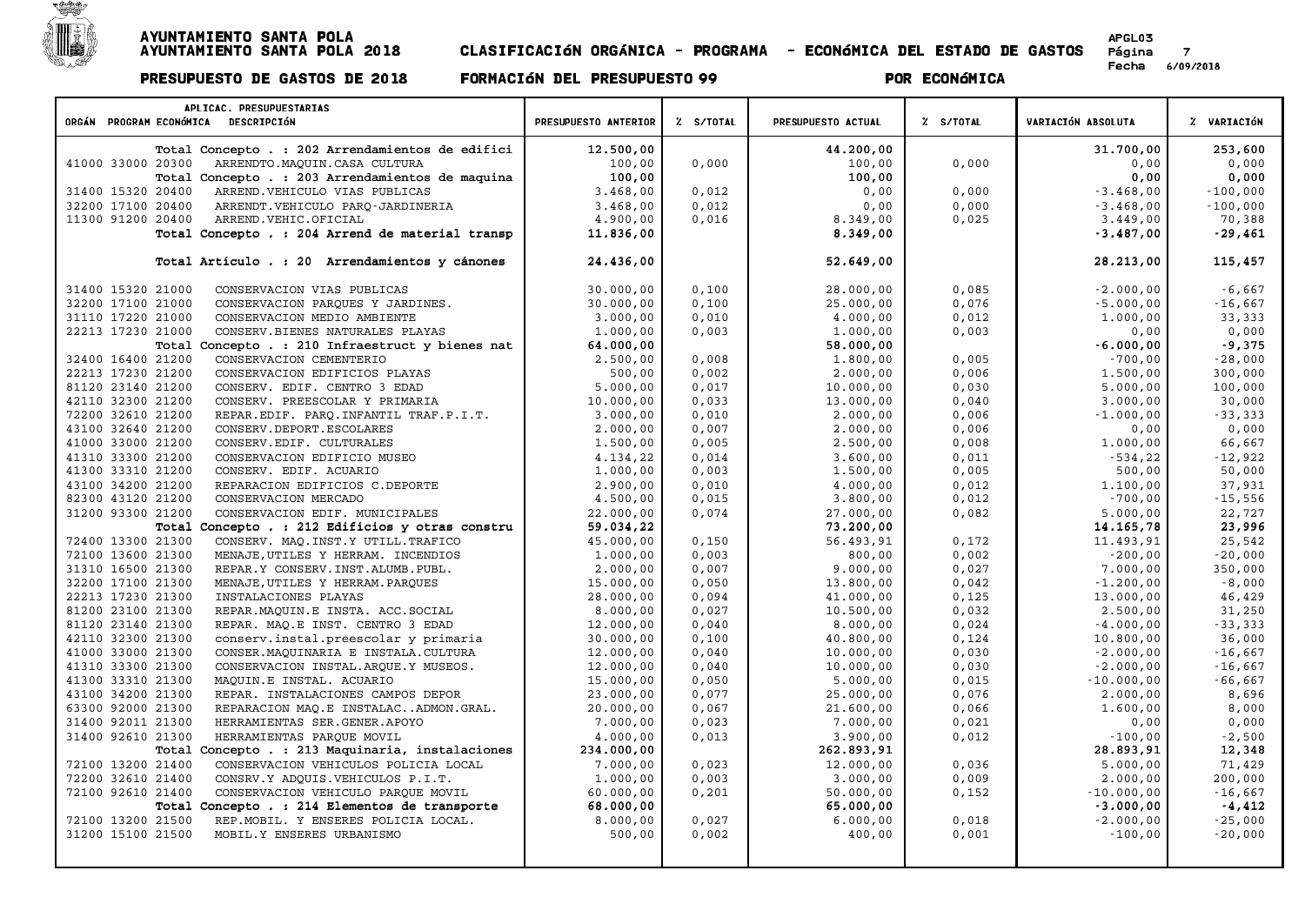**AYUNTAMIENTO SANTA POLA**
**AYUNTAMIENTO SANTA POLA 2018** — **CLASIFICACIÓN ORGÁNICA - PROGRAMA - ECONÓMICA DEL ESTADO DE GASTOS**

APGL03 · Fecha 6/09/2018

**PRESUPUESTO DE GASTOS DE 2018** — **FORMACIÓN DEL PRESUPUESTO 99** — **POR ECONÓMICA**

| ORGÁN | PROGRAM | ECONÓMICA | DESCRIPCIÓN | PRESUPUESTO ANTERIOR | % S/TOTAL | PRESUPUESTO ACTUAL | % S/TOTAL | VARIACIÓN ABSOLUTA | % VARIACIÓN |
|---|---|---|---|---|---|---|---|---|---|
| | | | **Total Concepto . : 202 Arrendamientos de edifici** | **12.500,00** | | **44.200,00** | | **31.700,00** | **253,600** |
| 41000 | 33000 | 20300 | ARRENDTO.MAQUIN.CASA CULTURA | 100,00 | 0,000 | 100,00 | 0,000 | 0,00 | 0,000 |
| | | | **Total Concepto . : 203 Arrendamientos de maquina** | **100,00** | | **100,00** | | **0,00** | **0,000** |
| 31400 | 15320 | 20400 | ARREND.VEHICULO VIAS PUBLICAS | 3.468,00 | 0,012 | 0,00 | 0,000 | -3.468,00 | -100,000 |
| 32200 | 17100 | 20400 | ARRENDT.VEHICULO PARQ-JARDINERIA | 3.468,00 | 0,012 | 0,00 | 0,000 | -3.468,00 | -100,000 |
| 11300 | 91200 | 20400 | ARREND.VEHIC.OFICIAL | 4.900,00 | 0,016 | 8.349,00 | 0,025 | 3.449,00 | 70,388 |
| | | | **Total Concepto . : 204 Arrend de material transp** | **11.836,00** | | **8.349,00** | | **-3.487,00** | **-29,461** |
| | | | **Total Artículo . : 20 Arrendamientos y cánones** | **24.436,00** | | **52.649,00** | | **28.213,00** | **115,457** |
| 31400 | 15320 | 21000 | CONSERVACION VIAS PUBLICAS | 30.000,00 | 0,100 | 28.000,00 | 0,085 | -2.000,00 | -6,667 |
| 32200 | 17100 | 21000 | CONSERVACION PARQUES Y JARDINES. | 30.000,00 | 0,100 | 25.000,00 | 0,076 | -5.000,00 | -16,667 |
| 31110 | 17220 | 21000 | CONSERVACION MEDIO AMBIENTE | 3.000,00 | 0,010 | 4.000,00 | 0,012 | 1.000,00 | 33,333 |
| 22213 | 17230 | 21000 | CONSERV.BIENES NATURALES PLAYAS | 1.000,00 | 0,003 | 1.000,00 | 0,003 | 0,00 | 0,000 |
| | | | **Total Concepto . : 210 Infraestruct y bienes nat** | **64.000,00** | | **58.000,00** | | **-6.000,00** | **-9,375** |
| 32400 | 16400 | 21200 | CONSERVACION CEMENTERIO | 2.500,00 | 0,008 | 1.800,00 | 0,005 | -700,00 | -28,000 |
| 22213 | 17230 | 21200 | CONSERVACION EDIFICIOS PLAYAS | 500,00 | 0,002 | 2.000,00 | 0,006 | 1.500,00 | 300,000 |
| 81120 | 23140 | 21200 | CONSERV. EDIF. CENTRO 3 EDAD | 5.000,00 | 0,017 | 10.000,00 | 0,030 | 5.000,00 | 100,000 |
| 42110 | 32300 | 21200 | CONSERV. PREESCOLAR Y PRIMARIA | 10.000,00 | 0,033 | 13.000,00 | 0,040 | 3.000,00 | 30,000 |
| 72200 | 32610 | 21200 | REPAR.EDIF. PARQ.INFANTIL TRAF.P.I.T. | 3.000,00 | 0,010 | 2.000,00 | 0,006 | -1.000,00 | -33,333 |
| 43100 | 32640 | 21200 | CONSERV.DEPORT.ESCOLARES | 2.000,00 | 0,007 | 2.000,00 | 0,006 | 0,00 | 0,000 |
| 41000 | 33000 | 21200 | CONSERV.EDIF. CULTURALES | 1.500,00 | 0,005 | 2.500,00 | 0,008 | 1.000,00 | 66,667 |
| 41310 | 33300 | 21200 | CONSERVACION EDIFICIO MUSEO | 4.134,22 | 0,014 | 3.600,00 | 0,011 | -534,22 | -12,922 |
| 41300 | 33310 | 21200 | CONSERV. EDIF. ACUARIO | 1.000,00 | 0,003 | 1.500,00 | 0,005 | 500,00 | 50,000 |
| 43100 | 34200 | 21200 | REPARACION EDIFICIOS C.DEPORTE | 2.900,00 | 0,010 | 4.000,00 | 0,012 | 1.100,00 | 37,931 |
| 82300 | 43120 | 21200 | CONSERVACION MERCADO | 4.500,00 | 0,015 | 3.800,00 | 0,012 | -700,00 | -15,556 |
| 31200 | 93300 | 21200 | CONSERVACION EDIF. MUNICIPALES | 22.000,00 | 0,074 | 27.000,00 | 0,082 | 5.000,00 | 22,727 |
| | | | **Total Concepto . : 212 Edificios y otras constru** | **59.034,22** | | **73.200,00** | | **14.165,78** | **23,996** |
| 72400 | 13300 | 21300 | CONSERV. MAQ.INST.Y UTILL.TRAFICO | 45.000,00 | 0,150 | 56.493,91 | 0,172 | 11.493,91 | 25,542 |
| 72100 | 13600 | 21300 | MENAJE,UTILES Y HERRAM. INCENDIOS | 1.000,00 | 0,003 | 800,00 | 0,002 | -200,00 | -20,000 |
| 31310 | 16500 | 21300 | REPAR.Y CONSERV.INST.ALUMB.PUBL. | 2.000,00 | 0,007 | 9.000,00 | 0,027 | 7.000,00 | 350,000 |
| 32200 | 17100 | 21300 | MENAJE,UTILES Y HERRAM.PARQUES | 15.000,00 | 0,050 | 13.800,00 | 0,042 | -1.200,00 | -8,000 |
| 22213 | 17230 | 21300 | INSTALACIONES PLAYAS | 28.000,00 | 0,094 | 41.000,00 | 0,125 | 13.000,00 | 46,429 |
| 81200 | 23100 | 21300 | REPAR.MAQUIN.E INSTA. ACC.SOCIAL | 8.000,00 | 0,027 | 10.500,00 | 0,032 | 2.500,00 | 31,250 |
| 81120 | 23140 | 21300 | REPAR. MAQ.E INST. CENTRO 3 EDAD | 12.000,00 | 0,040 | 8.000,00 | 0,024 | -4.000,00 | -33,333 |
| 42110 | 32300 | 21300 | conserv.instal.preescolar y primaria | 30.000,00 | 0,100 | 40.800,00 | 0,124 | 10.800,00 | 36,000 |
| 41000 | 33000 | 21300 | CONSER.MAQUINARIA E INSTALA.CULTURA | 12.000,00 | 0,040 | 10.000,00 | 0,030 | -2.000,00 | -16,667 |
| 41310 | 33300 | 21300 | CONSERVACION INSTAL.ARQUE.Y MUSEOS. | 12.000,00 | 0,040 | 10.000,00 | 0,030 | -2.000,00 | -16,667 |
| 41300 | 33310 | 21300 | MAQUIN.E INSTAL. ACUARIO | 15.000,00 | 0,050 | 5.000,00 | 0,015 | -10.000,00 | -66,667 |
| 43100 | 34200 | 21300 | REPAR. INSTALACIONES CAMPOS DEPOR | 23.000,00 | 0,077 | 25.000,00 | 0,076 | 2.000,00 | 8,696 |
| 63300 | 92000 | 21300 | REPARACION MAQ.E INSTALAC..ADMON.GRAL. | 20.000,00 | 0,067 | 21.600,00 | 0,066 | 1.600,00 | 8,000 |
| 31400 | 92011 | 21300 | HERRAMIENTAS SER.GENER.APOYO | 7.000,00 | 0,023 | 7.000,00 | 0,021 | 0,00 | 0,000 |
| 31400 | 92610 | 21300 | HERRAMIENTAS PARQUE MOVIL | 4.000,00 | 0,013 | 3.900,00 | 0,012 | -100,00 | -2,500 |
| | | | **Total Concepto . : 213 Maquinaria, instalaciones** | **234.000,00** | | **262.893,91** | | **28.893,91** | **12,348** |
| 72100 | 13200 | 21400 | CONSERVACION VEHICULOS POLICIA LOCAL | 7.000,00 | 0,023 | 12.000,00 | 0,036 | 5.000,00 | 71,429 |
| 72200 | 32610 | 21400 | CONSRV.Y ADQUIS.VEHICULOS P.I.T. | 1.000,00 | 0,003 | 3.000,00 | 0,009 | 2.000,00 | 200,000 |
| 72100 | 92610 | 21400 | CONSERVACION VEHICULO PARQUE MOVIL | 60.000,00 | 0,201 | 50.000,00 | 0,152 | -10.000,00 | -16,667 |
| | | | **Total Concepto . : 214 Elementos de transporte** | **68.000,00** | | **65.000,00** | | **-3.000,00** | **-4,412** |
| 72100 | 13200 | 21500 | REP.MOBIL. Y ENSERES POLICIA LOCAL. | 8.000,00 | 0,027 | 6.000,00 | 0,018 | -2.000,00 | -25,000 |
| 31200 | 15100 | 21500 | MOBIL.Y ENSERES URBANISMO | 500,00 | 0,002 | 400,00 | 0,001 | -100,00 | -20,000 |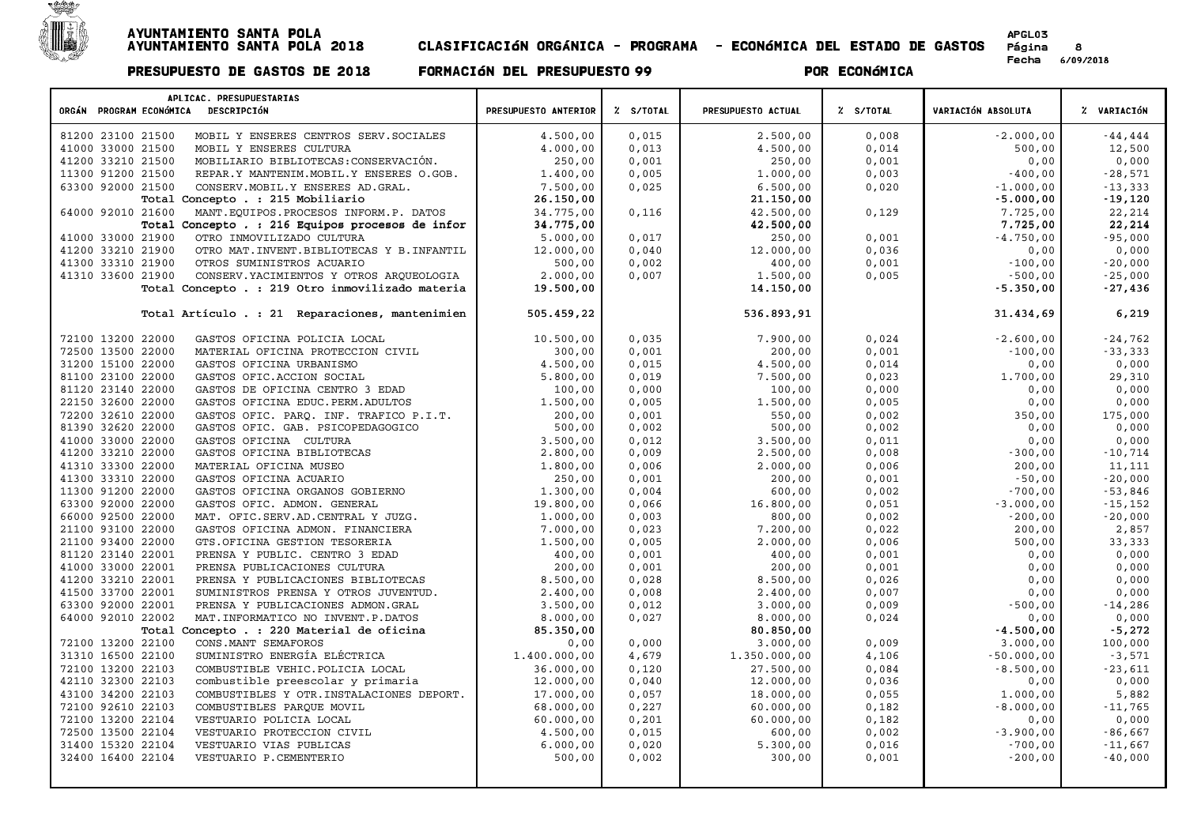# AYUNTAMIENTO SANTA POLA
## AYUNTAMIENTO SANTA POLA 2018 CLASIFICACIóN ORGÁNICA - PROGRAMA - ECONóMICA DEL ESTADO DE GASTOS

**PRESUPUESTO DE GASTOS DE 2018 FORMACIóN DEL PRESUPUESTO 99 POR ECONóMICA**

APGL03
Fecha 6/09/2018

| ORGÁN PROGRAM ECONÓMICA | APLICAC. PRESUPUESTARIAS DESCRIPCIÓN | PRESUPUESTO ANTERIOR | % S/TOTAL | PRESUPUESTO ACTUAL | % S/TOTAL | VARIACIÓN ABSOLUTA | % VARIACIÓN |
|---|---|---|---|---|---|---|---|
| 81200 23100 21500 | MOBIL Y ENSERES CENTROS SERV.SOCIALES | 4.500,00 | 0,015 | 2.500,00 | 0,008 | -2.000,00 | -44,444 |
| 41000 33000 21500 | MOBIL Y ENSERES CULTURA | 4.000,00 | 0,013 | 4.500,00 | 0,014 | 500,00 | 12,500 |
| 41200 33210 21500 | MOBILIARIO BIBLIOTECAS:CONSERVACIÓN. | 250,00 | 0,001 | 250,00 | 0,001 | 0,00 | 0,000 |
| 11300 91200 21500 | REPAR.Y MANTENIM.MOBIL.Y ENSERES O.GOB. | 1.400,00 | 0,005 | 1.000,00 | 0,003 | -400,00 | -28,571 |
| 63300 92000 21500 | CONSERV.MOBIL.Y ENSERES AD.GRAL. | 7.500,00 | 0,025 | 6.500,00 | 0,020 | -1.000,00 | -13,333 |
| | **Total Concepto . : 215 Mobiliario** | **26.150,00** | | **21.150,00** | | **-5.000,00** | **-19,120** |
| 64000 92010 21600 | MANT.EQUIPOS.PROCESOS INFORM.P. DATOS | 34.775,00 | 0,116 | 42.500,00 | 0,129 | 7.725,00 | 22,214 |
| | **Total Concepto . : 216 Equipos procesos de infor** | **34.775,00** | | **42.500,00** | | **7.725,00** | **22,214** |
| 41000 33000 21900 | OTRO INMOVILIZADO CULTURA | 5.000,00 | 0,017 | 250,00 | 0,001 | -4.750,00 | -95,000 |
| 41200 33210 21900 | OTRO MAT.INVENT.BIBLIOTECAS Y B.INFANTIL | 12.000,00 | 0,040 | 12.000,00 | 0,036 | 0,00 | 0,000 |
| 41300 33310 21900 | OTROS SUMINISTROS ACUARIO | 500,00 | 0,002 | 400,00 | 0,001 | -100,00 | -20,000 |
| 41310 33600 21900 | CONSERV.YACIMIENTOS Y OTROS ARQUEOLOGIA | 2.000,00 | 0,007 | 1.500,00 | 0,005 | -500,00 | -25,000 |
| | **Total Concepto . : 219 Otro inmovilizado materia** | **19.500,00** | | **14.150,00** | | **-5.350,00** | **-27,436** |
| | **Total Artículo . : 21 Reparaciones, mantenimien** | **505.459,22** | | **536.893,91** | | **31.434,69** | **6,219** |
| 72100 13200 22000 | GASTOS OFICINA POLICIA LOCAL | 10.500,00 | 0,035 | 7.900,00 | 0,024 | -2.600,00 | -24,762 |
| 72500 13500 22000 | MATERIAL OFICINA PROTECCION CIVIL | 300,00 | 0,001 | 200,00 | 0,001 | -100,00 | -33,333 |
| 31200 15100 22000 | GASTOS OFICINA URBANISMO | 4.500,00 | 0,015 | 4.500,00 | 0,014 | 0,00 | 0,000 |
| 81100 23100 22000 | GASTOS OFIC.ACCION SOCIAL | 5.800,00 | 0,019 | 7.500,00 | 0,023 | 1.700,00 | 29,310 |
| 81120 23140 22000 | GASTOS DE OFICINA CENTRO 3 EDAD | 100,00 | 0,000 | 100,00 | 0,000 | 0,00 | 0,000 |
| 22150 32600 22000 | GASTOS OFICINA EDUC.PERM.ADULTOS | 1.500,00 | 0,005 | 1.500,00 | 0,005 | 0,00 | 0,000 |
| 72200 32610 22000 | GASTOS OFIC. PARQ. INF. TRAFICO P.I.T. | 200,00 | 0,001 | 550,00 | 0,002 | 350,00 | 175,000 |
| 81390 32620 22000 | GASTOS OFIC. GAB. PSICOPEDAGOGICO | 500,00 | 0,002 | 500,00 | 0,002 | 0,00 | 0,000 |
| 41000 33000 22000 | GASTOS OFICINA CULTURA | 3.500,00 | 0,012 | 3.500,00 | 0,011 | 0,00 | 0,000 |
| 41200 33210 22000 | GASTOS OFICINA BIBLIOTECAS | 2.800,00 | 0,009 | 2.500,00 | 0,008 | -300,00 | -10,714 |
| 41310 33300 22000 | MATERIAL OFICINA MUSEO | 1.800,00 | 0,006 | 2.000,00 | 0,006 | 200,00 | 11,111 |
| 41300 33310 22000 | GASTOS OFICINA ACUARIO | 250,00 | 0,001 | 200,00 | 0,001 | -50,00 | -20,000 |
| 11300 91200 22000 | GASTOS OFICINA ORGANOS GOBIERNO | 1.300,00 | 0,004 | 600,00 | 0,002 | -700,00 | -53,846 |
| 63300 92000 22000 | GASTOS OFIC. ADMON. GENERAL | 19.800,00 | 0,066 | 16.800,00 | 0,051 | -3.000,00 | -15,152 |
| 66000 92500 22000 | MAT. OFIC.SERV.AD.CENTRAL Y JUZG. | 1.000,00 | 0,003 | 800,00 | 0,002 | -200,00 | -20,000 |
| 21100 93100 22000 | GASTOS OFICINA ADMON. FINANCIERA | 7.000,00 | 0,023 | 7.200,00 | 0,022 | 200,00 | 2,857 |
| 21100 93400 22000 | GTS.OFICINA GESTION TESORERIA | 1.500,00 | 0,005 | 2.000,00 | 0,006 | 500,00 | 33,333 |
| 81120 23140 22001 | PRENSA Y PUBLIC. CENTRO 3 EDAD | 400,00 | 0,001 | 400,00 | 0,001 | 0,00 | 0,000 |
| 41000 33000 22001 | PRENSA PUBLICACIONES CULTURA | 200,00 | 0,001 | 200,00 | 0,001 | 0,00 | 0,000 |
| 41200 33210 22001 | PRENSA Y PUBLICACIONES BIBLIOTECAS | 8.500,00 | 0,028 | 8.500,00 | 0,026 | 0,00 | 0,000 |
| 41500 33700 22001 | SUMINISTROS PRENSA Y OTROS JUVENTUD. | 2.400,00 | 0,008 | 2.400,00 | 0,007 | 0,00 | 0,000 |
| 63300 92000 22001 | PRENSA Y PUBLICACIONES ADMON.GRAL | 3.500,00 | 0,012 | 3.000,00 | 0,009 | -500,00 | -14,286 |
| 64000 92010 22002 | MAT.INFORMATICO NO INVENT.P.DATOS | 8.000,00 | 0,027 | 8.000,00 | 0,024 | 0,00 | 0,000 |
| | **Total Concepto . : 220 Material de oficina** | **85.350,00** | | **80.850,00** | | **-4.500,00** | **-5,272** |
| 72100 13200 22100 | CONS.MANT SEMAFOROS | 0,00 | 0,000 | 3.000,00 | 0,009 | 3.000,00 | 100,000 |
| 31310 16500 22100 | SUMINISTRO ENERGÍA ELÉCTRICA | 1.400.000,00 | 4,679 | 1.350.000,00 | 4,106 | -50.000,00 | -3,571 |
| 72100 13200 22103 | COMBUSTIBLE VEHIC.POLICIA LOCAL | 36.000,00 | 0,120 | 27.500,00 | 0,084 | -8.500,00 | -23,611 |
| 42110 32300 22103 | combustible preescolar y primaria | 12.000,00 | 0,040 | 12.000,00 | 0,036 | 0,00 | 0,000 |
| 43100 34200 22103 | COMBUSTIBLES Y OTR.INSTALACIONES DEPORT. | 17.000,00 | 0,057 | 18.000,00 | 0,055 | 1.000,00 | 5,882 |
| 72100 92610 22103 | COMBUSTIBLES PARQUE MOVIL | 68.000,00 | 0,227 | 60.000,00 | 0,182 | -8.000,00 | -11,765 |
| 72100 13200 22104 | VESTUARIO POLICIA LOCAL | 60.000,00 | 0,201 | 60.000,00 | 0,182 | 0,00 | 0,000 |
| 72500 13500 22104 | VESTUARIO PROTECCION CIVIL | 4.500,00 | 0,015 | 600,00 | 0,002 | -3.900,00 | -86,667 |
| 31400 15320 22104 | VESTUARIO VIAS PUBLICAS | 6.000,00 | 0,020 | 5.300,00 | 0,016 | -700,00 | -11,667 |
| 32400 16400 22104 | VESTUARIO P.CEMENTERIO | 500,00 | 0,002 | 300,00 | 0,001 | -200,00 | -40,000 |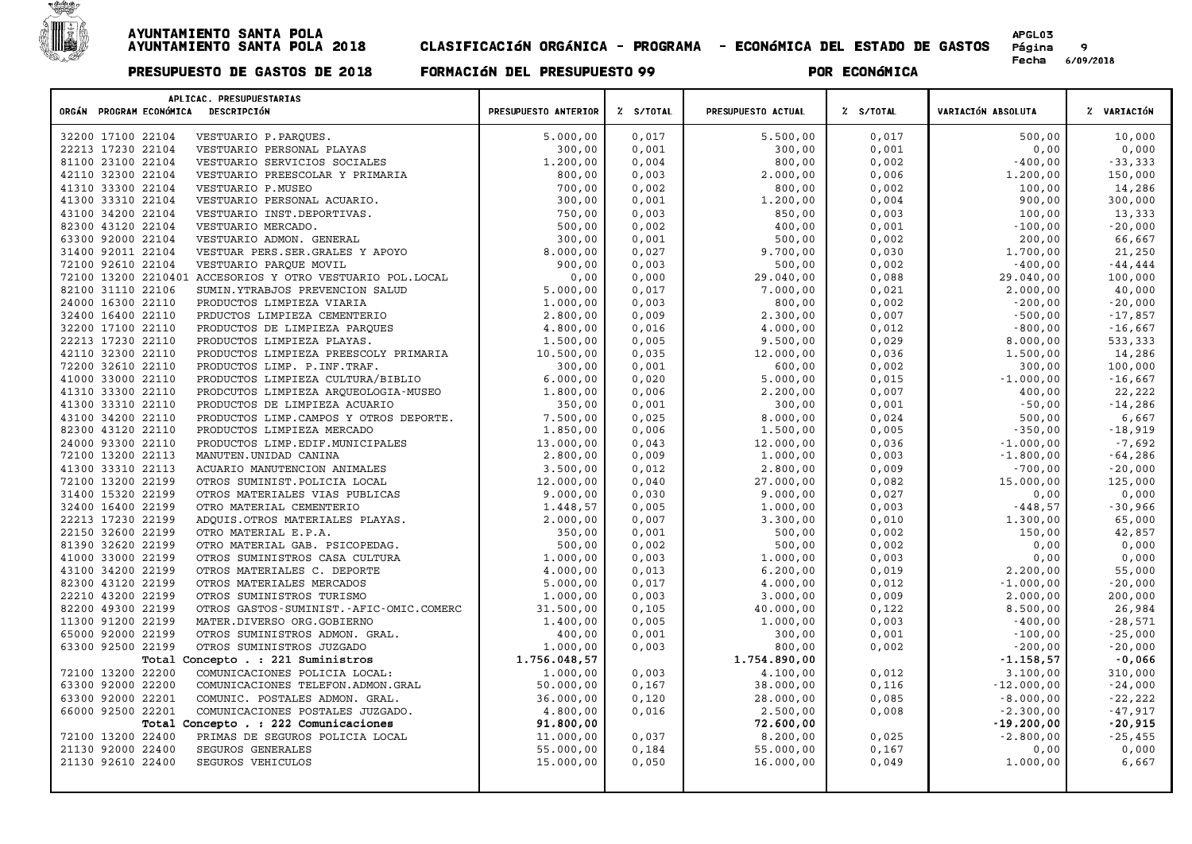# AYUNTAMIENTO SANTA POLA
## AYUNTAMIENTO SANTA POLA 2018 — CLASIFICACIóN ORGÁNICA - PROGRAMA - ECONóMICA DEL ESTADO DE GASTOS

APGL03

Fecha 6/09/2018

**PRESUPUESTO DE GASTOS DE 2018 — FORMACIóN DEL PRESUPUESTO 99 — POR ECONóMICA**

| ORGÁN | PROGRAM | ECONÓMICA | DESCRIPCIÓN | PRESUPUESTO ANTERIOR | % S/TOTAL | PRESUPUESTO ACTUAL | % S/TOTAL | VARIACIÓN ABSOLUTA | % VARIACIÓN |
|---|---|---|---|---|---|---|---|---|---|
| 32200 | 17100 | 22104 | VESTUARIO P.PARQUES. | 5.000,00 | 0,017 | 5.500,00 | 0,017 | 500,00 | 10,000 |
| 22213 | 17230 | 22104 | VESTUARIO PERSONAL PLAYAS | 300,00 | 0,001 | 300,00 | 0,001 | 0,00 | 0,000 |
| 81100 | 23100 | 22104 | VESTUARIO SERVICIOS SOCIALES | 1.200,00 | 0,004 | 800,00 | 0,002 | -400,00 | -33,333 |
| 42110 | 32300 | 22104 | VESTUARIO PREESCOLAR Y PRIMARIA | 800,00 | 0,003 | 2.000,00 | 0,006 | 1.200,00 | 150,000 |
| 41310 | 33300 | 22104 | VESTUARIO P.MUSEO | 700,00 | 0,002 | 800,00 | 0,002 | 100,00 | 14,286 |
| 41300 | 33310 | 22104 | VESTUARIO PERSONAL ACUARIO. | 300,00 | 0,001 | 1.200,00 | 0,004 | 900,00 | 300,000 |
| 43100 | 34200 | 22104 | VESTUARIO INST.DEPORTIVAS. | 750,00 | 0,003 | 850,00 | 0,003 | 100,00 | 13,333 |
| 82300 | 43120 | 22104 | VESTUARIO MERCADO. | 500,00 | 0,002 | 400,00 | 0,001 | -100,00 | -20,000 |
| 63300 | 92000 | 22104 | VESTUARIO ADMON. GENERAL | 300,00 | 0,001 | 500,00 | 0,002 | 200,00 | 66,667 |
| 31400 | 92011 | 22104 | VESTUAR PERS.SER.GRALES Y APOYO | 8.000,00 | 0,027 | 9.700,00 | 0,030 | 1.700,00 | 21,250 |
| 72100 | 92610 | 22104 | VESTUARIO PARQUE MOVIL | 900,00 | 0,003 | 500,00 | 0,002 | -400,00 | -44,444 |
| 72100 | 13200 | 2210401 | ACCESORIOS Y OTRO VESTUARIO POL.LOCAL | 0,00 | 0,000 | 29.040,00 | 0,088 | 29.040,00 | 100,000 |
| 82100 | 31110 | 22106 | SUMIN.YTRABJOS PREVENCION SALUD | 5.000,00 | 0,017 | 7.000,00 | 0,021 | 2.000,00 | 40,000 |
| 24000 | 16300 | 22110 | PRODUCTOS LIMPIEZA VIARIA | 1.000,00 | 0,003 | 800,00 | 0,002 | -200,00 | -20,000 |
| 32400 | 16400 | 22110 | PRDUCTOS LIMPIEZA CEMENTERIO | 2.800,00 | 0,009 | 2.300,00 | 0,007 | -500,00 | -17,857 |
| 32200 | 17100 | 22110 | PRODUCTOS DE LIMPIEZA PARQUES | 4.800,00 | 0,016 | 4.000,00 | 0,012 | -800,00 | -16,667 |
| 22213 | 17230 | 22110 | PRODUCTOS LIMPIEZA PLAYAS. | 1.500,00 | 0,005 | 9.500,00 | 0,029 | 8.000,00 | 533,333 |
| 42110 | 32300 | 22110 | PRODUCTOS LIMPIEZA PREESCOLY PRIMARIA | 10.500,00 | 0,035 | 12.000,00 | 0,036 | 1.500,00 | 14,286 |
| 72200 | 32610 | 22110 | PRODUCTOS LIMP. P.INF.TRAF. | 300,00 | 0,001 | 600,00 | 0,002 | 300,00 | 100,000 |
| 41000 | 33000 | 22110 | PRODUCTOS LIMPIEZA CULTURA/BIBLIO | 6.000,00 | 0,020 | 5.000,00 | 0,015 | -1.000,00 | -16,667 |
| 41310 | 33300 | 22110 | PRODCUTOS LIMPIEZA ARQUEOLOGIA-MUSEO | 1.800,00 | 0,006 | 2.200,00 | 0,007 | 400,00 | 22,222 |
| 41300 | 33310 | 22110 | PRODUCTOS DE LIMPIEZA ACUARIO | 350,00 | 0,001 | 300,00 | 0,001 | -50,00 | -14,286 |
| 43100 | 34200 | 22110 | PRODUCTOS LIMP.CAMPOS Y OTROS DEPORTE. | 7.500,00 | 0,025 | 8.000,00 | 0,024 | 500,00 | 6,667 |
| 82300 | 43120 | 22110 | PRODUCTOS LIMPIEZA MERCADO | 1.850,00 | 0,006 | 1.500,00 | 0,005 | -350,00 | -18,919 |
| 24000 | 93300 | 22110 | PRODUCTOS LIMP.EDIF.MUNICIPALES | 13.000,00 | 0,043 | 12.000,00 | 0,036 | -1.000,00 | -7,692 |
| 72100 | 13200 | 22113 | MANUTEN.UNIDAD CANINA | 2.800,00 | 0,009 | 1.000,00 | 0,003 | -1.800,00 | -64,286 |
| 41300 | 33310 | 22113 | ACUARIO MANUTENCION ANIMALES | 3.500,00 | 0,012 | 2.800,00 | 0,009 | -700,00 | -20,000 |
| 72100 | 13200 | 22199 | OTROS SUMINIST.POLICIA LOCAL | 12.000,00 | 0,040 | 27.000,00 | 0,082 | 15.000,00 | 125,000 |
| 31400 | 15320 | 22199 | OTROS MATERIALES VIAS PUBLICAS | 9.000,00 | 0,030 | 9.000,00 | 0,027 | 0,00 | 0,000 |
| 32400 | 16400 | 22199 | OTRO MATERIAL CEMENTERIO | 1.448,57 | 0,005 | 1.000,00 | 0,003 | -448,57 | -30,966 |
| 22213 | 17230 | 22199 | ADQUIS.OTROS MATERIALES PLAYAS. | 2.000,00 | 0,007 | 3.300,00 | 0,010 | 1.300,00 | 65,000 |
| 22150 | 32600 | 22199 | OTRO MATERIAL E.P.A. | 350,00 | 0,001 | 500,00 | 0,002 | 150,00 | 42,857 |
| 81390 | 32620 | 22199 | OTRO MATERIAL GAB. PSICOPEDAG. | 500,00 | 0,002 | 500,00 | 0,002 | 0,00 | 0,000 |
| 41000 | 33000 | 22199 | OTROS SUMINISTROS CASA CULTURA | 1.000,00 | 0,003 | 1.000,00 | 0,003 | 0,00 | 0,000 |
| 43100 | 34200 | 22199 | OTROS MATERIALES C. DEPORTE | 4.000,00 | 0,013 | 6.200,00 | 0,019 | 2.200,00 | 55,000 |
| 82300 | 43120 | 22199 | OTROS MATERIALES MERCADOS | 5.000,00 | 0,017 | 4.000,00 | 0,012 | -1.000,00 | -20,000 |
| 22210 | 43200 | 22199 | OTROS SUMINISTROS TURISMO | 1.000,00 | 0,003 | 3.000,00 | 0,009 | 2.000,00 | 200,000 |
| 82200 | 49300 | 22199 | OTROS GASTOS-SUMINIST.-AFIC-OMIC.COMERC | 31.500,00 | 0,105 | 40.000,00 | 0,122 | 8.500,00 | 26,984 |
| 11300 | 91200 | 22199 | MATER.DIVERSO ORG.GOBIERNO | 1.400,00 | 0,005 | 1.000,00 | 0,003 | -400,00 | -28,571 |
| 65000 | 92000 | 22199 | OTROS SUMINISTROS ADMON. GRAL. | 400,00 | 0,001 | 300,00 | 0,001 | -100,00 | -25,000 |
| 63300 | 92500 | 22199 | OTROS SUMINISTROS JUZGADO | 1.000,00 | 0,003 | 800,00 | 0,002 | -200,00 | -20,000 |
| | | | **Total Concepto . : 221 Suministros** | **1.756.048,57** | | **1.754.890,00** | | **-1.158,57** | **-0,066** |
| 72100 | 13200 | 22200 | COMUNICACIONES POLICIA LOCAL: | 1.000,00 | 0,003 | 4.100,00 | 0,012 | 3.100,00 | 310,000 |
| 63300 | 92000 | 22200 | COMUNICACIONES TELEFON.ADMON.GRAL | 50.000,00 | 0,167 | 38.000,00 | 0,116 | -12.000,00 | -24,000 |
| 63300 | 92000 | 22201 | COMUNIC. POSTALES ADMON. GRAL. | 36.000,00 | 0,120 | 28.000,00 | 0,085 | -8.000,00 | -22,222 |
| 66000 | 92500 | 22201 | COMUNICACIONES POSTALES JUZGADO. | 4.800,00 | 0,016 | 2.500,00 | 0,008 | -2.300,00 | -47,917 |
| | | | **Total Concepto . : 222 Comunicaciones** | **91.800,00** | | **72.600,00** | | **-19.200,00** | **-20,915** |
| 72100 | 13200 | 22400 | PRIMAS DE SEGUROS POLICIA LOCAL | 11.000,00 | 0,037 | 8.200,00 | 0,025 | -2.800,00 | -25,455 |
| 21130 | 92000 | 22400 | SEGUROS GENERALES | 55.000,00 | 0,184 | 55.000,00 | 0,167 | 0,00 | 0,000 |
| 21130 | 92610 | 22400 | SEGUROS VEHICULOS | 15.000,00 | 0,050 | 16.000,00 | 0,049 | 1.000,00 | 6,667 |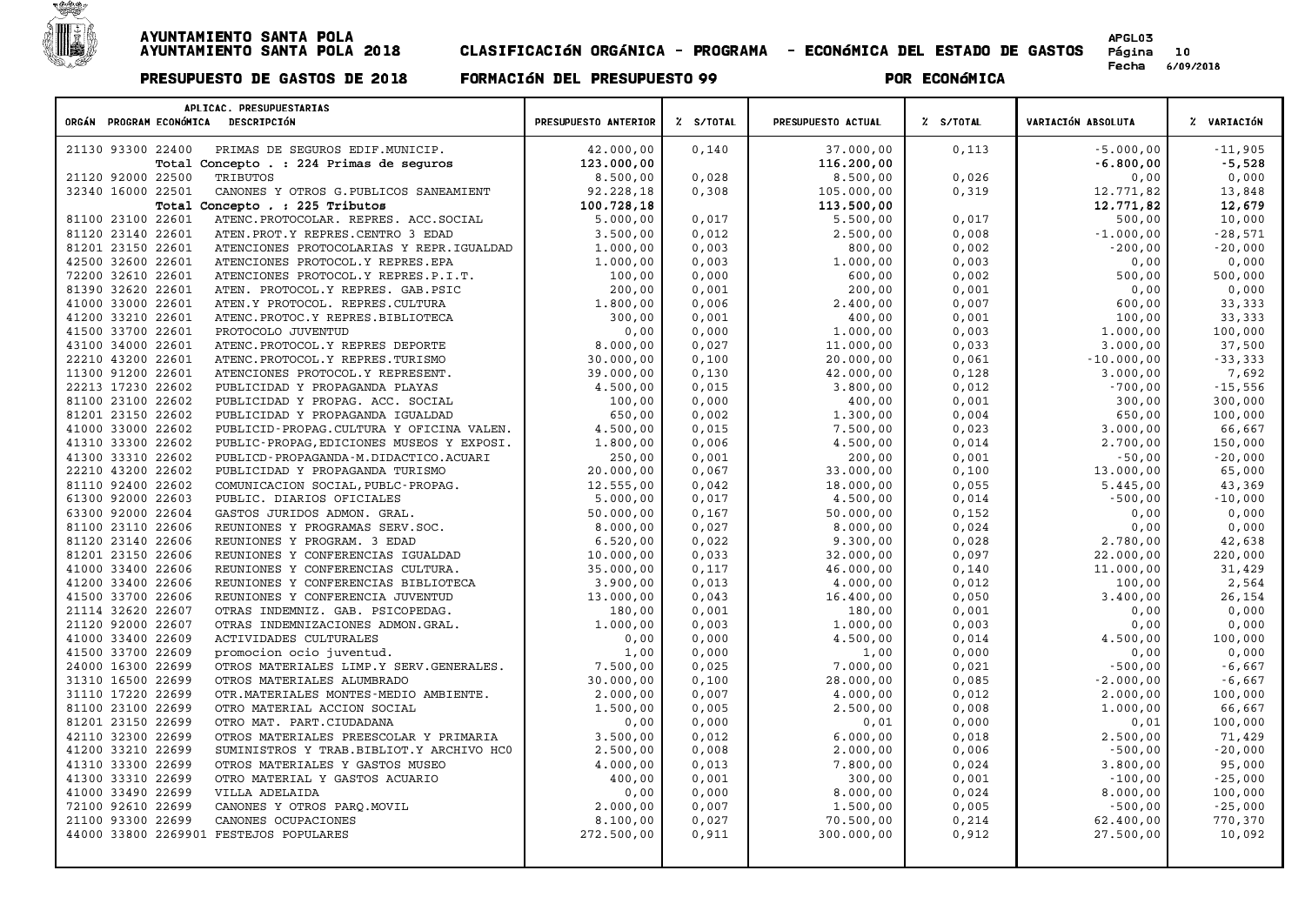# AYUNTAMIENTO SANTA POLA
## AYUNTAMIENTO SANTA POLA 2018 CLASIFICACIóN ORGÁNICA - PROGRAMA - ECONóMICA DEL ESTADO DE GASTOS

APGL03
Página 10
Fecha 6/09/2018

**PRESUPUESTO DE GASTOS DE 2018 FORMACIóN DEL PRESUPUESTO 99 POR ECONóMICA**

| APLICAC. PRESUPUESTARIAS ORGÁN PROGRAM ECONÓMICA | DESCRIPCIÓN | PRESUPUESTO ANTERIOR | % S/TOTAL | PRESUPUESTO ACTUAL | % S/TOTAL | VARIACIÓN ABSOLUTA | % VARIACIÓN |
|---|---|---|---|---|---|---|---|
| 21130 93300 22400 | PRIMAS DE SEGUROS EDIF.MUNICIP. | 42.000,00 | 0,140 | 37.000,00 | 0,113 | -5.000,00 | -11,905 |
| | **Total Concepto . : 224 Primas de seguros** | **123.000,00** | | **116.200,00** | | **-6.800,00** | **-5,528** |
| 21120 92000 22500 | TRIBUTOS | 8.500,00 | 0,028 | 8.500,00 | 0,026 | 0,00 | 0,000 |
| 32340 16000 22501 | CANONES Y OTROS G.PUBLICOS SANEAMIENT | 92.228,18 | 0,308 | 105.000,00 | 0,319 | 12.771,82 | 13,848 |
| | **Total Concepto . : 225 Tributos** | **100.728,18** | | **113.500,00** | | **12.771,82** | **12,679** |
| 81100 23100 22601 | ATENC.PROTOCOLAR. REPRES. ACC.SOCIAL | 5.000,00 | 0,017 | 5.500,00 | 0,017 | 500,00 | 10,000 |
| 81120 23140 22601 | ATEN.PROT.Y REPRES.CENTRO 3 EDAD | 3.500,00 | 0,012 | 2.500,00 | 0,008 | -1.000,00 | -28,571 |
| 81201 23150 22601 | ATENCIONES PROTOCOLARIAS Y REPR.IGUALDAD | 1.000,00 | 0,003 | 800,00 | 0,002 | -200,00 | -20,000 |
| 42500 32600 22601 | ATENCIONES PROTOCOL.Y REPRES.EPA | 1.000,00 | 0,003 | 1.000,00 | 0,003 | 0,00 | 0,000 |
| 72200 32610 22601 | ATENCIONES PROTOCOL.Y REPRES.P.I.T. | 100,00 | 0,000 | 600,00 | 0,002 | 500,00 | 500,000 |
| 81390 32620 22601 | ATEN. PROTOCOL.Y REPRES. GAB.PSIC | 200,00 | 0,001 | 200,00 | 0,001 | 0,00 | 0,000 |
| 41000 33000 22601 | ATEN.Y PROTOCOL. REPRES.CULTURA | 1.800,00 | 0,006 | 2.400,00 | 0,007 | 600,00 | 33,333 |
| 41200 33210 22601 | ATENC.PROTOC.Y REPRES.BIBLIOTECA | 300,00 | 0,001 | 400,00 | 0,001 | 100,00 | 33,333 |
| 41500 33700 22601 | PROTOCOLO JUVENTUD | 0,00 | 0,000 | 1.000,00 | 0,003 | 1.000,00 | 100,000 |
| 43100 34000 22601 | ATENC.PROTOCOL.Y REPRES DEPORTE | 8.000,00 | 0,027 | 11.000,00 | 0,033 | 3.000,00 | 37,500 |
| 22210 43200 22601 | ATENC.PROTOCOL.Y REPRES.TURISMO | 30.000,00 | 0,100 | 20.000,00 | 0,061 | -10.000,00 | -33,333 |
| 11300 91200 22601 | ATENCIONES PROTOCOL.Y REPRESENT. | 39.000,00 | 0,130 | 42.000,00 | 0,128 | 3.000,00 | 7,692 |
| 22213 17230 22602 | PUBLICIDAD Y PROPAGANDA PLAYAS | 4.500,00 | 0,015 | 3.800,00 | 0,012 | -700,00 | -15,556 |
| 81100 23100 22602 | PUBLICIDAD Y PROPAG. ACC. SOCIAL | 100,00 | 0,000 | 400,00 | 0,001 | 300,00 | 300,000 |
| 81201 23150 22602 | PUBLICIDAD Y PROPAGANDA IGUALDAD | 650,00 | 0,002 | 1.300,00 | 0,004 | 650,00 | 100,000 |
| 41000 33000 22602 | PUBLICID-PROPAG.CULTURA Y OFICINA VALEN. | 4.500,00 | 0,015 | 7.500,00 | 0,023 | 3.000,00 | 66,667 |
| 41310 33300 22602 | PUBLIC-PROPAG,EDICIONES MUSEOS Y EXPOSI. | 1.800,00 | 0,006 | 4.500,00 | 0,014 | 2.700,00 | 150,000 |
| 41300 33310 22602 | PUBLICD-PROPAGANDA-M.DIDACTICO.ACUARI | 250,00 | 0,001 | 200,00 | 0,001 | -50,00 | -20,000 |
| 22210 43200 22602 | PUBLICIDAD Y PROPAGANDA TURISMO | 20.000,00 | 0,067 | 33.000,00 | 0,100 | 13.000,00 | 65,000 |
| 81110 92400 22602 | COMUNICACION SOCIAL,PUBLC-PROPAG. | 12.555,00 | 0,042 | 18.000,00 | 0,055 | 5.445,00 | 43,369 |
| 61300 92000 22603 | PUBLIC. DIARIOS OFICIALES | 5.000,00 | 0,017 | 4.500,00 | 0,014 | -500,00 | -10,000 |
| 63300 92000 22604 | GASTOS JURIDOS ADMON. GRAL. | 50.000,00 | 0,167 | 50.000,00 | 0,152 | 0,00 | 0,000 |
| 81100 23110 22606 | REUNIONES Y PROGRAMAS SERV.SOC. | 8.000,00 | 0,027 | 8.000,00 | 0,024 | 0,00 | 0,000 |
| 81120 23140 22606 | REUNIONES Y PROGRAM. 3 EDAD | 6.520,00 | 0,022 | 9.300,00 | 0,028 | 2.780,00 | 42,638 |
| 81201 23150 22606 | REUNIONES Y CONFERENCIAS IGUALDAD | 10.000,00 | 0,033 | 32.000,00 | 0,097 | 22.000,00 | 220,000 |
| 41000 33400 22606 | REUNIONES Y CONFERENCIAS CULTURA. | 35.000,00 | 0,117 | 46.000,00 | 0,140 | 11.000,00 | 31,429 |
| 41200 33400 22606 | REUNIONES Y CONFERENCIAS BIBLIOTECA | 3.900,00 | 0,013 | 4.000,00 | 0,012 | 100,00 | 2,564 |
| 41500 33700 22606 | REUNIONES Y CONFERENCIA JUVENTUD | 13.000,00 | 0,043 | 16.400,00 | 0,050 | 3.400,00 | 26,154 |
| 21114 32620 22607 | OTRAS INDEMNIZ. GAB. PSICOPEDAG. | 180,00 | 0,001 | 180,00 | 0,001 | 0,00 | 0,000 |
| 21120 92000 22607 | OTRAS INDEMNIZACIONES ADMON.GRAL. | 1.000,00 | 0,003 | 1.000,00 | 0,003 | 0,00 | 0,000 |
| 41000 33400 22609 | ACTIVIDADES CULTURALES | 0,00 | 0,000 | 4.500,00 | 0,014 | 4.500,00 | 100,000 |
| 41500 33700 22609 | promocion ocio juventud. | 1,00 | 0,000 | 1,00 | 0,000 | 0,00 | 0,000 |
| 24000 16300 22699 | OTROS MATERIALES LIMP.Y SERV.GENERALES. | 7.500,00 | 0,025 | 7.000,00 | 0,021 | -500,00 | -6,667 |
| 31310 16500 22699 | OTROS MATERIALES ALUMBRADO | 30.000,00 | 0,100 | 28.000,00 | 0,085 | -2.000,00 | -6,667 |
| 31110 17220 22699 | OTR.MATERIALES MONTES-MEDIO AMBIENTE. | 2.000,00 | 0,007 | 4.000,00 | 0,012 | 2.000,00 | 100,000 |
| 81100 23100 22699 | OTRO MATERIAL ACCION SOCIAL | 1.500,00 | 0,005 | 2.500,00 | 0,008 | 1.000,00 | 66,667 |
| 81201 23150 22699 | OTRO MAT. PART.CIUDADANA | 0,00 | 0,000 | 0,01 | 0,000 | 0,01 | 100,000 |
| 42110 32300 22699 | OTROS MATERIALES PREESCOLAR Y PRIMARIA | 3.500,00 | 0,012 | 6.000,00 | 0,018 | 2.500,00 | 71,429 |
| 41200 33210 22699 | SUMINISTROS Y TRAB.BIBLIOT.Y ARCHIVO HC0 | 2.500,00 | 0,008 | 2.000,00 | 0,006 | -500,00 | -20,000 |
| 41310 33300 22699 | OTROS MATERIALES Y GASTOS MUSEO | 4.000,00 | 0,013 | 7.800,00 | 0,024 | 3.800,00 | 95,000 |
| 41300 33310 22699 | OTRO MATERIAL Y GASTOS ACUARIO | 400,00 | 0,001 | 300,00 | 0,001 | -100,00 | -25,000 |
| 41000 33490 22699 | VILLA ADELAIDA | 0,00 | 0,000 | 8.000,00 | 0,024 | 8.000,00 | 100,000 |
| 72100 92610 22699 | CANONES Y OTROS PARQ.MOVIL | 2.000,00 | 0,007 | 1.500,00 | 0,005 | -500,00 | -25,000 |
| 21100 93300 22699 | CANONES OCUPACIONES | 8.100,00 | 0,027 | 70.500,00 | 0,214 | 62.400,00 | 770,370 |
| 44000 33800 2269901 | FESTEJOS POPULARES | 272.500,00 | 0,911 | 300.000,00 | 0,912 | 27.500,00 | 10,092 |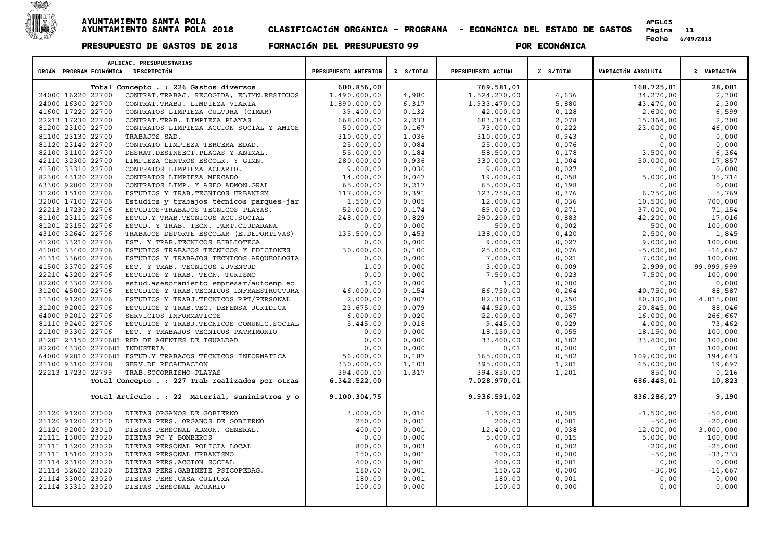# AYUNTAMIENTO SANTA POLA
## AYUNTAMIENTO SANTA POLA 2018 — CLASIFICACIóN ORGÁNICA - PROGRAMA - ECONóMICA DEL ESTADO DE GASTOS

**PRESUPUESTO DE GASTOS DE 2018 — FORMACIóN DEL PRESUPUESTO 99 — POR ECONóMICA**

| ORGÁN | PROGRAM | ECONÓMICA | DESCRIPCIÓN | PRESUPUESTO ANTERIOR | % S/TOTAL | PRESUPUESTO ACTUAL | % S/TOTAL | VARIACIÓN ABSOLUTA | % VARIACIÓN |
|---|---|---|---|---|---|---|---|---|---|
| | | | **Total Concepto . : 226 Gastos diversos** | **600.856,00** | | **769.581,01** | | **168.725,01** | **28,081** |
| 24000 | 16220 | 22700 | CONTRAT.TRABAJ. RECOGIDA, ELIMN.RESIDUOS | 1.490.000,00 | 4,980 | 1.524.270,00 | 4,636 | 34.270,00 | 2,300 |
| 24000 | 16300 | 22700 | CONTRAT.TRABJ. LIMPIEZA VIARIA | 1.890.000,00 | 6,317 | 1.933.470,00 | 5,880 | 43.470,00 | 2,300 |
| 41600 | 17220 | 22700 | CONTRATOS LIMPIEZA CULTURA (CIMAR) | 39.400,00 | 0,132 | 42.000,00 | 0,128 | 2.600,00 | 6,599 |
| 22213 | 17230 | 22700 | CONTRAT.TRAB. LIMPIEZA PLAYAS | 668.000,00 | 2,233 | 683.364,00 | 2,078 | 15.364,00 | 2,300 |
| 81200 | 23100 | 22700 | CONTRATOS LIMPIEZA ACCION SOCIAL Y AMICS | 50.000,00 | 0,167 | 73.000,00 | 0,222 | 23.000,00 | 46,000 |
| 81100 | 23130 | 22700 | TRABAJOS SAD. | 310.000,00 | 1,036 | 310.000,00 | 0,943 | 0,00 | 0,000 |
| 81120 | 23140 | 22700 | CONTRATO LIMPIEZA TERCERA EDAD. | 25.000,00 | 0,084 | 25.000,00 | 0,076 | 0,00 | 0,000 |
| 82100 | 31100 | 22700 | DESRAT.DESINSECT.PLAGAS Y ANIMAL. | 55.000,00 | 0,184 | 58.500,00 | 0,178 | 3.500,00 | 6,364 |
| 42110 | 32300 | 22700 | LIMPIEZA CENTROS ESCOLR. Y GIMN. | 280.000,00 | 0,936 | 330.000,00 | 1,004 | 50.000,00 | 17,857 |
| 41300 | 33310 | 22700 | CONTRATOS LIMPIEZA ACUARIO. | 9.000,00 | 0,030 | 9.000,00 | 0,027 | 0,00 | 0,000 |
| 82300 | 43120 | 22700 | CONTRATOS LIMPIEZA MERCADO | 14.000,00 | 0,047 | 19.000,00 | 0,058 | 5.000,00 | 35,714 |
| 63300 | 92000 | 22700 | CONTRATOS LIMP. Y ASEO ADMON.GRAL | 65.000,00 | 0,217 | 65.000,00 | 0,198 | 0,00 | 0,000 |
| 31200 | 15100 | 22706 | ESTUDIOS Y TRAB.TECNICOS URBANISM | 117.000,00 | 0,391 | 123.750,00 | 0,376 | 6.750,00 | 5,769 |
| 32000 | 17100 | 22706 | Estudios y trabajos técnicos parques-jar | 1.500,00 | 0,005 | 12.000,00 | 0,036 | 10.500,00 | 700,000 |
| 22213 | 17230 | 22706 | ESTUDIOS-TRABAJOS TECNICOS PLAYAS. | 52.000,00 | 0,174 | 89.000,00 | 0,271 | 37.000,00 | 71,154 |
| 81100 | 23110 | 22706 | ESTUD.Y TRAB.TECNICOS ACC.SOCIAL | 248.000,00 | 0,829 | 290.200,00 | 0,883 | 42.200,00 | 17,016 |
| 81201 | 23150 | 22706 | ESTUD. Y TRAB. TECN. PART.CIUDADANA | 0,00 | 0,000 | 500,00 | 0,002 | 500,00 | 100,000 |
| 43100 | 32640 | 22706 | TRABAJOS DEPORTE ESCOLAR (E.DEPORTIVAS) | 135.500,00 | 0,453 | 138.000,00 | 0,420 | 2.500,00 | 1,845 |
| 41200 | 33210 | 22706 | EST. Y TRAB.TECNICOS BIBLIOTECA | 0,00 | 0,000 | 9.000,00 | 0,027 | 9.000,00 | 100,000 |
| 41000 | 33400 | 22706 | ESTUDIOS TRABAJOS TECNICOS Y EDICIONES | 30.000,00 | 0,100 | 25.000,00 | 0,076 | -5.000,00 | -16,667 |
| 41310 | 33600 | 22706 | ESTUDIOS Y TRABAJOS TECNICOS ARQUEOLOGIA | 0,00 | 0,000 | 7.000,00 | 0,021 | 7.000,00 | 100,000 |
| 41500 | 33700 | 22706 | EST. Y TRAB. TECNICOS JUVENTUD | 1,00 | 0,000 | 3.000,00 | 0,009 | 2.999,00 | 99.999,999 |
| 22210 | 43200 | 22706 | ESTUDIOS Y TRAB. TECN. TURISMO | 0,00 | 0,000 | 7.500,00 | 0,023 | 7.500,00 | 100,000 |
| 82200 | 43300 | 22706 | estud.asesoramiento empresar/autoempleo | 1,00 | 0,000 | 1,00 | 0,000 | 0,00 | 0,000 |
| 31200 | 45000 | 22706 | ESTUDIOS Y TRAB.TECNICOS INFRAESTRUCTURA | 46.000,00 | 0,154 | 86.750,00 | 0,264 | 40.750,00 | 88,587 |
| 11300 | 91200 | 22706 | ESTUDIOS Y TRABJ.TECNICOS RPT/PERSONAL | 2.000,00 | 0,007 | 82.300,00 | 0,250 | 80.300,00 | 4.015,000 |
| 31200 | 92000 | 22706 | ESTUDIOS Y TRAB.TEC. DEFENSA JURIDICA | 23.675,00 | 0,079 | 44.520,00 | 0,135 | 20.845,00 | 88,046 |
| 64000 | 92010 | 22706 | SERVICIOS INFORMATICOS | 6.000,00 | 0,020 | 22.000,00 | 0,067 | 16.000,00 | 266,667 |
| 81110 | 92400 | 22706 | ESTUDIOS Y TRABJ.TECNICOS COMUNIC.SOCIAL | 5.445,00 | 0,018 | 9.445,00 | 0,029 | 4.000,00 | 73,462 |
| 21100 | 93300 | 22706 | EST. Y TRABAJOS TECNICOS PATRIMONIO | 0,00 | 0,000 | 18.150,00 | 0,055 | 18.150,00 | 100,000 |
| 81201 | 23150 | 2270601 | RED DE AGENTES DE IGUALDAD | 0,00 | 0,000 | 33.400,00 | 0,102 | 33.400,00 | 100,000 |
| 82200 | 43300 | 2270601 | INDUSTRIA | 0,00 | 0,000 | 0,01 | 0,000 | 0,01 | 100,000 |
| 64000 | 92010 | 2270601 | ESTUD.Y TRABAJOS TÉCNICOS INFORMATICA | 56.000,00 | 0,187 | 165.000,00 | 0,502 | 109.000,00 | 194,643 |
| 21100 | 93100 | 22708 | SERV.DE RECAUDACION | 330.000,00 | 1,103 | 395.000,00 | 1,201 | 65.000,00 | 19,697 |
| 22213 | 17230 | 22799 | TRAB.SOCORRISMO PLAYAS | 394.000,00 | 1,317 | 394.850,00 | 1,201 | 850,00 | 0,216 |
| | | | **Total Concepto . : 227 Trab realizados por otras** | **6.342.522,00** | | **7.028.970,01** | | **686.448,01** | **10,823** |
| | | | **Total Artículo . : 22 Material, suministros y o** | **9.100.304,75** | | **9.936.591,02** | | **836.286,27** | **9,190** |
| 21120 | 91200 | 23000 | DIETAS ORGANOS DE GOBIERNO | 3.000,00 | 0,010 | 1.500,00 | 0,005 | -1.500,00 | -50,000 |
| 21120 | 91200 | 23010 | DIETAS PERS. ORGANOS DE GOBIERNO | 250,00 | 0,001 | 200,00 | 0,001 | -50,00 | -20,000 |
| 21120 | 92000 | 23010 | DIETAS PERSONAL ADMON. GENERAL. | 400,00 | 0,001 | 12.400,00 | 0,038 | 12.000,00 | 3.000,000 |
| 21111 | 13000 | 23020 | DIETAS PC Y BOMBEROS | 0,00 | 0,000 | 5.000,00 | 0,015 | 5.000,00 | 100,000 |
| 21111 | 13200 | 23020 | DIETAS PERSONAL POLICIA LOCAL | 800,00 | 0,003 | 600,00 | 0,002 | -200,00 | -25,000 |
| 21111 | 15100 | 23020 | DIETAS PERSONAL URBANISMO | 150,00 | 0,001 | 100,00 | 0,000 | -50,00 | -33,333 |
| 21114 | 23100 | 23020 | DIETAS PERS.ACCION SOCIAL | 400,00 | 0,001 | 400,00 | 0,001 | 0,00 | 0,000 |
| 21114 | 32620 | 23020 | DIETAS PERS.GABINETE PSICOPEDAG. | 180,00 | 0,001 | 150,00 | 0,000 | -30,00 | -16,667 |
| 21114 | 33000 | 23020 | DIETAS PERS.CASA CULTURA | 180,00 | 0,001 | 180,00 | 0,001 | 0,00 | 0,000 |
| 21114 | 33310 | 23020 | DIETAS PERSONAL ACUARIO | 100,00 | 0,000 | 100,00 | 0,000 | 0,00 | 0,000 |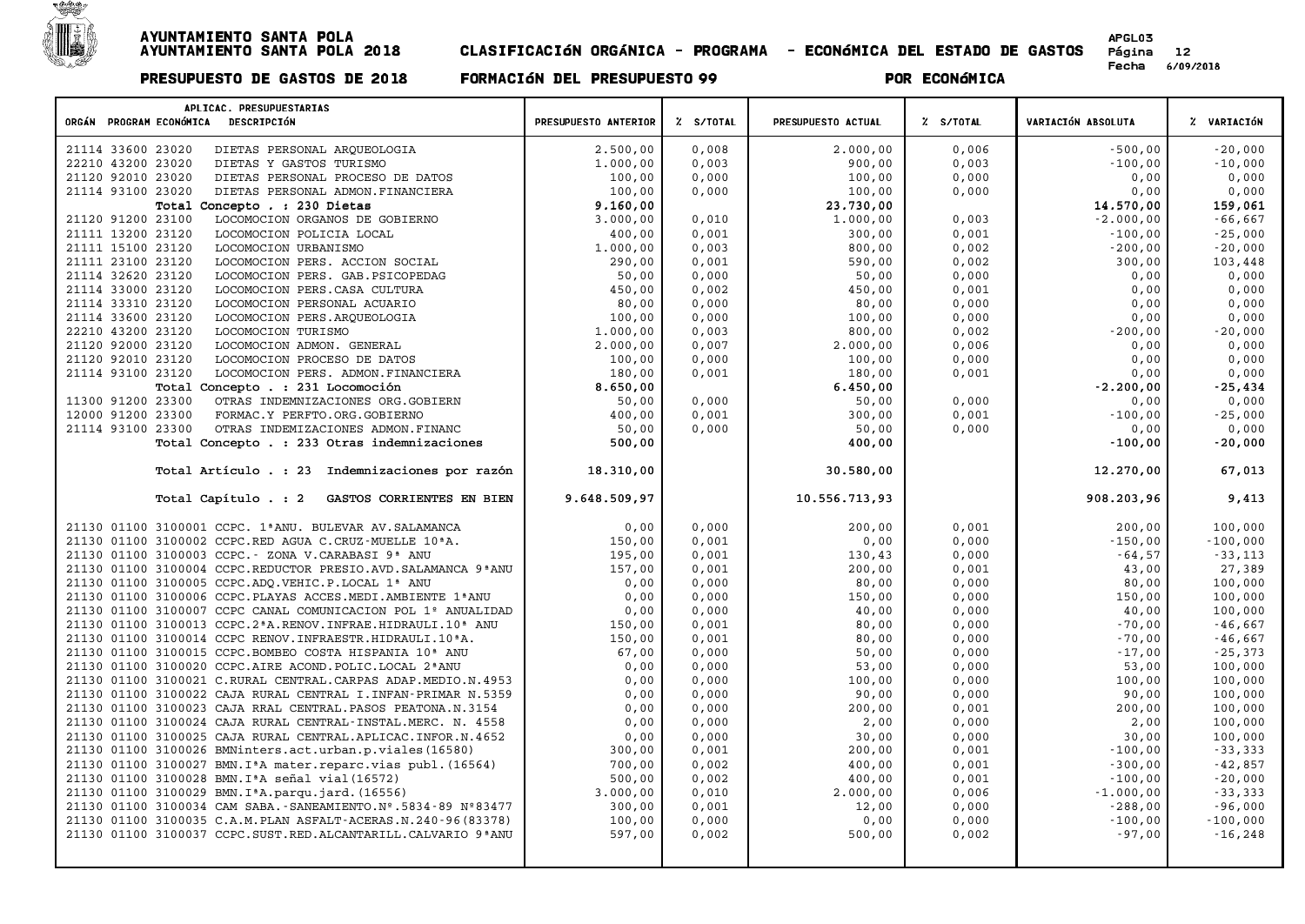# AYUNTAMIENTO SANTA POLA

## AYUNTAMIENTO SANTA POLA 2018 — CLASIFICACIóN ORGÁNICA - PROGRAMA - ECONóMICA DEL ESTADO DE GASTOS

**PRESUPUESTO DE GASTOS DE 2018 — FORMACIóN DEL PRESUPUESTO 99 — POR ECONóMICA**

| ORGÁN | PROGRAM | ECONÓMICA | DESCRIPCIÓN | PRESUPUESTO ANTERIOR | % S/TOTAL | PRESUPUESTO ACTUAL | % S/TOTAL | VARIACIÓN ABSOLUTA | % VARIACIÓN |
|---|---|---|---|---|---|---|---|---|---|
| 21114 | 33600 | 23020 | DIETAS PERSONAL ARQUEOLOGIA | 2.500,00 | 0,008 | 2.000,00 | 0,006 | -500,00 | -20,000 |
| 22210 | 43200 | 23020 | DIETAS Y GASTOS TURISMO | 1.000,00 | 0,003 | 900,00 | 0,003 | -100,00 | -10,000 |
| 21120 | 92010 | 23020 | DIETAS PERSONAL PROCESO DE DATOS | 100,00 | 0,000 | 100,00 | 0,000 | 0,00 | 0,000 |
| 21114 | 93100 | 23020 | DIETAS PERSONAL ADMON.FINANCIERA | 100,00 | 0,000 | 100,00 | 0,000 | 0,00 | 0,000 |
| | | | **Total Concepto . : 230 Dietas** | **9.160,00** | | **23.730,00** | | **14.570,00** | **159,061** |
| 21120 | 91200 | 23100 | LOCOMOCION ORGANOS DE GOBIERNO | 3.000,00 | 0,010 | 1.000,00 | 0,003 | -2.000,00 | -66,667 |
| 21111 | 13200 | 23120 | LOCOMOCION POLICIA LOCAL | 400,00 | 0,001 | 300,00 | 0,001 | -100,00 | -25,000 |
| 21111 | 15100 | 23120 | LOCOMOCION URBANISMO | 1.000,00 | 0,003 | 800,00 | 0,002 | -200,00 | -20,000 |
| 21111 | 23100 | 23120 | LOCOMOCION PERS. ACCION SOCIAL | 290,00 | 0,001 | 590,00 | 0,002 | 300,00 | 103,448 |
| 21114 | 32620 | 23120 | LOCOMOCION PERS. GAB.PSICOPEDAG | 50,00 | 0,000 | 50,00 | 0,000 | 0,00 | 0,000 |
| 21114 | 33000 | 23120 | LOCOMOCION PERS.CASA CULTURA | 450,00 | 0,002 | 450,00 | 0,001 | 0,00 | 0,000 |
| 21114 | 33310 | 23120 | LOCOMOCION PERSONAL ACUARIO | 80,00 | 0,000 | 80,00 | 0,000 | 0,00 | 0,000 |
| 21114 | 33600 | 23120 | LOCOMOCION PERS.ARQUEOLOGIA | 100,00 | 0,000 | 100,00 | 0,000 | 0,00 | 0,000 |
| 22210 | 43200 | 23120 | LOCOMOCION TURISMO | 1.000,00 | 0,003 | 800,00 | 0,002 | -200,00 | -20,000 |
| 21120 | 92000 | 23120 | LOCOMOCION ADMON. GENERAL | 2.000,00 | 0,007 | 2.000,00 | 0,006 | 0,00 | 0,000 |
| 21120 | 92010 | 23120 | LOCOMOCION PROCESO DE DATOS | 100,00 | 0,000 | 100,00 | 0,000 | 0,00 | 0,000 |
| 21114 | 93100 | 23120 | LOCOMOCION PERS. ADMON.FINANCIERA | 180,00 | 0,001 | 180,00 | 0,001 | 0,00 | 0,000 |
| | | | **Total Concepto . : 231 Locomoción** | **8.650,00** | | **6.450,00** | | **-2.200,00** | **-25,434** |
| 11300 | 91200 | 23300 | OTRAS INDEMNIZACIONES ORG.GOBIERN | 50,00 | 0,000 | 50,00 | 0,000 | 0,00 | 0,000 |
| 12000 | 91200 | 23300 | FORMAC.Y PERFTO.ORG.GOBIERNO | 400,00 | 0,001 | 300,00 | 0,001 | -100,00 | -25,000 |
| 21114 | 93100 | 23300 | OTRAS INDEMIZACIONES ADMON.FINANC | 50,00 | 0,000 | 50,00 | 0,000 | 0,00 | 0,000 |
| | | | **Total Concepto . : 233 Otras indemnizaciones** | **500,00** | | **400,00** | | **-100,00** | **-20,000** |
| | | | **Total Artículo . : 23 Indemnizaciones por razón** | **18.310,00** | | **30.580,00** | | **12.270,00** | **67,013** |
| | | | **Total Capítulo . : 2 GASTOS CORRIENTES EN BIEN** | **9.648.509,97** | | **10.556.713,93** | | **908.203,96** | **9,413** |
| 21130 | 01100 | 3100001 | CCPC. 1ªANU. BULEVAR AV.SALAMANCA | 0,00 | 0,000 | 200,00 | 0,001 | 200,00 | 100,000 |
| 21130 | 01100 | 3100002 | CCPC.RED AGUA C.CRUZ-MUELLE 10ªA. | 150,00 | 0,001 | 0,00 | 0,000 | -150,00 | -100,000 |
| 21130 | 01100 | 3100003 | CCPC.- ZONA V.CARABASI 9ª ANU | 195,00 | 0,001 | 130,43 | 0,000 | -64,57 | -33,113 |
| 21130 | 01100 | 3100004 | CCPC.REDUCTOR PRESIO.AVD.SALAMANCA 9ªANU | 157,00 | 0,001 | 200,00 | 0,001 | 43,00 | 27,389 |
| 21130 | 01100 | 3100005 | CCPC.ADQ.VEHIC.P.LOCAL 1ª ANU | 0,00 | 0,000 | 80,00 | 0,000 | 80,00 | 100,000 |
| 21130 | 01100 | 3100006 | CCPC.PLAYAS ACCES.MEDI.AMBIENTE 1ªANU | 0,00 | 0,000 | 150,00 | 0,000 | 150,00 | 100,000 |
| 21130 | 01100 | 3100007 | CCPC CANAL COMUNICACION POL 1ª ANUALIDAD | 0,00 | 0,000 | 40,00 | 0,000 | 40,00 | 100,000 |
| 21130 | 01100 | 3100013 | CCPC.2ªA.RENOV.INFRAE.HIDRAULI.10ª ANU | 150,00 | 0,001 | 80,00 | 0,000 | -70,00 | -46,667 |
| 21130 | 01100 | 3100014 | CCPC RENOV.INFRAESTR.HIDRAULI.10ªA. | 150,00 | 0,001 | 80,00 | 0,000 | -70,00 | -46,667 |
| 21130 | 01100 | 3100015 | CCPC.BOMBEO COSTA HISPANIA 10ª ANU | 67,00 | 0,000 | 50,00 | 0,000 | -17,00 | -25,373 |
| 21130 | 01100 | 3100020 | CCPC.AIRE ACOND.POLIC.LOCAL 2ªANU | 0,00 | 0,000 | 53,00 | 0,000 | 53,00 | 100,000 |
| 21130 | 01100 | 3100021 | C.RURAL CENTRAL.CARPAS ADAP.MEDIO.N.4953 | 0,00 | 0,000 | 100,00 | 0,000 | 100,00 | 100,000 |
| 21130 | 01100 | 3100022 | CAJA RURAL CENTRAL I.INFAN-PRIMAR N.5359 | 0,00 | 0,000 | 90,00 | 0,000 | 90,00 | 100,000 |
| 21130 | 01100 | 3100023 | CAJA RRAL CENTRAL.PASOS PEATONA.N.3154 | 0,00 | 0,000 | 200,00 | 0,001 | 200,00 | 100,000 |
| 21130 | 01100 | 3100024 | CAJA RURAL CENTRAL-INSTAL.MERC. N. 4558 | 0,00 | 0,000 | 2,00 | 0,000 | 2,00 | 100,000 |
| 21130 | 01100 | 3100025 | CAJA RURAL CENTRAL.APLICAC.INFOR.N.4652 | 0,00 | 0,000 | 30,00 | 0,000 | 30,00 | 100,000 |
| 21130 | 01100 | 3100026 | BMNinters.act.urban.p.viales(16580) | 300,00 | 0,001 | 200,00 | 0,001 | -100,00 | -33,333 |
| 21130 | 01100 | 3100027 | BMN.IªA mater.reparc.vias publ.(16564) | 700,00 | 0,002 | 400,00 | 0,001 | -300,00 | -42,857 |
| 21130 | 01100 | 3100028 | BMN.IªA señal vial(16572) | 500,00 | 0,002 | 400,00 | 0,001 | -100,00 | -20,000 |
| 21130 | 01100 | 3100029 | BMN.IªA.parqu.jard.(16556) | 3.000,00 | 0,010 | 2.000,00 | 0,006 | -1.000,00 | -33,333 |
| 21130 | 01100 | 3100034 | CAM SABA.-SANEAMIENTO.Nº.5834-89 Nº83477 | 300,00 | 0,001 | 12,00 | 0,000 | -288,00 | -96,000 |
| 21130 | 01100 | 3100035 | C.A.M.PLAN ASFALT-ACERAS.N.240-96(83378) | 100,00 | 0,000 | 0,00 | 0,000 | -100,00 | -100,000 |
| 21130 | 01100 | 3100037 | CCPC.SUST.RED.ALCANTARILL.CALVARIO 9ªANU | 597,00 | 0,002 | 500,00 | 0,002 | -97,00 | -16,248 |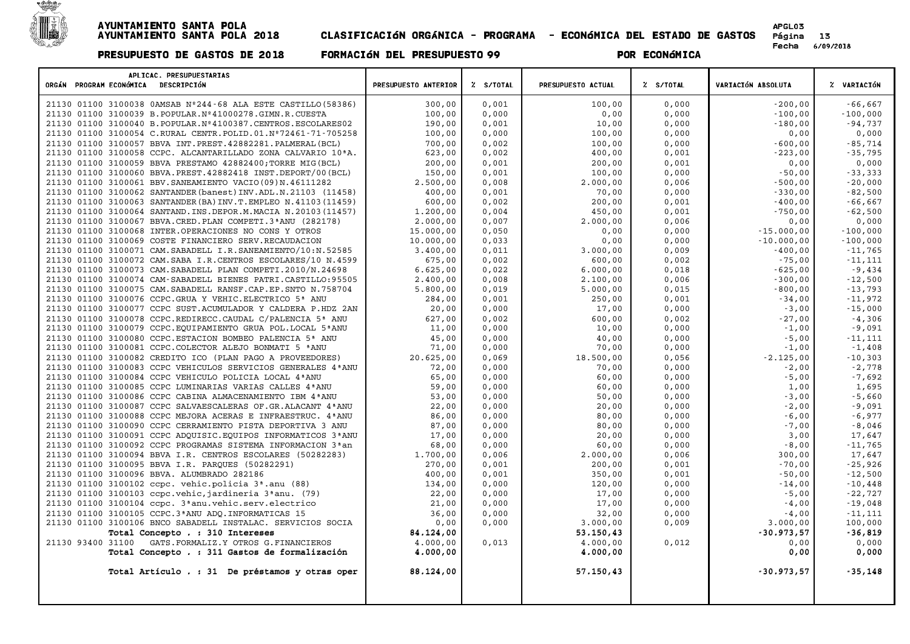# AYUNTAMIENTO SANTA POLA
## AYUNTAMIENTO SANTA POLA 2018 CLASIFICACIóN ORGÁNICA - PROGRAMA - ECONóMICA DEL ESTADO DE GASTOS

**PRESUPUESTO DE GASTOS DE 2018 FORMACIóN DEL PRESUPUESTO 99 POR ECONóMICA**

APGL03
Fecha 6/09/2018

| APLICAC. PRESUPUESTARIAS ORGÁN PROGRAM ECONÓMICA DESCRIPCIÓN | PRESUPUESTO ANTERIOR | % S/TOTAL | PRESUPUESTO ACTUAL | % S/TOTAL | VARIACIÓN ABSOLUTA | % VARIACIÓN |
|---|---|---|---|---|---|---|
| 21130 01100 3100038 0AMSAB Nº244-68 ALA ESTE CASTILLO(58386) | 300,00 | 0,001 | 100,00 | 0,000 | -200,00 | -66,667 |
| 21130 01100 3100039 B.POPULAR.Nº41000278.GIMN.R.CUESTA | 100,00 | 0,000 | 0,00 | 0,000 | -100,00 | -100,000 |
| 21130 01100 3100040 B.POPULAR.Nº4100387.CENTROS.ESCOLARES02 | 190,00 | 0,001 | 10,00 | 0,000 | -180,00 | -94,737 |
| 21130 01100 3100054 C.RURAL CENTR.POLID.01.Nº72461-71-705258 | 100,00 | 0,000 | 100,00 | 0,000 | 0,00 | 0,000 |
| 21130 01100 3100057 BBVA INT.PREST.42882281.PALMERAL(BCL) | 700,00 | 0,002 | 100,00 | 0,000 | -600,00 | -85,714 |
| 21130 01100 3100058 CCPC. ALCANTARILLADO ZONA CALVARIO 10ªA. | 623,00 | 0,002 | 400,00 | 0,001 | -223,00 | -35,795 |
| 21130 01100 3100059 BBVA PRESTAMO 42882400;TORRE MIG(BCL) | 200,00 | 0,001 | 200,00 | 0,001 | 0,00 | 0,000 |
| 21130 01100 3100060 BBVA.PREST.42882418 INST.DEPORT/00(BCL) | 150,00 | 0,001 | 100,00 | 0,000 | -50,00 | -33,333 |
| 21130 01100 3100061 BBV.SANEAMIENTO VACIO(09)N.46111282 | 2.500,00 | 0,008 | 2.000,00 | 0,006 | -500,00 | -20,000 |
| 21130 01100 3100062 SANTANDER(banest)INV.ADL.N.21103 (11458) | 400,00 | 0,001 | 70,00 | 0,000 | -330,00 | -82,500 |
| 21130 01100 3100063 SANTANDER(BA)INV.T.EMPLEO N.41103(11459) | 600,00 | 0,002 | 200,00 | 0,001 | -400,00 | -66,667 |
| 21130 01100 3100064 SANTAND.INS.DEPOR.M.MACIA N.20103(11457) | 1.200,00 | 0,004 | 450,00 | 0,001 | -750,00 | -62,500 |
| 21130 01100 3100067 BBVA.CRED.PLAN COMPETI.3ªANU (282178) | 2.000,00 | 0,007 | 2.000,00 | 0,006 | 0,00 | 0,000 |
| 21130 01100 3100068 INTER.OPERACIONES NO CONS Y OTROS | 15.000,00 | 0,050 | 0,00 | 0,000 | -15.000,00 | -100,000 |
| 21130 01100 3100069 COSTE FINANCIERO SERV.RECAUDACION | 10.000,00 | 0,033 | 0,00 | 0,000 | -10.000,00 | -100,000 |
| 21130 01100 3100071 CAM.SABADELL I.R.SANEAMIENTO/10:N.52585 | 3.400,00 | 0,011 | 3.000,00 | 0,009 | -400,00 | -11,765 |
| 21130 01100 3100072 CAM.SABA I.R.CENTROS ESCOLARES/10 N.4599 | 675,00 | 0,002 | 600,00 | 0,002 | -75,00 | -11,111 |
| 21130 01100 3100073 CAM.SABADELL PLAN COMPETI.2010/N.24698 | 6.625,00 | 0,022 | 6.000,00 | 0,018 | -625,00 | -9,434 |
| 21130 01100 3100074 CAM-SABADELL BIENES PATRI.CASTILLO:95505 | 2.400,00 | 0,008 | 2.100,00 | 0,006 | -300,00 | -12,500 |
| 21130 01100 3100075 CAM.SABADELL RANSF.CAP.EP.SNTO N.758704 | 5.800,00 | 0,019 | 5.000,00 | 0,015 | -800,00 | -13,793 |
| 21130 01100 3100076 CCPC.GRUA Y VEHIC.ELECTRICO 5ª ANU | 284,00 | 0,001 | 250,00 | 0,001 | -34,00 | -11,972 |
| 21130 01100 3100077 CCPC SUST.ACUMULADOR Y CALDERA P.HDZ 2AN | 20,00 | 0,000 | 17,00 | 0,000 | -3,00 | -15,000 |
| 21130 01100 3100078 CCPC.REDIRECC.CAUDAL C/PALENCIA 5ª ANU | 627,00 | 0,002 | 600,00 | 0,002 | -27,00 | -4,306 |
| 21130 01100 3100079 CCPC.EQUIPAMIENTO GRUA POL.LOCAL 5ªANU | 11,00 | 0,000 | 10,00 | 0,000 | -1,00 | -9,091 |
| 21130 01100 3100080 CCPC.ESTACION BOMBEO PALENCIA 5ª ANU | 45,00 | 0,000 | 40,00 | 0,000 | -5,00 | -11,111 |
| 21130 01100 3100081 CCPC.COLECTOR ALEJO BONMATI 5 ªANU | 71,00 | 0,000 | 70,00 | 0,000 | -1,00 | -1,408 |
| 21130 01100 3100082 CREDITO ICO (PLAN PAGO A PROVEEDORES) | 20.625,00 | 0,069 | 18.500,00 | 0,056 | -2.125,00 | -10,303 |
| 21130 01100 3100083 CCPC VEHICULOS SERVICIOS GENERALES 4ªANU | 72,00 | 0,000 | 70,00 | 0,000 | -2,00 | -2,778 |
| 21130 01100 3100084 CCPC VEHICULO POLICIA LOCAL 4ªANU | 65,00 | 0,000 | 60,00 | 0,000 | -5,00 | -7,692 |
| 21130 01100 3100085 CCPC LUMINARIAS VARIAS CALLES 4ªANU | 59,00 | 0,000 | 60,00 | 0,000 | 1,00 | 1,695 |
| 21130 01100 3100086 CCPC CABINA ALMACENAMIENTO IBM 4ªANU | 53,00 | 0,000 | 50,00 | 0,000 | -3,00 | -5,660 |
| 21130 01100 3100087 CCPC SALVAESCALERAS OF.GR.ALACANT 4ªANU | 22,00 | 0,000 | 20,00 | 0,000 | -2,00 | -9,091 |
| 21130 01100 3100088 CCPC MEJORA ACERAS E INFRAESTRUC. 4ªANU | 86,00 | 0,000 | 80,00 | 0,000 | -6,00 | -6,977 |
| 21130 01100 3100090 CCPC CERRAMIENTO PISTA DEPORTIVA 3 ANU | 87,00 | 0,000 | 80,00 | 0,000 | -7,00 | -8,046 |
| 21130 01100 3100091 CCPC ADQUISIC.EQUIPOS INFORMATICOS 3ªANU | 17,00 | 0,000 | 20,00 | 0,000 | 3,00 | 17,647 |
| 21130 01100 3100092 CCPC PROGRAMAS SISTEMA INFORMACION 3ªan | 68,00 | 0,000 | 60,00 | 0,000 | -8,00 | -11,765 |
| 21130 01100 3100094 BBVA I.R. CENTROS ESCOLARES (50282283) | 1.700,00 | 0,006 | 2.000,00 | 0,006 | 300,00 | 17,647 |
| 21130 01100 3100095 BBVA I.R. PARQUES (50282291) | 270,00 | 0,001 | 200,00 | 0,001 | -70,00 | -25,926 |
| 21130 01100 3100096 BBVA. ALUMBRADO 282186 | 400,00 | 0,001 | 350,00 | 0,001 | -50,00 | -12,500 |
| 21130 01100 3100102 ccpc. vehic.policia 3ª.anu (88) | 134,00 | 0,000 | 120,00 | 0,000 | -14,00 | -10,448 |
| 21130 01100 3100103 ccpc.vehic,jardineria 3ªanu. (79) | 22,00 | 0,000 | 17,00 | 0,000 | -5,00 | -22,727 |
| 21130 01100 3100104 ccpc. 3ªanu.vehic.serv.electrico | 21,00 | 0,000 | 17,00 | 0,000 | -4,00 | -19,048 |
| 21130 01100 3100105 CCPC.3ªANU ADQ.INFORMATICAS 15 | 36,00 | 0,000 | 32,00 | 0,000 | -4,00 | -11,111 |
| 21130 01100 3100106 BNCO SABADELL INSTALAC. SERVICIOS SOCIA | 0,00 | 0,000 | 3.000,00 | 0,009 | 3.000,00 | 100,000 |
| **Total Concepto . : 310 Intereses** | **84.124,00** | | **53.150,43** | | **-30.973,57** | **-36,819** |
| 21130 93400 31100 GATS.FORMALIZ.Y OTROS G.FINANCIEROS | 4.000,00 | 0,013 | 4.000,00 | 0,012 | 0,00 | 0,000 |
| **Total Concepto . : 311 Gastos de formalización** | **4.000,00** | | **4.000,00** | | **0,00** | **0,000** |
| **Total Artículo . : 31 De préstamos y otras oper** | **88.124,00** | | **57.150,43** | | **-30.973,57** | **-35,148** |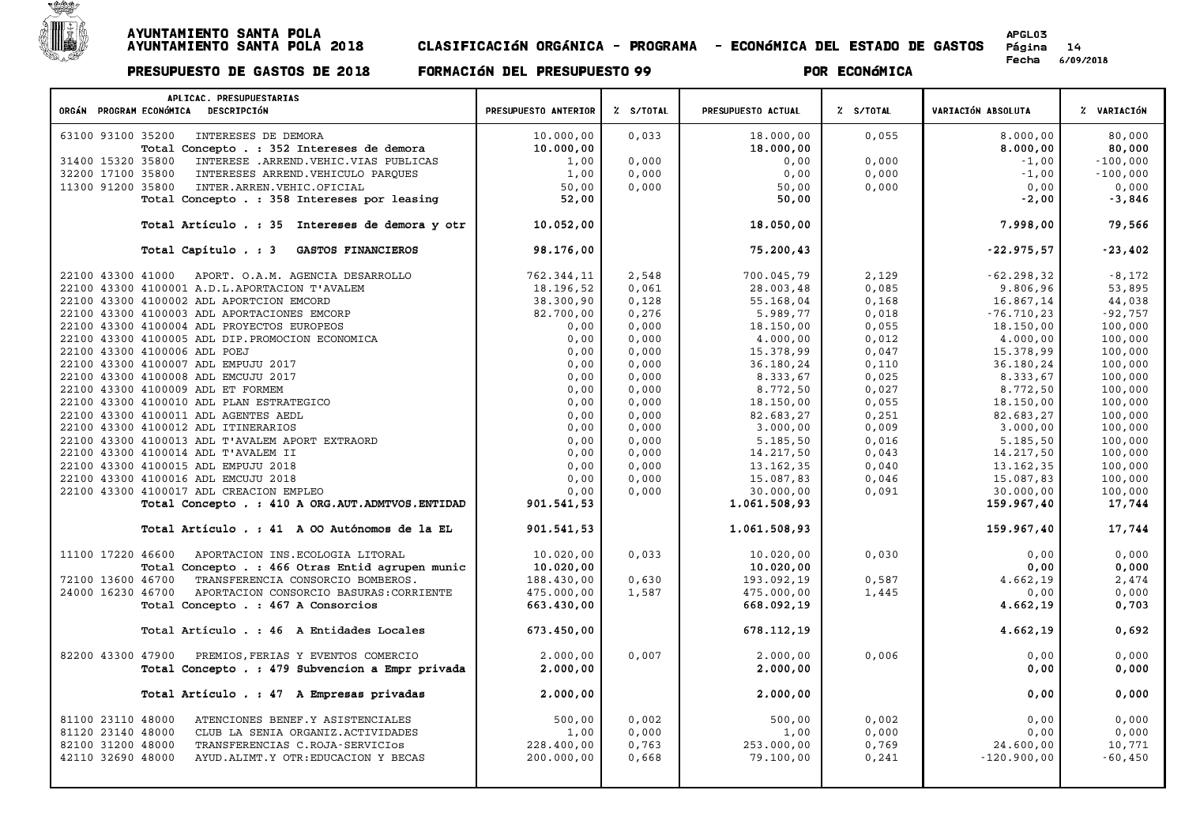# AYUNTAMIENTO SANTA POLA

## AYUNTAMIENTO SANTA POLA 2018 — CLASIFICACIÓN ORGÁNICA - PROGRAMA - ECONÓMICA DEL ESTADO DE GASTOS

APGL03 — Página 14 — Fecha 6/09/2018

**PRESUPUESTO DE GASTOS DE 2018 — FORMACIÓN DEL PRESUPUESTO 99 — POR ECONÓMICA**

| APLICAC. PRESUPUESTARIAS ORGÁN PROGRAM ECONÓMICA DESCRIPCIÓN | PRESUPUESTO ANTERIOR | % S/TOTAL | PRESUPUESTO ACTUAL | % S/TOTAL | VARIACIÓN ABSOLUTA | % VARIACIÓN |
|---|---|---|---|---|---|---|
| 63100 93100 35200 INTERESES DE DEMORA | 10.000,00 | 0,033 | 18.000,00 | 0,055 | 8.000,00 | 80,000 |
| **Total Concepto . : 352 Intereses de demora** | **10.000,00** | | **18.000,00** | | **8.000,00** | **80,000** |
| 31400 15320 35800 INTERESE .ARREND.VEHIC.VIAS PUBLICAS | 1,00 | 0,000 | 0,00 | 0,000 | -1,00 | -100,000 |
| 32200 17100 35800 INTERESES ARREND.VEHICULO PARQUES | 1,00 | 0,000 | 0,00 | 0,000 | -1,00 | -100,000 |
| 11300 91200 35800 INTER.ARREN.VEHIC.OFICIAL | 50,00 | 0,000 | 50,00 | 0,000 | 0,00 | 0,000 |
| **Total Concepto . : 358 Intereses por leasing** | **52,00** | | **50,00** | | **-2,00** | **-3,846** |
| **Total Artículo . : 35 Intereses de demora y otr** | **10.052,00** | | **18.050,00** | | **7.998,00** | **79,566** |
| **Total Capítulo . : 3 GASTOS FINANCIEROS** | **98.176,00** | | **75.200,43** | | **-22.975,57** | **-23,402** |
| 22100 43300 41000 APORT. O.A.M. AGENCIA DESARROLLO | 762.344,11 | 2,548 | 700.045,79 | 2,129 | -62.298,32 | -8,172 |
| 22100 43300 4100001 A.D.L.APORTACION T'AVALEM | 18.196,52 | 0,061 | 28.003,48 | 0,085 | 9.806,96 | 53,895 |
| 22100 43300 4100002 ADL APORTCION EMCORD | 38.300,90 | 0,128 | 55.168,04 | 0,168 | 16.867,14 | 44,038 |
| 22100 43300 4100003 ADL APORTACIONES EMCORP | 82.700,00 | 0,276 | 5.989,77 | 0,018 | -76.710,23 | -92,757 |
| 22100 43300 4100004 ADL PROYECTOS EUROPEOS | 0,00 | 0,000 | 18.150,00 | 0,055 | 18.150,00 | 100,000 |
| 22100 43300 4100005 ADL DIP.PROMOCION ECONOMICA | 0,00 | 0,000 | 4.000,00 | 0,012 | 4.000,00 | 100,000 |
| 22100 43300 4100006 ADL POEJ | 0,00 | 0,000 | 15.378,99 | 0,047 | 15.378,99 | 100,000 |
| 22100 43300 4100007 ADL EMPUJU 2017 | 0,00 | 0,000 | 36.180,24 | 0,110 | 36.180,24 | 100,000 |
| 22100 43300 4100008 ADL EMCUJU 2017 | 0,00 | 0,000 | 8.333,67 | 0,025 | 8.333,67 | 100,000 |
| 22100 43300 4100009 ADL ET FORMEM | 0,00 | 0,000 | 8.772,50 | 0,027 | 8.772,50 | 100,000 |
| 22100 43300 4100010 ADL PLAN ESTRATEGICO | 0,00 | 0,000 | 18.150,00 | 0,055 | 18.150,00 | 100,000 |
| 22100 43300 4100011 ADL AGENTES AEDL | 0,00 | 0,000 | 82.683,27 | 0,251 | 82.683,27 | 100,000 |
| 22100 43300 4100012 ADL ITINERARIOS | 0,00 | 0,000 | 3.000,00 | 0,009 | 3.000,00 | 100,000 |
| 22100 43300 4100013 ADL T'AVALEM APORT EXTRAORD | 0,00 | 0,000 | 5.185,50 | 0,016 | 5.185,50 | 100,000 |
| 22100 43300 4100014 ADL T'AVALEM II | 0,00 | 0,000 | 14.217,50 | 0,043 | 14.217,50 | 100,000 |
| 22100 43300 4100015 ADL EMPUJU 2018 | 0,00 | 0,000 | 13.162,35 | 0,040 | 13.162,35 | 100,000 |
| 22100 43300 4100016 ADL EMCUJU 2018 | 0,00 | 0,000 | 15.087,83 | 0,046 | 15.087,83 | 100,000 |
| 22100 43300 4100017 ADL CREACION EMPLEO | 0,00 | 0,000 | 30.000,00 | 0,091 | 30.000,00 | 100,000 |
| **Total Concepto . : 410 A ORG.AUT.ADMTVOS.ENTIDAD** | **901.541,53** | | **1.061.508,93** | | **159.967,40** | **17,744** |
| **Total Artículo . : 41 A OO Autónomos de la EL** | **901.541,53** | | **1.061.508,93** | | **159.967,40** | **17,744** |
| 11100 17220 46600 APORTACION INS.ECOLOGIA LITORAL | 10.020,00 | 0,033 | 10.020,00 | 0,030 | 0,00 | 0,000 |
| **Total Concepto . : 466 Otras Entid agrupen munic** | **10.020,00** | | **10.020,00** | | **0,00** | **0,000** |
| 72100 13600 46700 TRANSFERENCIA CONSORCIO BOMBEROS. | 188.430,00 | 0,630 | 193.092,19 | 0,587 | 4.662,19 | 2,474 |
| 24000 16230 46700 APORTACION CONSORCIO BASURAS:CORRIENTE | 475.000,00 | 1,587 | 475.000,00 | 1,445 | 0,00 | 0,000 |
| **Total Concepto . : 467 A Consorcios** | **663.430,00** | | **668.092,19** | | **4.662,19** | **0,703** |
| **Total Artículo . : 46 A Entidades Locales** | **673.450,00** | | **678.112,19** | | **4.662,19** | **0,692** |
| 82200 43300 47900 PREMIOS,FERIAS Y EVENTOS COMERCIO | 2.000,00 | 0,007 | 2.000,00 | 0,006 | 0,00 | 0,000 |
| **Total Concepto . : 479 Subvencion a Empr privada** | **2.000,00** | | **2.000,00** | | **0,00** | **0,000** |
| **Total Artículo . : 47 A Empresas privadas** | **2.000,00** | | **2.000,00** | | **0,00** | **0,000** |
| 81100 23110 48000 ATENCIONES BENEF.Y ASISTENCIALES | 500,00 | 0,002 | 500,00 | 0,002 | 0,00 | 0,000 |
| 81120 23140 48000 CLUB LA SENIA ORGANIZ.ACTIVIDADES | 1,00 | 0,000 | 1,00 | 0,000 | 0,00 | 0,000 |
| 82100 31200 48000 TRANSFERENCIAS C.ROJA-SERVICIOs | 228.400,00 | 0,763 | 253.000,00 | 0,769 | 24.600,00 | 10,771 |
| 42110 32690 48000 AYUD.ALIMT.Y OTR:EDUCACION Y BECAS | 200.000,00 | 0,668 | 79.100,00 | 0,241 | -120.900,00 | -60,450 |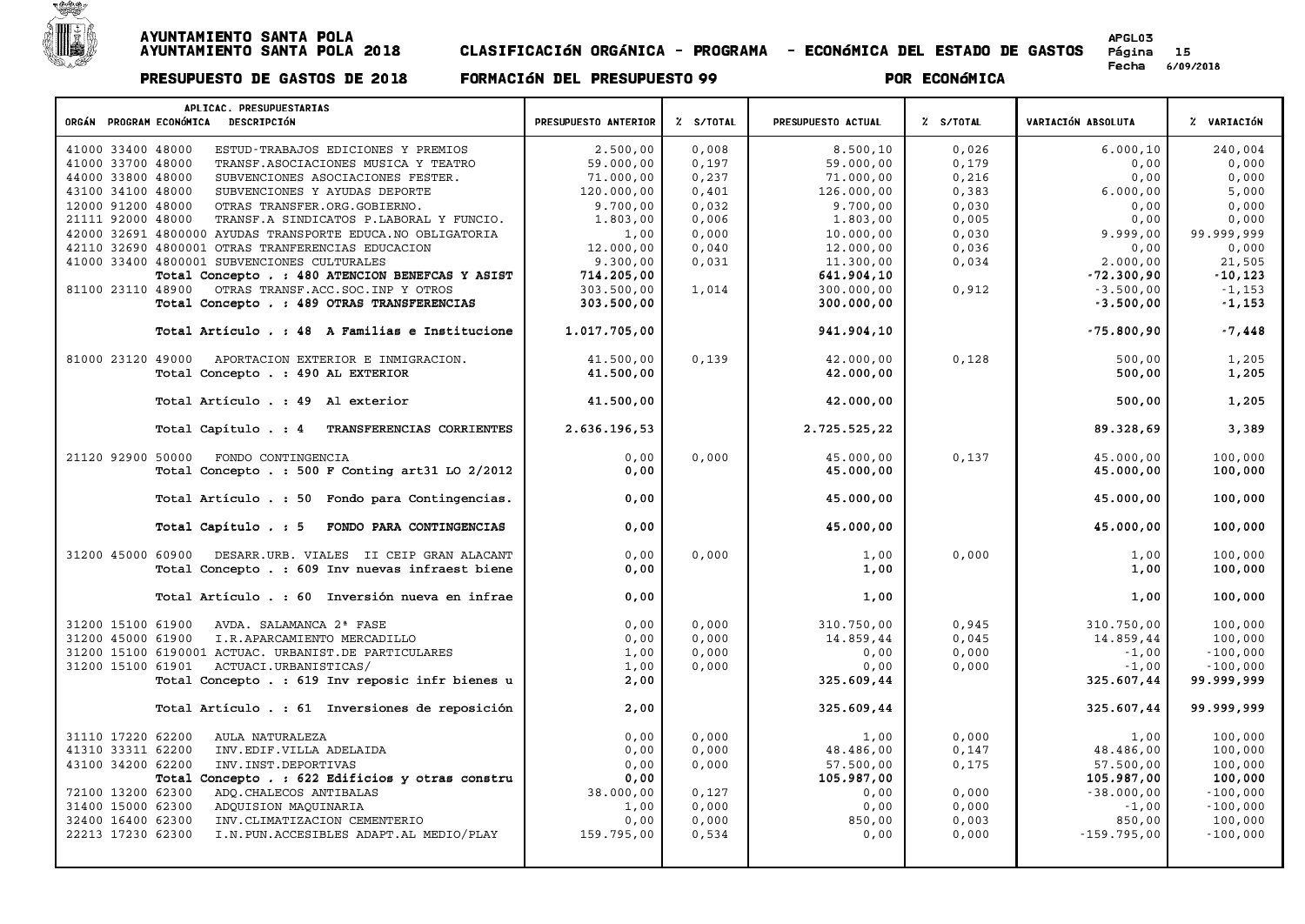# AYUNTAMIENTO SANTA POLA
## AYUNTAMIENTO SANTA POLA 2018 — CLASIFICACIÓN ORGÁNICA - PROGRAMA - ECONÓMICA DEL ESTADO DE GASTOS

APGL03
Página 15
Fecha 6/09/2018

**PRESUPUESTO DE GASTOS DE 2018 — FORMACIÓN DEL PRESUPUESTO 99 — POR ECONÓMICA**

| APLICAC. PRESUPUESTARIAS ORGÁN PROGRAM ECONÓMICA DESCRIPCIÓN | PRESUPUESTO ANTERIOR | % S/TOTAL | PRESUPUESTO ACTUAL | % S/TOTAL | VARIACIÓN ABSOLUTA | % VARIACIÓN |
|---|---|---|---|---|---|---|
| 41000 33400 48000 ESTUD-TRABAJOS EDICIONES Y PREMIOS | 2.500,00 | 0,008 | 8.500,10 | 0,026 | 6.000,10 | 240,004 |
| 41000 33700 48000 TRANSF.ASOCIACIONES MUSICA Y TEATRO | 59.000,00 | 0,197 | 59.000,00 | 0,179 | 0,00 | 0,000 |
| 44000 33800 48000 SUBVENCIONES ASOCIACIONES FESTER. | 71.000,00 | 0,237 | 71.000,00 | 0,216 | 0,00 | 0,000 |
| 43100 34100 48000 SUBVENCIONES Y AYUDAS DEPORTE | 120.000,00 | 0,401 | 126.000,00 | 0,383 | 6.000,00 | 5,000 |
| 12000 91200 48000 OTRAS TRANSFER.ORG.GOBIERNO. | 9.700,00 | 0,032 | 9.700,00 | 0,030 | 0,00 | 0,000 |
| 21111 92000 48000 TRANSF.A SINDICATOS P.LABORAL Y FUNCIO. | 1.803,00 | 0,006 | 1.803,00 | 0,005 | 0,00 | 0,000 |
| 42000 32691 4800000 AYUDAS TRANSPORTE EDUCA.NO OBLIGATORIA | 1,00 | 0,000 | 10.000,00 | 0,030 | 9.999,00 | 99.999,999 |
| 42110 32690 4800001 OTRAS TRANFERENCIAS EDUCACION | 12.000,00 | 0,040 | 12.000,00 | 0,036 | 0,00 | 0,000 |
| 41000 33400 4800001 SUBVENCIONES CULTURALES | 9.300,00 | 0,031 | 11.300,00 | 0,034 | 2.000,00 | 21,505 |
| **Total Concepto . : 480 ATENCION BENEFCAS Y ASIST** | **714.205,00** | | **641.904,10** | | **-72.300,90** | **-10,123** |
| 81100 23110 48900 OTRAS TRANSF.ACC.SOC.INP Y OTROS | 303.500,00 | 1,014 | 300.000,00 | 0,912 | -3.500,00 | -1,153 |
| **Total Concepto . : 489 OTRAS TRANSFERENCIAS** | **303.500,00** | | **300.000,00** | | **-3.500,00** | **-1,153** |
| **Total Artículo . : 48 A Familias e Institucione** | **1.017.705,00** | | **941.904,10** | | **-75.800,90** | **-7,448** |
| 81000 23120 49000 APORTACION EXTERIOR E INMIGRACION. | 41.500,00 | 0,139 | 42.000,00 | 0,128 | 500,00 | 1,205 |
| **Total Concepto . : 490 AL EXTERIOR** | **41.500,00** | | **42.000,00** | | **500,00** | **1,205** |
| **Total Artículo . : 49 Al exterior** | **41.500,00** | | **42.000,00** | | **500,00** | **1,205** |
| **Total Capítulo . : 4 TRANSFERENCIAS CORRIENTES** | **2.636.196,53** | | **2.725.525,22** | | **89.328,69** | **3,389** |
| 21120 92900 50000 FONDO CONTINGENCIA | 0,00 | 0,000 | 45.000,00 | 0,137 | 45.000,00 | 100,000 |
| **Total Concepto . : 500 F Conting art31 LO 2/2012** | **0,00** | | **45.000,00** | | **45.000,00** | **100,000** |
| **Total Artículo . : 50 Fondo para Contingencias.** | **0,00** | | **45.000,00** | | **45.000,00** | **100,000** |
| **Total Capítulo . : 5 FONDO PARA CONTINGENCIAS** | **0,00** | | **45.000,00** | | **45.000,00** | **100,000** |
| 31200 45000 60900 DESARR.URB. VIALES II CEIP GRAN ALACANT | 0,00 | 0,000 | 1,00 | 0,000 | 1,00 | 100,000 |
| **Total Concepto . : 609 Inv nuevas infraest biene** | **0,00** | | **1,00** | | **1,00** | **100,000** |
| **Total Artículo . : 60 Inversión nueva en infrae** | **0,00** | | **1,00** | | **1,00** | **100,000** |
| 31200 15100 61900 AVDA. SALAMANCA 2ª FASE | 0,00 | 0,000 | 310.750,00 | 0,945 | 310.750,00 | 100,000 |
| 31200 45000 61900 I.R.APARCAMIENTO MERCADILLO | 0,00 | 0,000 | 14.859,44 | 0,045 | 14.859,44 | 100,000 |
| 31200 15100 6190001 ACTUAC. URBANIST.DE PARTICULARES | 1,00 | 0,000 | 0,00 | 0,000 | -1,00 | -100,000 |
| 31200 15100 61901 ACTUACI.URBANISTICAS/ | 1,00 | 0,000 | 0,00 | 0,000 | -1,00 | -100,000 |
| **Total Concepto . : 619 Inv reposic infr bienes u** | **2,00** | | **325.609,44** | | **325.607,44** | **99.999,999** |
| **Total Artículo . : 61 Inversiones de reposición** | **2,00** | | **325.609,44** | | **325.607,44** | **99.999,999** |
| 31110 17220 62200 AULA NATURALEZA | 0,00 | 0,000 | 1,00 | 0,000 | 1,00 | 100,000 |
| 41310 33311 62200 INV.EDIF.VILLA ADELAIDA | 0,00 | 0,000 | 48.486,00 | 0,147 | 48.486,00 | 100,000 |
| 43100 34200 62200 INV.INST.DEPORTIVAS | 0,00 | 0,000 | 57.500,00 | 0,175 | 57.500,00 | 100,000 |
| **Total Concepto . : 622 Edificios y otras constru** | **0,00** | | **105.987,00** | | **105.987,00** | **100,000** |
| 72100 13200 62300 ADQ.CHALECOS ANTIBALAS | 38.000,00 | 0,127 | 0,00 | 0,000 | -38.000,00 | -100,000 |
| 31400 15000 62300 ADQUISION MAQUINARIA | 1,00 | 0,000 | 0,00 | 0,000 | -1,00 | -100,000 |
| 32400 16400 62300 INV.CLIMATIZACION CEMENTERIO | 0,00 | 0,000 | 850,00 | 0,003 | 850,00 | 100,000 |
| 22213 17230 62300 I.N.PUN.ACCESIBLES ADAPT.AL MEDIO/PLAY | 159.795,00 | 0,534 | 0,00 | 0,000 | -159.795,00 | -100,000 |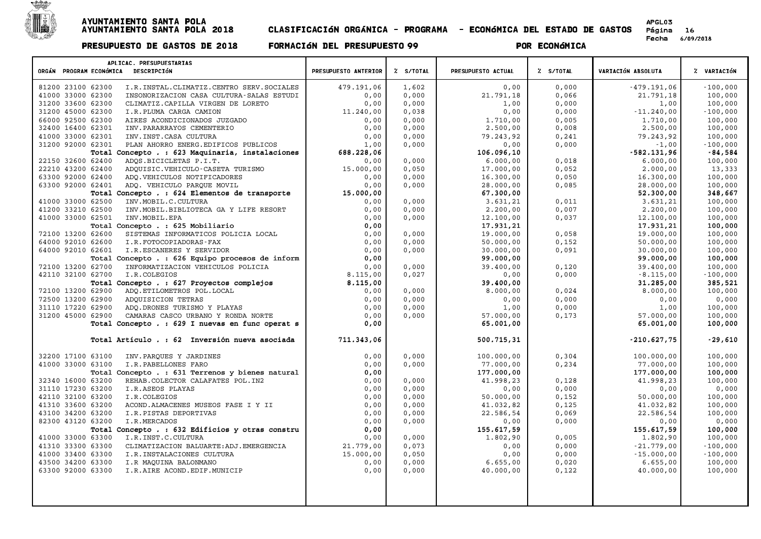# AYUNTAMIENTO SANTA POLA
## AYUNTAMIENTO SANTA POLA 2018 CLASIFICACIóN ORGÁNICA - PROGRAMA - ECONóMICA DEL ESTADO DE GASTOS

APGL03
Fecha 6/09/2018

**PRESUPUESTO DE GASTOS DE 2018 FORMACIóN DEL PRESUPUESTO 99 POR ECONóMICA**

| APLICAC. PRESUPUESTARIAS ORGÁN PROGRAM ECONÓMICA DESCRIPCIÓN | PRESUPUESTO ANTERIOR | % S/TOTAL | PRESUPUESTO ACTUAL | % S/TOTAL | VARIACIÓN ABSOLUTA | % VARIACIÓN |
|---|---|---|---|---|---|---|
| 81200 23100 62300 I.R.INSTAL.CLIMATIZ.CENTRO SERV.SOCIALES | 479.191,06 | 1,602 | 0,00 | 0,000 | -479.191,06 | -100,000 |
| 41000 33000 62300 INSONORIZACION CASA CULTURA-SALAS ESTUDI | 0,00 | 0,000 | 21.791,18 | 0,066 | 21.791,18 | 100,000 |
| 31200 33600 62300 CLIMATIZ.CAPILLA VIRGEN DE LORETO | 0,00 | 0,000 | 1,00 | 0,000 | 1,00 | 100,000 |
| 31200 45000 62300 I.R.PLUMA CARGA CAMION | 11.240,00 | 0,038 | 0,00 | 0,000 | -11.240,00 | -100,000 |
| 66000 92500 62300 AIRES ACONDICIONADOS JUZGADO | 0,00 | 0,000 | 1.710,00 | 0,005 | 1.710,00 | 100,000 |
| 32400 16400 62301 INV.PARARRAYOS CEMENTERIO | 0,00 | 0,000 | 2.500,00 | 0,008 | 2.500,00 | 100,000 |
| 41000 33000 62301 INV.INST.CASA CULTURA | 0,00 | 0,000 | 79.243,92 | 0,241 | 79.243,92 | 100,000 |
| 31200 92000 62301 PLAN AHORRO ENERG.EDIFICOS PUBLICOS | 1,00 | 0,000 | 0,00 | 0,000 | -1,00 | -100,000 |
| **Total Concepto . : 623 Maquinaria, instalaciones** | **688.228,06** | | **106.096,10** | | **-582.131,96** | **-84,584** |
| 22150 32600 62400 ADQS.BICICLETAS P.I.T. | 0,00 | 0,000 | 6.000,00 | 0,018 | 6.000,00 | 100,000 |
| 22210 43200 62400 ADQUISIC.VEHICULO-CASETA TURISMO | 15.000,00 | 0,050 | 17.000,00 | 0,052 | 2.000,00 | 13,333 |
| 63300 92000 62400 ADQ.VEHICULOS NOTIFICADORES | 0,00 | 0,000 | 16.300,00 | 0,050 | 16.300,00 | 100,000 |
| 63300 92000 62401 ADQ. VEHICULO PARQUE MOVIL | 0,00 | 0,000 | 28.000,00 | 0,085 | 28.000,00 | 100,000 |
| **Total Concepto . : 624 Elementos de transporte** | **15.000,00** | | **67.300,00** | | **52.300,00** | **348,667** |
| 41000 33000 62500 INV.MOBIL.C.CULTURA | 0,00 | 0,000 | 3.631,21 | 0,011 | 3.631,21 | 100,000 |
| 41200 33210 62500 INV.MOBIL.BIBLIOTECA GA Y LIFE RESORT | 0,00 | 0,000 | 2.200,00 | 0,007 | 2.200,00 | 100,000 |
| 41000 33000 62501 INV.MOBIL.EPA | 0,00 | 0,000 | 12.100,00 | 0,037 | 12.100,00 | 100,000 |
| **Total Concepto . : 625 Mobiliario** | **0,00** | | **17.931,21** | | **17.931,21** | **100,000** |
| 72100 13200 62600 SISTEMAS INFORMATICOS POLICIA LOCAL | 0,00 | 0,000 | 19.000,00 | 0,058 | 19.000,00 | 100,000 |
| 64000 92010 62600 I.R.FOTOCOPIADORAS-FAX | 0,00 | 0,000 | 50.000,00 | 0,152 | 50.000,00 | 100,000 |
| 64000 92010 62601 I.R.ESCANERES Y SERVIDOR | 0,00 | 0,000 | 30.000,00 | 0,091 | 30.000,00 | 100,000 |
| **Total Concepto . : 626 Equipo procesos de inform** | **0,00** | | **99.000,00** | | **99.000,00** | **100,000** |
| 72100 13200 62700 INFORMATIZACION VEHICULOS POLICIA | 0,00 | 0,000 | 39.400,00 | 0,120 | 39.400,00 | 100,000 |
| 42110 32100 62700 I.R.COLEGIOS | 8.115,00 | 0,027 | 0,00 | 0,000 | -8.115,00 | -100,000 |
| **Total Concepto . : 627 Proyectos complejos** | **8.115,00** | | **39.400,00** | | **31.285,00** | **385,521** |
| 72100 13200 62900 ADQ.ETILOMETROS POL.LOCAL | 0,00 | 0,000 | 8.000,00 | 0,024 | 8.000,00 | 100,000 |
| 72500 13200 62900 ADQUISICION TETRAS | 0,00 | 0,000 | 0,00 | 0,000 | 0,00 | 0,000 |
| 31110 17220 62900 ADQ.DRONES TURISMO Y PLAYAS | 0,00 | 0,000 | 1,00 | 0,000 | 1,00 | 100,000 |
| 31200 45000 62900 CAMARAS CASCO URBANO Y RONDA NORTE | 0,00 | 0,000 | 57.000,00 | 0,173 | 57.000,00 | 100,000 |
| **Total Concepto . : 629 I nuevas en func operat s** | **0,00** | | **65.001,00** | | **65.001,00** | **100,000** |
| **Total Artículo . : 62 Inversión nueva asociada** | **711.343,06** | | **500.715,31** | | **-210.627,75** | **-29,610** |
| 32200 17100 63100 INV.PARQUES Y JARDINES | 0,00 | 0,000 | 100.000,00 | 0,304 | 100.000,00 | 100,000 |
| 41000 33000 63100 I.R.PABELLONES FARO | 0,00 | 0,000 | 77.000,00 | 0,234 | 77.000,00 | 100,000 |
| **Total Concepto . : 631 Terrenos y bienes natural** | **0,00** | | **177.000,00** | | **177.000,00** | **100,000** |
| 32340 16000 63200 REHAB.COLECTOR CALAFATES POL.IN2 | 0,00 | 0,000 | 41.998,23 | 0,128 | 41.998,23 | 100,000 |
| 31110 17230 63200 I.R.ASEOS PLAYAS | 0,00 | 0,000 | 0,00 | 0,000 | 0,00 | 0,000 |
| 42110 32100 63200 I.R.COLEGIOS | 0,00 | 0,000 | 50.000,00 | 0,152 | 50.000,00 | 100,000 |
| 41310 33600 63200 ACOND.ALMACENES MUSEOS FASE I Y II | 0,00 | 0,000 | 41.032,82 | 0,125 | 41.032,82 | 100,000 |
| 43100 34200 63200 I.R.PISTAS DEPORTIVAS | 0,00 | 0,000 | 22.586,54 | 0,069 | 22.586,54 | 100,000 |
| 82300 43120 63200 I.R.MERCADOS | 0,00 | 0,000 | 0,00 | 0,000 | 0,00 | 0,000 |
| **Total Concepto . : 632 Edificios y otras constru** | **0,00** | | **155.617,59** | | **155.617,59** | **100,000** |
| 41000 33000 63300 I.R.INST.C.CULTURA | 0,00 | 0,000 | 1.802,90 | 0,005 | 1.802,90 | 100,000 |
| 41310 33300 63300 CLIMATIZACION BALUARTE:ADJ.EMERGENCIA | 21.779,00 | 0,073 | 0,00 | 0,000 | -21.779,00 | -100,000 |
| 41000 33400 63300 I.R.INSTALACIONES CULTURA | 15.000,00 | 0,050 | 0,00 | 0,000 | -15.000,00 | -100,000 |
| 43500 34200 63300 I.R MAQUINA BALONMANO | 0,00 | 0,000 | 6.655,00 | 0,020 | 6.655,00 | 100,000 |
| 63300 92000 63300 I.R.AIRE ACOND.EDIF.MUNICIP | 0,00 | 0,000 | 40.000,00 | 0,122 | 40.000,00 | 100,000 |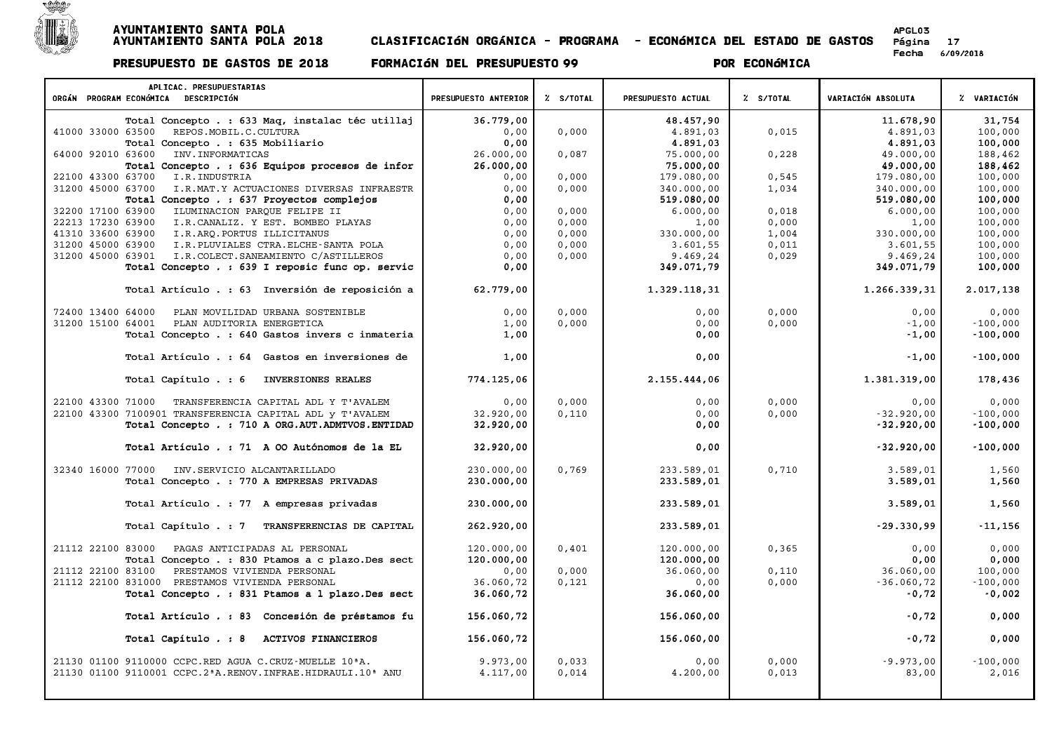# AYUNTAMIENTO SANTA POLA
## AYUNTAMIENTO SANTA POLA 2018 — CLASIFICACIóN ORGÁNICA - PROGRAMA - ECONóMICA DEL ESTADO DE GASTOS

APGL03

**PRESUPUESTO DE GASTOS DE 2018 — FORMACIóN DEL PRESUPUESTO 99 — POR ECONóMICA**

Fecha 6/09/2018

| ORGÁN | PROGRAM | ECONÓMICA | DESCRIPCIÓN | PRESUPUESTO ANTERIOR | % S/TOTAL | PRESUPUESTO ACTUAL | % S/TOTAL | VARIACIÓN ABSOLUTA | % VARIACIÓN |
|---|---|---|---|---|---|---|---|---|---|
| | | | **Total Concepto . : 633 Maq, instalac téc utillaj** | **36.779,00** | | **48.457,90** | | **11.678,90** | **31,754** |
| 41000 | 33000 | 63500 | REPOS.MOBIL.C.CULTURA | 0,00 | 0,000 | 4.891,03 | 0,015 | 4.891,03 | 100,000 |
| | | | **Total Concepto . : 635 Mobiliario** | **0,00** | | **4.891,03** | | **4.891,03** | **100,000** |
| 64000 | 92010 | 63600 | INV.INFORMATICAS | 26.000,00 | 0,087 | 75.000,00 | 0,228 | 49.000,00 | 188,462 |
| | | | **Total Concepto . : 636 Equipos procesos de infor** | **26.000,00** | | **75.000,00** | | **49.000,00** | **188,462** |
| 22100 | 43300 | 63700 | I.R.INDUSTRIA | 0,00 | 0,000 | 179.080,00 | 0,545 | 179.080,00 | 100,000 |
| 31200 | 45000 | 63700 | I.R.MAT.Y ACTUACIONES DIVERSAS INFRAESTR | 0,00 | 0,000 | 340.000,00 | 1,034 | 340.000,00 | 100,000 |
| | | | **Total Concepto . : 637 Proyectos complejos** | **0,00** | | **519.080,00** | | **519.080,00** | **100,000** |
| 32200 | 17100 | 63900 | ILUMINACION PARQUE FELIPE II | 0,00 | 0,000 | 6.000,00 | 0,018 | 6.000,00 | 100,000 |
| 22213 | 17230 | 63900 | I.R.CANALIZ. Y EST. BOMBEO PLAYAS | 0,00 | 0,000 | 1,00 | 0,000 | 1,00 | 100,000 |
| 41310 | 33600 | 63900 | I.R.ARQ.PORTUS ILLICITANUS | 0,00 | 0,000 | 330.000,00 | 1,004 | 330.000,00 | 100,000 |
| 31200 | 45000 | 63900 | I.R.PLUVIALES CTRA.ELCHE-SANTA POLA | 0,00 | 0,000 | 3.601,55 | 0,011 | 3.601,55 | 100,000 |
| 31200 | 45000 | 63901 | I.R.COLECT.SANEAMIENTO C/ASTILLEROS | 0,00 | 0,000 | 9.469,24 | 0,029 | 9.469,24 | 100,000 |
| | | | **Total Concepto . : 639 I reposic func op. servic** | **0,00** | | **349.071,79** | | **349.071,79** | **100,000** |
| | | | **Total Artículo . : 63 Inversión de reposición a** | **62.779,00** | | **1.329.118,31** | | **1.266.339,31** | **2.017,138** |
| 72400 | 13400 | 64000 | PLAN MOVILIDAD URBANA SOSTENIBLE | 0,00 | 0,000 | 0,00 | 0,000 | 0,00 | 0,000 |
| 31200 | 15100 | 64001 | PLAN AUDITORIA ENERGETICA | 1,00 | 0,000 | 0,00 | 0,000 | -1,00 | -100,000 |
| | | | **Total Concepto . : 640 Gastos invers c inmateria** | **1,00** | | **0,00** | | **-1,00** | **-100,000** |
| | | | **Total Artículo . : 64 Gastos en inversiones de** | **1,00** | | **0,00** | | **-1,00** | **-100,000** |
| | | | **Total Capítulo . : 6 INVERSIONES REALES** | **774.125,06** | | **2.155.444,06** | | **1.381.319,00** | **178,436** |
| 22100 | 43300 | 71000 | TRANSFERENCIA CAPITAL ADL Y T'AVALEM | 0,00 | 0,000 | 0,00 | 0,000 | 0,00 | 0,000 |
| 22100 | 43300 | 7100901 | TRANSFERENCIA CAPITAL ADL y T'AVALEM | 32.920,00 | 0,110 | 0,00 | 0,000 | -32.920,00 | -100,000 |
| | | | **Total Concepto . : 710 A ORG.AUT.ADMTVOS.ENTIDAD** | **32.920,00** | | **0,00** | | **-32.920,00** | **-100,000** |
| | | | **Total Artículo . : 71 A OO Autónomos de la EL** | **32.920,00** | | **0,00** | | **-32.920,00** | **-100,000** |
| 32340 | 16000 | 77000 | INV.SERVICIO ALCANTARILLADO | 230.000,00 | 0,769 | 233.589,01 | 0,710 | 3.589,01 | 1,560 |
| | | | **Total Concepto . : 770 A EMPRESAS PRIVADAS** | **230.000,00** | | **233.589,01** | | **3.589,01** | **1,560** |
| | | | **Total Artículo . : 77 A empresas privadas** | **230.000,00** | | **233.589,01** | | **3.589,01** | **1,560** |
| | | | **Total Capítulo . : 7 TRANSFERENCIAS DE CAPITAL** | **262.920,00** | | **233.589,01** | | **-29.330,99** | **-11,156** |
| 21112 | 22100 | 83000 | PAGAS ANTICIPADAS AL PERSONAL | 120.000,00 | 0,401 | 120.000,00 | 0,365 | 0,00 | 0,000 |
| | | | **Total Concepto . : 830 Ptamos a c plazo.Des sect** | **120.000,00** | | **120.000,00** | | **0,00** | **0,000** |
| 21112 | 22100 | 83100 | PRESTAMOS VIVIENDA PERSONAL | 0,00 | 0,000 | 36.060,00 | 0,110 | 36.060,00 | 100,000 |
| 21112 | 22100 | 831000 | PRESTAMOS VIVIENDA PERSONAL | 36.060,72 | 0,121 | 0,00 | 0,000 | -36.060,72 | -100,000 |
| | | | **Total Concepto . : 831 Ptamos a l plazo.Des sect** | **36.060,72** | | **36.060,00** | | **-0,72** | **-0,002** |
| | | | **Total Artículo . : 83 Concesión de préstamos fu** | **156.060,72** | | **156.060,00** | | **-0,72** | **0,000** |
| | | | **Total Capítulo . : 8 ACTIVOS FINANCIEROS** | **156.060,72** | | **156.060,00** | | **-0,72** | **0,000** |
| 21130 | 01100 | 9110000 | CCPC.RED AGUA C.CRUZ-MUELLE 10ªA. | 9.973,00 | 0,033 | 0,00 | 0,000 | -9.973,00 | -100,000 |
| 21130 | 01100 | 9110001 | CCPC.2ªA.RENOV.INFRAE.HIDRAULI.10ª ANU | 4.117,00 | 0,014 | 4.200,00 | 0,013 | 83,00 | 2,016 |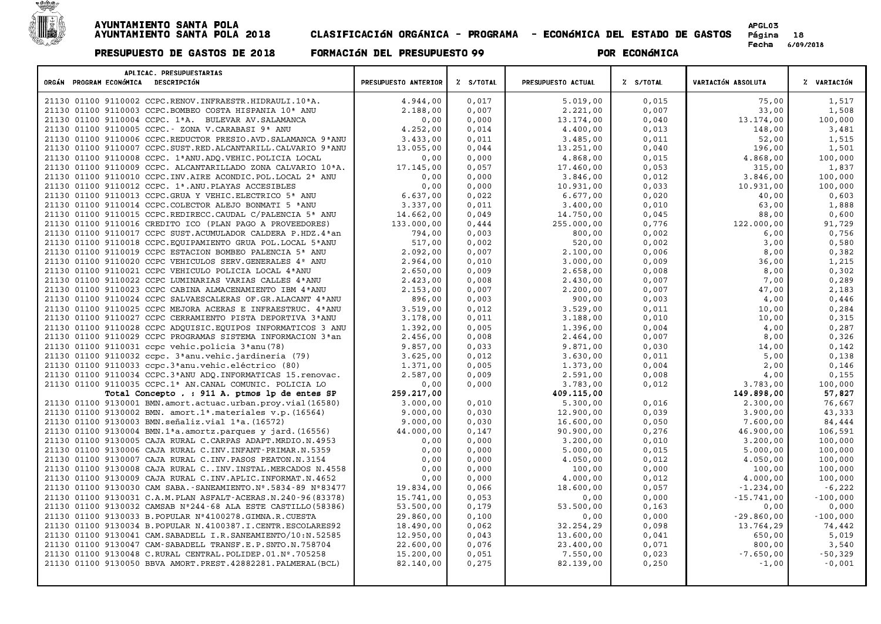# AYUNTAMIENTO SANTA POLA
# AYUNTAMIENTO SANTA POLA 2018 CLASIFICACIÓN ORGÁNICA - PROGRAMA - ECONÓMICA DEL ESTADO DE GASTOS

APGL03
Página 18
Fecha 6/09/2018

**PRESUPUESTO DE GASTOS DE 2018 FORMACIÓN DEL PRESUPUESTO 99 POR ECONÓMICA**

| APLICAC. PRESUPUESTARIAS ORGÁN PROGRAM ECONÓMICA DESCRIPCIÓN | PRESUPUESTO ANTERIOR | % S/TOTAL | PRESUPUESTO ACTUAL | % S/TOTAL | VARIACIÓN ABSOLUTA | % VARIACIÓN |
|---|---|---|---|---|---|---|
| 21130 01100 9110002 CCPC.RENOV.INFRAESTR.HIDRAULI.10ªA. | 4.944,00 | 0,017 | 5.019,00 | 0,015 | 75,00 | 1,517 |
| 21130 01100 9110003 CCPC.BOMBEO COSTA HISPANIA 10ª ANU | 2.188,00 | 0,007 | 2.221,00 | 0,007 | 33,00 | 1,508 |
| 21130 01100 9110004 CCPC. 1ªA. BULEVAR AV.SALAMANCA | 0,00 | 0,000 | 13.174,00 | 0,040 | 13.174,00 | 100,000 |
| 21130 01100 9110005 CCPC.- ZONA V.CARABASI 9ª ANU | 4.252,00 | 0,014 | 4.400,00 | 0,013 | 148,00 | 3,481 |
| 21130 01100 9110006 CCPC.REDUCTOR PRESIO.AVD.SALAMANCA 9ªANU | 3.433,00 | 0,011 | 3.485,00 | 0,011 | 52,00 | 1,515 |
| 21130 01100 9110007 CCPC.SUST.RED.ALCANTARILL.CALVARIO 9ªANU | 13.055,00 | 0,044 | 13.251,00 | 0,040 | 196,00 | 1,501 |
| 21130 01100 9110008 CCPC. 1ªANU.ADQ.VEHIC.POLICIA LOCAL | 0,00 | 0,000 | 4.868,00 | 0,015 | 4.868,00 | 100,000 |
| 21130 01100 9110009 CCPC. ALCANTARILLADO ZONA CALVARIO 10ªA. | 17.145,00 | 0,057 | 17.460,00 | 0,053 | 315,00 | 1,837 |
| 21130 01100 9110010 CCPC.INV.AIRE ACONDIC.POL.LOCAL 2ª ANU | 0,00 | 0,000 | 3.846,00 | 0,012 | 3.846,00 | 100,000 |
| 21130 01100 9110012 CCPC. 1ª.ANU.PLAYAS ACCESIBLES | 0,00 | 0,000 | 10.931,00 | 0,033 | 10.931,00 | 100,000 |
| 21130 01100 9110013 CCPC.GRUA Y VEHIC.ELECTRICO 5ª ANU | 6.637,00 | 0,022 | 6.677,00 | 0,020 | 40,00 | 0,603 |
| 21130 01100 9110014 CCPC.COLECTOR ALEJO BONMATI 5 ªANU | 3.337,00 | 0,011 | 3.400,00 | 0,010 | 63,00 | 1,888 |
| 21130 01100 9110015 CCPC.REDIRECC.CAUDAL C/PALENCIA 5ª ANU | 14.662,00 | 0,049 | 14.750,00 | 0,045 | 88,00 | 0,600 |
| 21130 01100 9110016 CREDITO ICO (PLAN PAGO A PROVEEDORES) | 133.000,00 | 0,444 | 255.000,00 | 0,776 | 122.000,00 | 91,729 |
| 21130 01100 9110017 CCPC SUST.ACUMULADOR CALDERA P.HDZ.4ªan | 794,00 | 0,003 | 800,00 | 0,002 | 6,00 | 0,756 |
| 21130 01100 9110018 CCPC.EQUIPAMIENTO GRUA POL.LOCAL 5ªANU | 517,00 | 0,002 | 520,00 | 0,002 | 3,00 | 0,580 |
| 21130 01100 9110019 CCPC ESTACION BOMBEO PALENCIA 5ª ANU | 2.092,00 | 0,007 | 2.100,00 | 0,006 | 8,00 | 0,382 |
| 21130 01100 9110020 CCPC VEHICULOS SERV.GENERALES 4ª ANU | 2.964,00 | 0,010 | 3.000,00 | 0,009 | 36,00 | 1,215 |
| 21130 01100 9110021 CCPC VEHICULO POLICIA LOCAL 4ªANU | 2.650,00 | 0,009 | 2.658,00 | 0,008 | 8,00 | 0,302 |
| 21130 01100 9110022 CCPC LUMINARIAS VARIAS CALLES 4ªANU | 2.423,00 | 0,008 | 2.430,00 | 0,007 | 7,00 | 0,289 |
| 21130 01100 9110023 CCPC CABINA ALMACENAMIENTO IBM 4ªANU | 2.153,00 | 0,007 | 2.200,00 | 0,007 | 47,00 | 2,183 |
| 21130 01100 9110024 CCPC SALVAESCALERAS OF.GR.ALACANT 4ªANU | 896,00 | 0,003 | 900,00 | 0,003 | 4,00 | 0,446 |
| 21130 01100 9110025 CCPC MEJORA ACERAS E INFRAESTRUC. 4ªANU | 3.519,00 | 0,012 | 3.529,00 | 0,011 | 10,00 | 0,284 |
| 21130 01100 9110027 CCPC CERRAMIENTO PISTA DEPORTIVA 3ªANU | 3.178,00 | 0,011 | 3.188,00 | 0,010 | 10,00 | 0,315 |
| 21130 01100 9110028 CCPC ADQUISIC.EQUIPOS INFORMATICOS 3 ANU | 1.392,00 | 0,005 | 1.396,00 | 0,004 | 4,00 | 0,287 |
| 21130 01100 9110029 CCPC PROGRAMAS SISTEMA INFORMACION 3ªan | 2.456,00 | 0,008 | 2.464,00 | 0,007 | 8,00 | 0,326 |
| 21130 01100 9110031 ccpc vehic.policia 3ªanu(78) | 9.857,00 | 0,033 | 9.871,00 | 0,030 | 14,00 | 0,142 |
| 21130 01100 9110032 ccpc. 3ªanu.vehic.jardineria (79) | 3.625,00 | 0,012 | 3.630,00 | 0,011 | 5,00 | 0,138 |
| 21130 01100 9110033 ccpc.3ªanu.vehic.eléctrico (80) | 1.371,00 | 0,005 | 1.373,00 | 0,004 | 2,00 | 0,146 |
| 21130 01100 9110034 CCPC.3ªANU ADQ.INFORMATICAS 15.renovac. | 2.587,00 | 0,009 | 2.591,00 | 0,008 | 4,00 | 0,155 |
| 21130 01100 9110035 CCPC.1ª AN.CANAL COMUNIC. POLICIA LO | 0,00 | 0,000 | 3.783,00 | 0,012 | 3.783,00 | 100,000 |
| **Total Concepto . : 911 A. ptmos lp de entes SP** | **259.217,00** | | **409.115,00** | | **149.898,00** | **57,827** |
| 21130 01100 9130001 BMN.amort.actuac.urban.proy.vial(16580) | 3.000,00 | 0,010 | 5.300,00 | 0,016 | 2.300,00 | 76,667 |
| 21130 01100 9130002 BMN. amort.1ª.materiales v.p.(16564) | 9.000,00 | 0,030 | 12.900,00 | 0,039 | 3.900,00 | 43,333 |
| 21130 01100 9130003 BMN.señaliz.vial 1ªa.(16572) | 9.000,00 | 0,030 | 16.600,00 | 0,050 | 7.600,00 | 84,444 |
| 21130 01100 9130004 BMN.1ªa.amortz.parques y jard.(16556) | 44.000,00 | 0,147 | 90.900,00 | 0,276 | 46.900,00 | 106,591 |
| 21130 01100 9130005 CAJA RURAL C.CARPAS ADAPT.MRDIO.N.4953 | 0,00 | 0,000 | 3.200,00 | 0,010 | 3.200,00 | 100,000 |
| 21130 01100 9130006 CAJA RURAL C.INV.INFANT-PRIMAR.N.5359 | 0,00 | 0,000 | 5.000,00 | 0,015 | 5.000,00 | 100,000 |
| 21130 01100 9130007 CAJA RURAL C.INV.PASOS PEATON.N.3154 | 0,00 | 0,000 | 4.050,00 | 0,012 | 4.050,00 | 100,000 |
| 21130 01100 9130008 CAJA RURAL C..INV.INSTAL.MERCADOS N.4558 | 0,00 | 0,000 | 100,00 | 0,000 | 100,00 | 100,000 |
| 21130 01100 9130009 CAJA RURAL C.INV.APLIC.INFORMAT.N.4652 | 0,00 | 0,000 | 4.000,00 | 0,012 | 4.000,00 | 100,000 |
| 21130 01100 9130030 CAM SABA.-SANEAMIENTO.Nº.5834-89 Nº83477 | 19.834,00 | 0,066 | 18.600,00 | 0,057 | -1.234,00 | -6,222 |
| 21130 01100 9130031 C.A.M.PLAN ASFALT-ACERAS.N.240-96(83378) | 15.741,00 | 0,053 | 0,00 | 0,000 | -15.741,00 | -100,000 |
| 21130 01100 9130032 CAMSAB Nº244-68 ALA ESTE CASTILLO(58386) | 53.500,00 | 0,179 | 53.500,00 | 0,163 | 0,00 | 0,000 |
| 21130 01100 9130033 B.POPULAR Nº4100278.GIMNA.R.CUESTA | 29.860,00 | 0,100 | 0,00 | 0,000 | -29.860,00 | -100,000 |
| 21130 01100 9130034 B.POPULAR N.4100387.I.CENTR.ESCOLARES92 | 18.490,00 | 0,062 | 32.254,29 | 0,098 | 13.764,29 | 74,442 |
| 21130 01100 9130041 CAM.SABADELL I.R.SANEAMIENTO/10:N.52585 | 12.950,00 | 0,043 | 13.600,00 | 0,041 | 650,00 | 5,019 |
| 21130 01100 9130047 CAM-SABADELL TRANSF.E.P.SNTO.N.758704 | 22.600,00 | 0,076 | 23.400,00 | 0,071 | 800,00 | 3,540 |
| 21130 01100 9130048 C.RURAL CENTRAL.POLIDEP.01.Nº.705258 | 15.200,00 | 0,051 | 7.550,00 | 0,023 | -7.650,00 | -50,329 |
| 21130 01100 9130050 BBVA AMORT.PREST.42882281.PALMERAL(BCL) | 82.140,00 | 0,275 | 82.139,00 | 0,250 | -1,00 | -0,001 |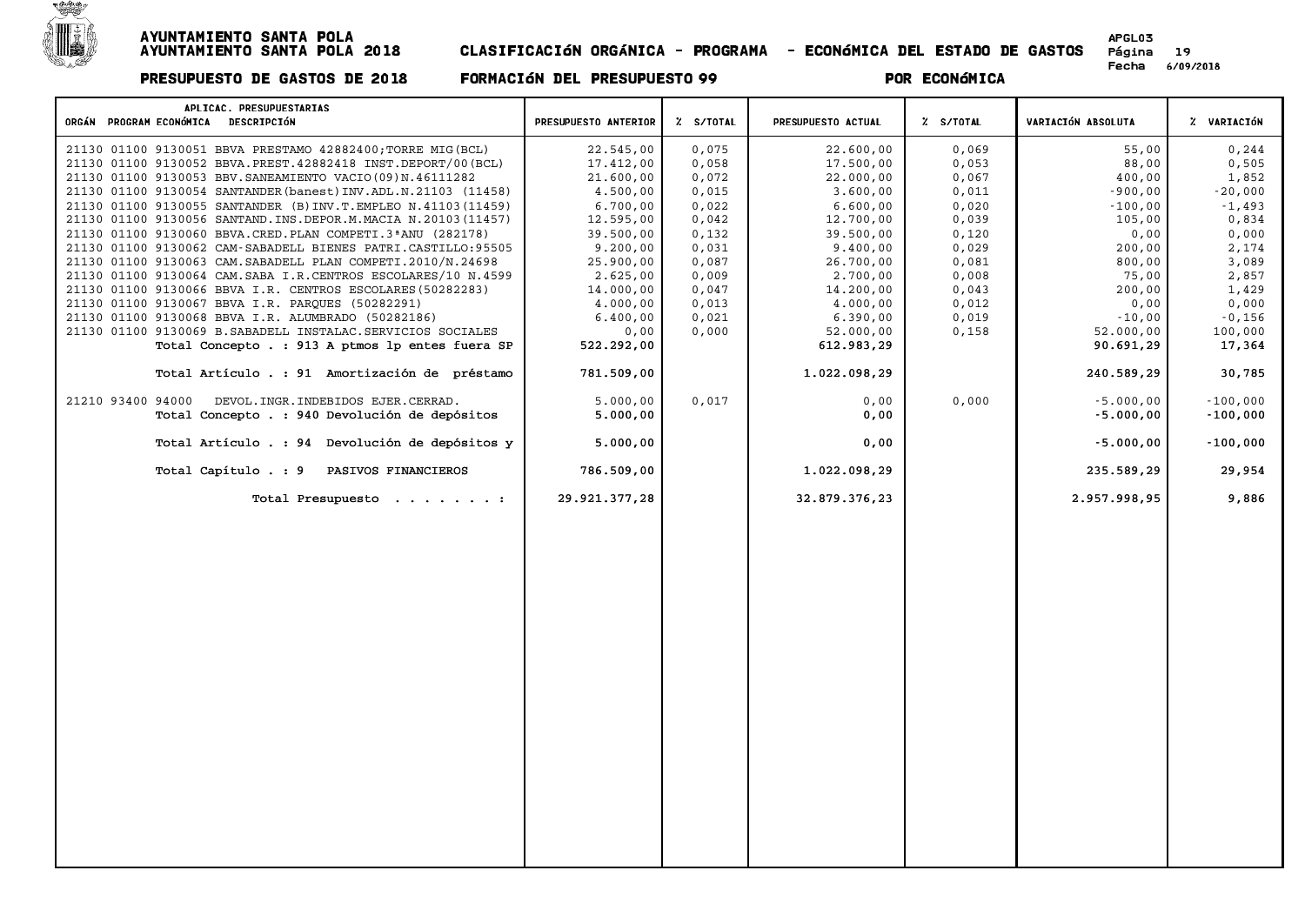| APLICAC. PRESUPUESTARIAS ORGÁN PROGRAM ECONÓMICA DESCRIPCIÓN | PRESUPUESTO ANTERIOR | % S/TOTAL | PRESUPUESTO ACTUAL | % S/TOTAL | VARIACIÓN ABSOLUTA | % VARIACIÓN |
|---|---|---|---|---|---|---|
| 21130 01100 9130051 BBVA PRESTAMO 42882400;TORRE MIG(BCL) | 22.545,00 | 0,075 | 22.600,00 | 0,069 | 55,00 | 0,244 |
| 21130 01100 9130052 BBVA.PREST.42882418 INST.DEPORT/00(BCL) | 17.412,00 | 0,058 | 17.500,00 | 0,053 | 88,00 | 0,505 |
| 21130 01100 9130053 BBV.SANEAMIENTO VACIO(09)N.46111282 | 21.600,00 | 0,072 | 22.000,00 | 0,067 | 400,00 | 1,852 |
| 21130 01100 9130054 SANTANDER(banest)INV.ADL.N.21103 (11458) | 4.500,00 | 0,015 | 3.600,00 | 0,011 | -900,00 | -20,000 |
| 21130 01100 9130055 SANTANDER (B)INV.T.EMPLEO N.41103(11459) | 6.700,00 | 0,022 | 6.600,00 | 0,020 | -100,00 | -1,493 |
| 21130 01100 9130056 SANTAND.INS.DEPOR.M.MACIA N.20103(11457) | 12.595,00 | 0,042 | 12.700,00 | 0,039 | 105,00 | 0,834 |
| 21130 01100 9130060 BBVA.CRED.PLAN COMPETI.3ªANU (282178) | 39.500,00 | 0,132 | 39.500,00 | 0,120 | 0,00 | 0,000 |
| 21130 01100 9130062 CAM-SABADELL BIENES PATRI.CASTILLO:95505 | 9.200,00 | 0,031 | 9.400,00 | 0,029 | 200,00 | 2,174 |
| 21130 01100 9130063 CAM.SABADELL PLAN COMPETI.2010/N.24698 | 25.900,00 | 0,087 | 26.700,00 | 0,081 | 800,00 | 3,089 |
| 21130 01100 9130064 CAM.SABA I.R.CENTROS ESCOLARES/10 N.4599 | 2.625,00 | 0,009 | 2.700,00 | 0,008 | 75,00 | 2,857 |
| 21130 01100 9130066 BBVA I.R. CENTROS ESCOLARES(50282283) | 14.000,00 | 0,047 | 14.200,00 | 0,043 | 200,00 | 1,429 |
| 21130 01100 9130067 BBVA I.R. PARQUES (50282291) | 4.000,00 | 0,013 | 4.000,00 | 0,012 | 0,00 | 0,000 |
| 21130 01100 9130068 BBVA I.R. ALUMBRADO (50282186) | 6.400,00 | 0,021 | 6.390,00 | 0,019 | -10,00 | -0,156 |
| 21130 01100 9130069 B.SABADELL INSTALAC.SERVICIOS SOCIALES | 0,00 | 0,000 | 52.000,00 | 0,158 | 52.000,00 | 100,000 |
| **Total Concepto . . : 913 A ptmos lp entes fuera SP** | **522.292,00** | | **612.983,29** | | **90.691,29** | **17,364** |
| **Total Artículo . : 91 Amortización de préstamo** | **781.509,00** | | **1.022.098,29** | | **240.589,29** | **30,785** |
| 21210 93400 94000 DEVOL.INGR.INDEBIDOS EJER.CERRAD. | 5.000,00 | 0,017 | 0,00 | 0,000 | -5.000,00 | -100,000 |
| **Total Concepto . . : 940 Devolución de depósitos** | **5.000,00** | | **0,00** | | **-5.000,00** | **-100,000** |
| **Total Artículo . : 94 Devolución de depósitos y** | **5.000,00** | | **0,00** | | **-5.000,00** | **-100,000** |
| **Total Capítulo . : 9 PASIVOS FINANCIEROS** | **786.509,00** | | **1.022.098,29** | | **235.589,29** | **29,954** |
| **Total Presupuesto . . . . . . . :** | **29.921.377,28** | | **32.879.376,23** | | **2.957.998,95** | **9,886** |